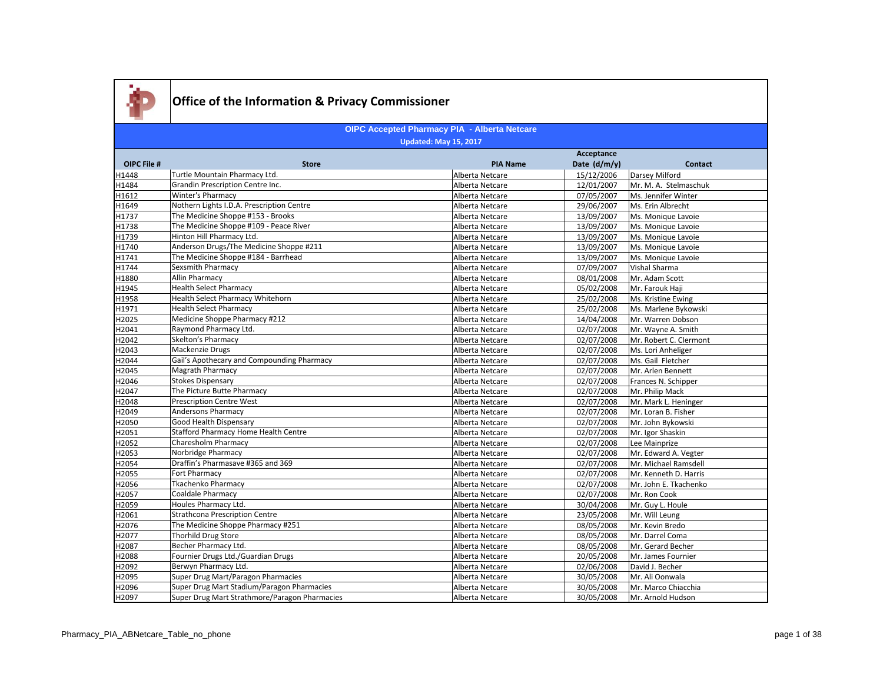# Office of the Information & Privacy Commissioner

## OIPC Accepted Pharmacy PIA - Alberta Netcare

**Updated: May 15, 2017**

| OIPC File # | Store | PIA Name | Acceptance Date (d/m/y) | Contact |
|---|---|---|---|---|
| H1448 | Turtle Mountain Pharmacy Ltd. | Alberta Netcare | 15/12/2006 | Darsey Milford |
| H1484 | Grandin Prescription Centre Inc. | Alberta Netcare | 12/01/2007 | Mr. M. A. Stelmaschuk |
| H1612 | Winter's Pharmacy | Alberta Netcare | 07/05/2007 | Ms. Jennifer Winter |
| H1649 | Nothern Lights I.D.A. Prescription Centre | Alberta Netcare | 29/06/2007 | Ms. Erin Albrecht |
| H1737 | The Medicine Shoppe #153 - Brooks | Alberta Netcare | 13/09/2007 | Ms. Monique Lavoie |
| H1738 | The Medicine Shoppe #109 - Peace River | Alberta Netcare | 13/09/2007 | Ms. Monique Lavoie |
| H1739 | Hinton Hill Pharmacy Ltd. | Alberta Netcare | 13/09/2007 | Ms. Monique Lavoie |
| H1740 | Anderson Drugs/The Medicine Shoppe #211 | Alberta Netcare | 13/09/2007 | Ms. Monique Lavoie |
| H1741 | The Medicine Shoppe #184 - Barrhead | Alberta Netcare | 13/09/2007 | Ms. Monique Lavoie |
| H1744 | Sexsmith Pharmacy | Alberta Netcare | 07/09/2007 | Vishal Sharma |
| H1880 | Allin Pharmacy | Alberta Netcare | 08/01/2008 | Mr. Adam Scott |
| H1945 | Health Select Pharmacy | Alberta Netcare | 05/02/2008 | Mr. Farouk Haji |
| H1958 | Health Select Pharmacy Whitehorn | Alberta Netcare | 25/02/2008 | Ms. Kristine Ewing |
| H1971 | Health Select Pharmacy | Alberta Netcare | 25/02/2008 | Ms. Marlene Bykowski |
| H2025 | Medicine Shoppe Pharmacy #212 | Alberta Netcare | 14/04/2008 | Mr. Warren Dobson |
| H2041 | Raymond Pharmacy Ltd. | Alberta Netcare | 02/07/2008 | Mr. Wayne A. Smith |
| H2042 | Skelton's Pharmacy | Alberta Netcare | 02/07/2008 | Mr. Robert C. Clermont |
| H2043 | Mackenzie Drugs | Alberta Netcare | 02/07/2008 | Ms. Lori Anheliger |
| H2044 | Gail's Apothecary and Compounding Pharmacy | Alberta Netcare | 02/07/2008 | Ms. Gail Fletcher |
| H2045 | Magrath Pharmacy | Alberta Netcare | 02/07/2008 | Mr. Arlen Bennett |
| H2046 | Stokes Dispensary | Alberta Netcare | 02/07/2008 | Frances N. Schipper |
| H2047 | The Picture Butte Pharmacy | Alberta Netcare | 02/07/2008 | Mr. Philip Mack |
| H2048 | Prescription Centre West | Alberta Netcare | 02/07/2008 | Mr. Mark L. Heninger |
| H2049 | Andersons Pharmacy | Alberta Netcare | 02/07/2008 | Mr. Loran B. Fisher |
| H2050 | Good Health Dispensary | Alberta Netcare | 02/07/2008 | Mr. John Bykowski |
| H2051 | Stafford Pharmacy Home Health Centre | Alberta Netcare | 02/07/2008 | Mr. Igor Shaskin |
| H2052 | Charesholm Pharmacy | Alberta Netcare | 02/07/2008 | Lee Mainprize |
| H2053 | Norbridge Pharmacy | Alberta Netcare | 02/07/2008 | Mr. Edward A. Vegter |
| H2054 | Draffin's Pharmasave #365 and 369 | Alberta Netcare | 02/07/2008 | Mr. Michael Ramsdell |
| H2055 | Fort Pharmacy | Alberta Netcare | 02/07/2008 | Mr. Kenneth D. Harris |
| H2056 | Tkachenko Pharmacy | Alberta Netcare | 02/07/2008 | Mr. John E. Tkachenko |
| H2057 | Coaldale Pharmacy | Alberta Netcare | 02/07/2008 | Mr. Ron Cook |
| H2059 | Houles Pharmacy Ltd. | Alberta Netcare | 30/04/2008 | Mr. Guy L. Houle |
| H2061 | Strathcona Prescription Centre | Alberta Netcare | 23/05/2008 | Mr. Will Leung |
| H2076 | The Medicine Shoppe Pharmacy #251 | Alberta Netcare | 08/05/2008 | Mr. Kevin Bredo |
| H2077 | Thorhild Drug Store | Alberta Netcare | 08/05/2008 | Mr. Darrel Coma |
| H2087 | Becher Pharmacy Ltd. | Alberta Netcare | 08/05/2008 | Mr. Gerard Becher |
| H2088 | Fournier Drugs Ltd./Guardian Drugs | Alberta Netcare | 20/05/2008 | Mr. James Fournier |
| H2092 | Berwyn Pharmacy Ltd. | Alberta Netcare | 02/06/2008 | David J. Becher |
| H2095 | Super Drug Mart/Paragon Pharmacies | Alberta Netcare | 30/05/2008 | Mr. Ali Oonwala |
| H2096 | Super Drug Mart Stadium/Paragon Pharmacies | Alberta Netcare | 30/05/2008 | Mr. Marco Chiacchia |
| H2097 | Super Drug Mart Strathmore/Paragon Pharmacies | Alberta Netcare | 30/05/2008 | Mr. Arnold Hudson |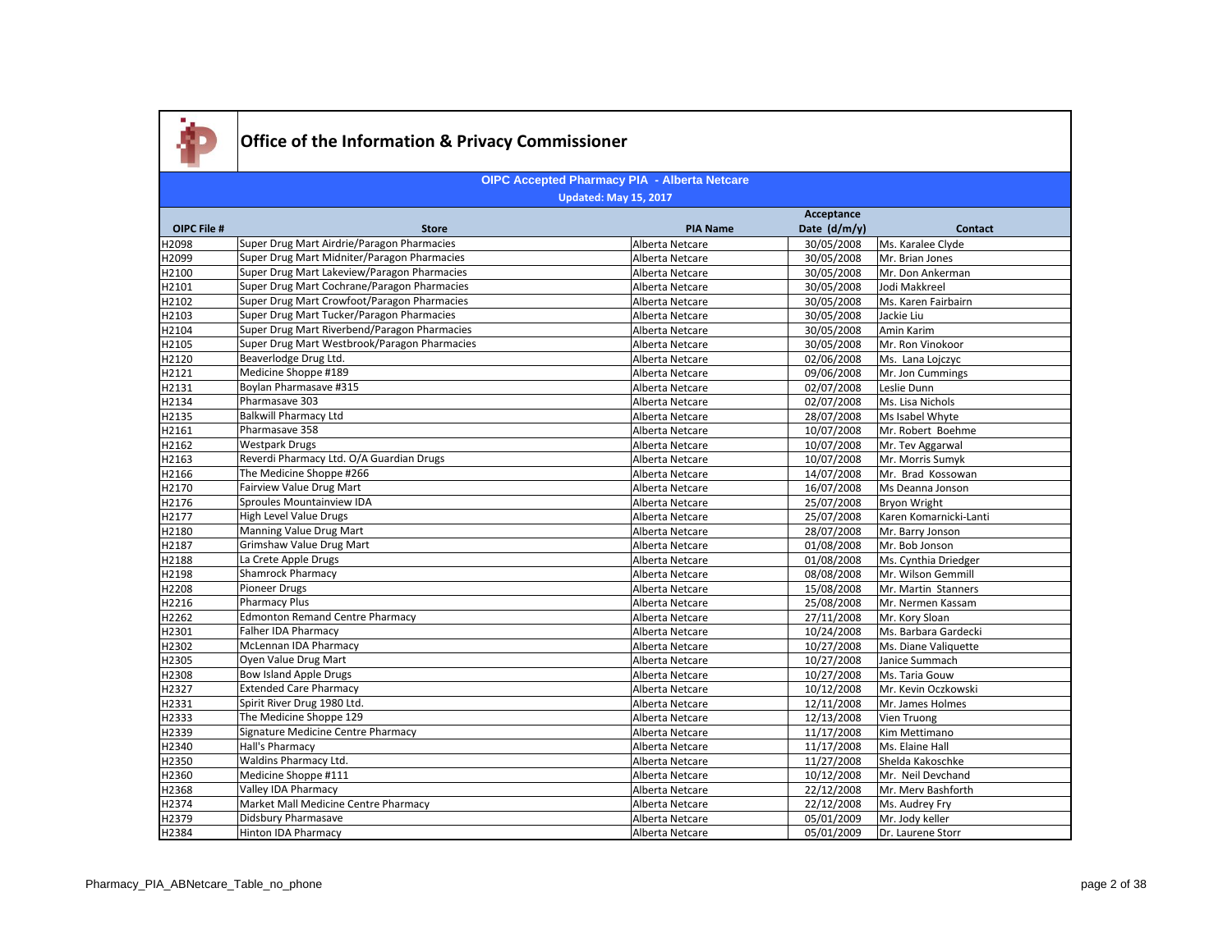# Office of the Information & Privacy Commissioner

## OIPC Accepted Pharmacy PIA - Alberta Netcare

**Updated: May 15, 2017**

| OIPC File # | Store | PIA Name | Acceptance Date (d/m/y) | Contact |
|---|---|---|---|---|
| H2098 | Super Drug Mart Airdrie/Paragon Pharmacies | Alberta Netcare | 30/05/2008 | Ms. Karalee Clyde |
| H2099 | Super Drug Mart Midniter/Paragon Pharmacies | Alberta Netcare | 30/05/2008 | Mr. Brian Jones |
| H2100 | Super Drug Mart Lakeview/Paragon Pharmacies | Alberta Netcare | 30/05/2008 | Mr. Don Ankerman |
| H2101 | Super Drug Mart Cochrane/Paragon Pharmacies | Alberta Netcare | 30/05/2008 | Jodi Makkreel |
| H2102 | Super Drug Mart Crowfoot/Paragon Pharmacies | Alberta Netcare | 30/05/2008 | Ms. Karen Fairbairn |
| H2103 | Super Drug Mart Tucker/Paragon Pharmacies | Alberta Netcare | 30/05/2008 | Jackie Liu |
| H2104 | Super Drug Mart Riverbend/Paragon Pharmacies | Alberta Netcare | 30/05/2008 | Amin Karim |
| H2105 | Super Drug Mart Westbrook/Paragon Pharmacies | Alberta Netcare | 30/05/2008 | Mr. Ron Vinokoor |
| H2120 | Beaverlodge Drug Ltd. | Alberta Netcare | 02/06/2008 | Ms. Lana Lojczyc |
| H2121 | Medicine Shoppe #189 | Alberta Netcare | 09/06/2008 | Mr. Jon Cummings |
| H2131 | Boylan Pharmasave #315 | Alberta Netcare | 02/07/2008 | Leslie Dunn |
| H2134 | Pharmasave 303 | Alberta Netcare | 02/07/2008 | Ms. Lisa Nichols |
| H2135 | Balkwill Pharmacy Ltd | Alberta Netcare | 28/07/2008 | Ms Isabel Whyte |
| H2161 | Pharmasave 358 | Alberta Netcare | 10/07/2008 | Mr. Robert Boehme |
| H2162 | Westpark Drugs | Alberta Netcare | 10/07/2008 | Mr. Tev Aggarwal |
| H2163 | Reverdi Pharmacy Ltd. O/A Guardian Drugs | Alberta Netcare | 10/07/2008 | Mr. Morris Sumyk |
| H2166 | The Medicine Shoppe #266 | Alberta Netcare | 14/07/2008 | Mr. Brad Kossowan |
| H2170 | Fairview Value Drug Mart | Alberta Netcare | 16/07/2008 | Ms Deanna Jonson |
| H2176 | Sproules Mountainview IDA | Alberta Netcare | 25/07/2008 | Bryon Wright |
| H2177 | High Level Value Drugs | Alberta Netcare | 25/07/2008 | Karen Komarnicki-Lanti |
| H2180 | Manning Value Drug Mart | Alberta Netcare | 28/07/2008 | Mr. Barry Jonson |
| H2187 | Grimshaw Value Drug Mart | Alberta Netcare | 01/08/2008 | Mr. Bob Jonson |
| H2188 | La Crete Apple Drugs | Alberta Netcare | 01/08/2008 | Ms. Cynthia Driedger |
| H2198 | Shamrock Pharmacy | Alberta Netcare | 08/08/2008 | Mr. Wilson Gemmill |
| H2208 | Pioneer Drugs | Alberta Netcare | 15/08/2008 | Mr. Martin Stanners |
| H2216 | Pharmacy Plus | Alberta Netcare | 25/08/2008 | Mr. Nermen Kassam |
| H2262 | Edmonton Remand Centre Pharmacy | Alberta Netcare | 27/11/2008 | Mr. Kory Sloan |
| H2301 | Falher IDA Pharmacy | Alberta Netcare | 10/24/2008 | Ms. Barbara Gardecki |
| H2302 | McLennan IDA Pharmacy | Alberta Netcare | 10/27/2008 | Ms. Diane Valiquette |
| H2305 | Oyen Value Drug Mart | Alberta Netcare | 10/27/2008 | Janice Summach |
| H2308 | Bow Island Apple Drugs | Alberta Netcare | 10/27/2008 | Ms. Taria Gouw |
| H2327 | Extended Care Pharmacy | Alberta Netcare | 10/12/2008 | Mr. Kevin Oczkowski |
| H2331 | Spirit River Drug 1980 Ltd. | Alberta Netcare | 12/11/2008 | Mr. James Holmes |
| H2333 | The Medicine Shoppe 129 | Alberta Netcare | 12/13/2008 | Vien Truong |
| H2339 | Signature Medicine Centre Pharmacy | Alberta Netcare | 11/17/2008 | Kim Mettimano |
| H2340 | Hall's Pharmacy | Alberta Netcare | 11/17/2008 | Ms. Elaine Hall |
| H2350 | Waldins Pharmacy Ltd. | Alberta Netcare | 11/27/2008 | Shelda Kakoschke |
| H2360 | Medicine Shoppe #111 | Alberta Netcare | 10/12/2008 | Mr. Neil Devchand |
| H2368 | Valley IDA Pharmacy | Alberta Netcare | 22/12/2008 | Mr. Merv Bashforth |
| H2374 | Market Mall Medicine Centre Pharmacy | Alberta Netcare | 22/12/2008 | Ms. Audrey Fry |
| H2379 | Didsbury Pharmasave | Alberta Netcare | 05/01/2009 | Mr. Jody keller |
| H2384 | Hinton IDA Pharmacy | Alberta Netcare | 05/01/2009 | Dr. Laurene Storr |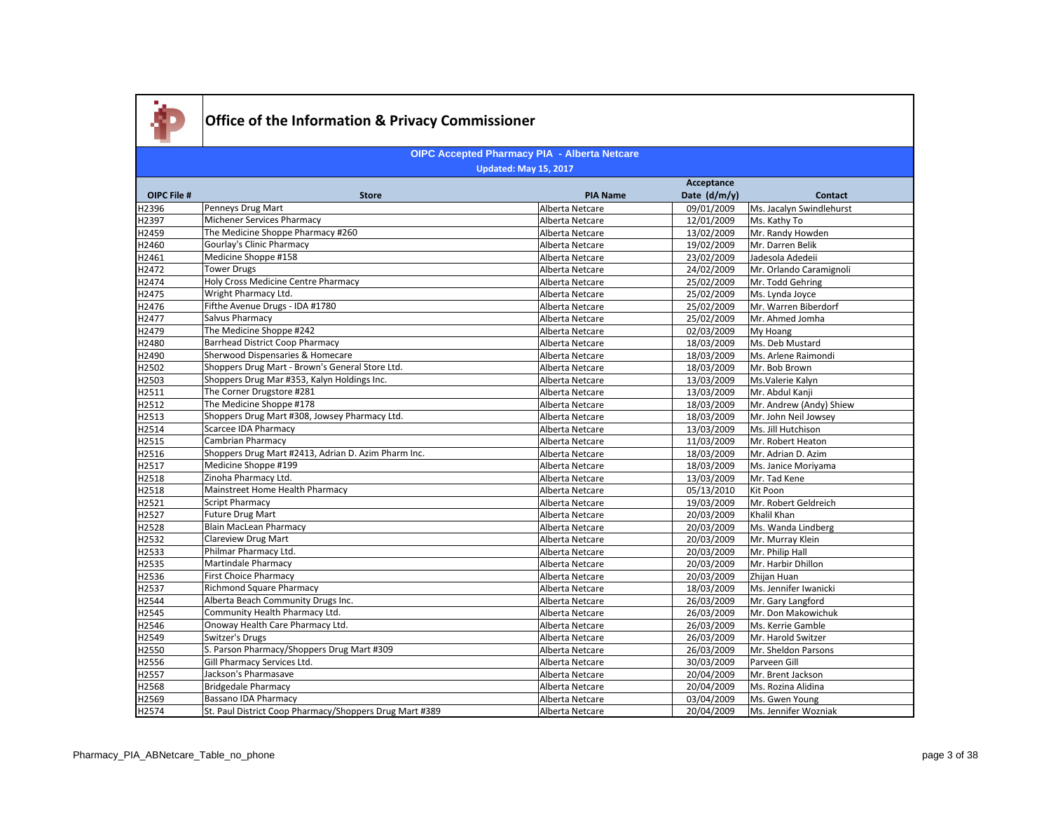# Office of the Information & Privacy Commissioner

## OIPC Accepted Pharmacy PIA - Alberta Netcare

**Updated: May 15, 2017**

| OIPC File # | Store | PIA Name | Acceptance Date (d/m/y) | Contact |
|---|---|---|---|---|
| H2396 | Penneys Drug Mart | Alberta Netcare | 09/01/2009 | Ms. Jacalyn Swindlehurst |
| H2397 | Michener Services Pharmacy | Alberta Netcare | 12/01/2009 | Ms. Kathy To |
| H2459 | The Medicine Shoppe Pharmacy #260 | Alberta Netcare | 13/02/2009 | Mr. Randy Howden |
| H2460 | Gourlay's Clinic Pharmacy | Alberta Netcare | 19/02/2009 | Mr. Darren Belik |
| H2461 | Medicine Shoppe #158 | Alberta Netcare | 23/02/2009 | Jadesola Adedeii |
| H2472 | Tower Drugs | Alberta Netcare | 24/02/2009 | Mr. Orlando Caramignoli |
| H2474 | Holy Cross Medicine Centre Pharmacy | Alberta Netcare | 25/02/2009 | Mr. Todd Gehring |
| H2475 | Wright Pharmacy Ltd. | Alberta Netcare | 25/02/2009 | Ms. Lynda Joyce |
| H2476 | Fifthe Avenue Drugs - IDA #1780 | Alberta Netcare | 25/02/2009 | Mr. Warren Biberdorf |
| H2477 | Salvus Pharmacy | Alberta Netcare | 25/02/2009 | Mr. Ahmed Jomha |
| H2479 | The Medicine Shoppe #242 | Alberta Netcare | 02/03/2009 | My Hoang |
| H2480 | Barrhead District Coop Pharmacy | Alberta Netcare | 18/03/2009 | Ms. Deb Mustard |
| H2490 | Sherwood Dispensaries & Homecare | Alberta Netcare | 18/03/2009 | Ms. Arlene Raimondi |
| H2502 | Shoppers Drug Mart - Brown's General Store Ltd. | Alberta Netcare | 18/03/2009 | Mr. Bob Brown |
| H2503 | Shoppers Drug Mar #353, Kalyn Holdings Inc. | Alberta Netcare | 13/03/2009 | Ms.Valerie Kalyn |
| H2511 | The Corner Drugstore #281 | Alberta Netcare | 13/03/2009 | Mr. Abdul Kanji |
| H2512 | The Medicine Shoppe #178 | Alberta Netcare | 18/03/2009 | Mr. Andrew (Andy) Shiew |
| H2513 | Shoppers Drug Mart #308, Jowsey Pharmacy Ltd. | Alberta Netcare | 18/03/2009 | Mr. John Neil Jowsey |
| H2514 | Scarcee IDA Pharmacy | Alberta Netcare | 13/03/2009 | Ms. Jill Hutchison |
| H2515 | Cambrian Pharmacy | Alberta Netcare | 11/03/2009 | Mr. Robert Heaton |
| H2516 | Shoppers Drug Mart #2413, Adrian D. Azim Pharm Inc. | Alberta Netcare | 18/03/2009 | Mr. Adrian D. Azim |
| H2517 | Medicine Shoppe #199 | Alberta Netcare | 18/03/2009 | Ms. Janice Moriyama |
| H2518 | Zinoha Pharmacy Ltd. | Alberta Netcare | 13/03/2009 | Mr. Tad Kene |
| H2518 | Mainstreet Home Health Pharmacy | Alberta Netcare | 05/13/2010 | Kit Poon |
| H2521 | Script Pharmacy | Alberta Netcare | 19/03/2009 | Mr. Robert Geldreich |
| H2527 | Future Drug Mart | Alberta Netcare | 20/03/2009 | Khalil Khan |
| H2528 | Blain MacLean Pharmacy | Alberta Netcare | 20/03/2009 | Ms. Wanda Lindberg |
| H2532 | Clareview Drug Mart | Alberta Netcare | 20/03/2009 | Mr. Murray Klein |
| H2533 | Philmar Pharmacy Ltd. | Alberta Netcare | 20/03/2009 | Mr. Philip Hall |
| H2535 | Martindale Pharmacy | Alberta Netcare | 20/03/2009 | Mr. Harbir Dhillon |
| H2536 | First Choice Pharmacy | Alberta Netcare | 20/03/2009 | Zhijan Huan |
| H2537 | Richmond Square Pharmacy | Alberta Netcare | 18/03/2009 | Ms. Jennifer Iwanicki |
| H2544 | Alberta Beach Community Drugs Inc. | Alberta Netcare | 26/03/2009 | Mr. Gary Langford |
| H2545 | Community Health Pharmacy Ltd. | Alberta Netcare | 26/03/2009 | Mr. Don Makowichuk |
| H2546 | Onoway Health Care Pharmacy Ltd. | Alberta Netcare | 26/03/2009 | Ms. Kerrie Gamble |
| H2549 | Switzer's Drugs | Alberta Netcare | 26/03/2009 | Mr. Harold Switzer |
| H2550 | S. Parson Pharmacy/Shoppers Drug Mart #309 | Alberta Netcare | 26/03/2009 | Mr. Sheldon Parsons |
| H2556 | Gill Pharmacy Services Ltd. | Alberta Netcare | 30/03/2009 | Parveen Gill |
| H2557 | Jackson's Pharmasave | Alberta Netcare | 20/04/2009 | Mr. Brent Jackson |
| H2568 | Bridgedale Pharmacy | Alberta Netcare | 20/04/2009 | Ms. Rozina Alidina |
| H2569 | Bassano IDA Pharmacy | Alberta Netcare | 03/04/2009 | Ms. Gwen Young |
| H2574 | St. Paul District Coop Pharmacy/Shoppers Drug Mart #389 | Alberta Netcare | 20/04/2009 | Ms. Jennifer Wozniak |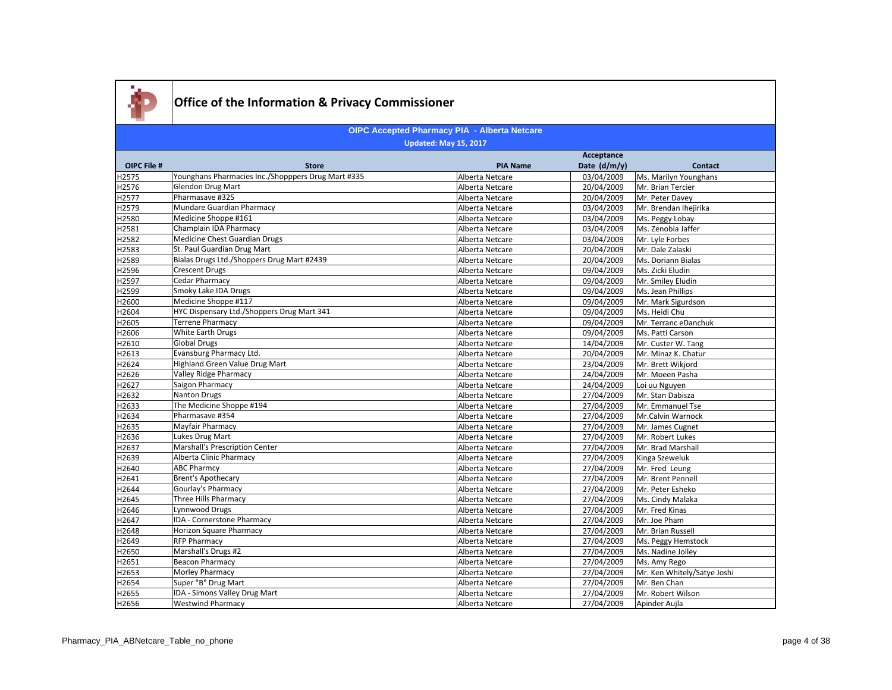# Office of the Information & Privacy Commissioner

## OIPC Accepted Pharmacy PIA - Alberta Netcare

**Updated: May 15, 2017**

| OIPC File # | Store | PIA Name | Acceptance Date (d/m/y) | Contact |
|---|---|---|---|---|
| H2575 | Younghans Pharmacies Inc./Shopppers Drug Mart #335 | Alberta Netcare | 03/04/2009 | Ms. Marilyn Younghans |
| H2576 | Glendon Drug Mart | Alberta Netcare | 20/04/2009 | Mr. Brian Tercier |
| H2577 | Pharmasave #325 | Alberta Netcare | 20/04/2009 | Mr. Peter Davey |
| H2579 | Mundare Guardian Pharmacy | Alberta Netcare | 03/04/2009 | Mr. Brendan Ihejirika |
| H2580 | Medicine Shoppe #161 | Alberta Netcare | 03/04/2009 | Ms. Peggy Lobay |
| H2581 | Champlain IDA Pharmacy | Alberta Netcare | 03/04/2009 | Ms. Zenobia Jaffer |
| H2582 | Medicine Chest Guardian Drugs | Alberta Netcare | 03/04/2009 | Mr. Lyle Forbes |
| H2583 | St. Paul Guardian Drug Mart | Alberta Netcare | 20/04/2009 | Mr. Dale Zalaski |
| H2589 | Bialas Drugs Ltd./Shoppers Drug Mart #2439 | Alberta Netcare | 20/04/2009 | Ms. Doriann Bialas |
| H2596 | Crescent Drugs | Alberta Netcare | 09/04/2009 | Ms. Zicki Eludin |
| H2597 | Cedar Pharmacy | Alberta Netcare | 09/04/2009 | Mr. Smiley Eludin |
| H2599 | Smoky Lake IDA Drugs | Alberta Netcare | 09/04/2009 | Ms. Jean Phillips |
| H2600 | Medicine Shoppe #117 | Alberta Netcare | 09/04/2009 | Mr. Mark Sigurdson |
| H2604 | HYC Dispensary Ltd./Shoppers Drug Mart 341 | Alberta Netcare | 09/04/2009 | Ms. Heidi Chu |
| H2605 | Terrene Pharmacy | Alberta Netcare | 09/04/2009 | Mr. Terranc eDanchuk |
| H2606 | White Earth Drugs | Alberta Netcare | 09/04/2009 | Ms. Patti Carson |
| H2610 | Global Drugs | Alberta Netcare | 14/04/2009 | Mr. Custer W. Tang |
| H2613 | Evansburg Pharmacy Ltd. | Alberta Netcare | 20/04/2009 | Mr. Minaz K. Chatur |
| H2624 | Highland Green Value Drug Mart | Alberta Netcare | 23/04/2009 | Mr. Brett Wikjord |
| H2626 | Valley Ridge Pharmacy | Alberta Netcare | 24/04/2009 | Mr. Moeen Pasha |
| H2627 | Saigon Pharmacy | Alberta Netcare | 24/04/2009 | Loi uu Nguyen |
| H2632 | Nanton Drugs | Alberta Netcare | 27/04/2009 | Mr. Stan Dabisza |
| H2633 | The Medicine Shoppe #194 | Alberta Netcare | 27/04/2009 | Mr. Emmanuel Tse |
| H2634 | Pharmasave #354 | Alberta Netcare | 27/04/2009 | Mr.Calvin Warnock |
| H2635 | Mayfair Pharmacy | Alberta Netcare | 27/04/2009 | Mr. James Cugnet |
| H2636 | Lukes Drug Mart | Alberta Netcare | 27/04/2009 | Mr. Robert Lukes |
| H2637 | Marshall's Prescription Center | Alberta Netcare | 27/04/2009 | Mr. Brad Marshall |
| H2639 | Alberta Clinic Pharmacy | Alberta Netcare | 27/04/2009 | Kinga Szeweluk |
| H2640 | ABC Pharmcy | Alberta Netcare | 27/04/2009 | Mr. Fred Leung |
| H2641 | Brent's Apothecary | Alberta Netcare | 27/04/2009 | Mr. Brent Pennell |
| H2644 | Gourlay's Pharmacy | Alberta Netcare | 27/04/2009 | Mr. Peter Esheko |
| H2645 | Three Hills Pharmacy | Alberta Netcare | 27/04/2009 | Ms. Cindy Malaka |
| H2646 | Lynnwood Drugs | Alberta Netcare | 27/04/2009 | Mr. Fred Kinas |
| H2647 | IDA - Cornerstone Pharmacy | Alberta Netcare | 27/04/2009 | Mr. Joe Pham |
| H2648 | Horizon Square Pharmacy | Alberta Netcare | 27/04/2009 | Mr. Brian Russell |
| H2649 | RFP Pharmacy | Alberta Netcare | 27/04/2009 | Ms. Peggy Hemstock |
| H2650 | Marshall's Drugs #2 | Alberta Netcare | 27/04/2009 | Ms. Nadine Jolley |
| H2651 | Beacon Pharmacy | Alberta Netcare | 27/04/2009 | Ms. Amy Rego |
| H2653 | Morley Pharmacy | Alberta Netcare | 27/04/2009 | Mr. Ken Whitely/Satye Joshi |
| H2654 | Super "B" Drug Mart | Alberta Netcare | 27/04/2009 | Mr. Ben Chan |
| H2655 | IDA - Simons Valley Drug Mart | Alberta Netcare | 27/04/2009 | Mr. Robert Wilson |
| H2656 | Westwind Pharmacy | Alberta Netcare | 27/04/2009 | Apinder Aujla |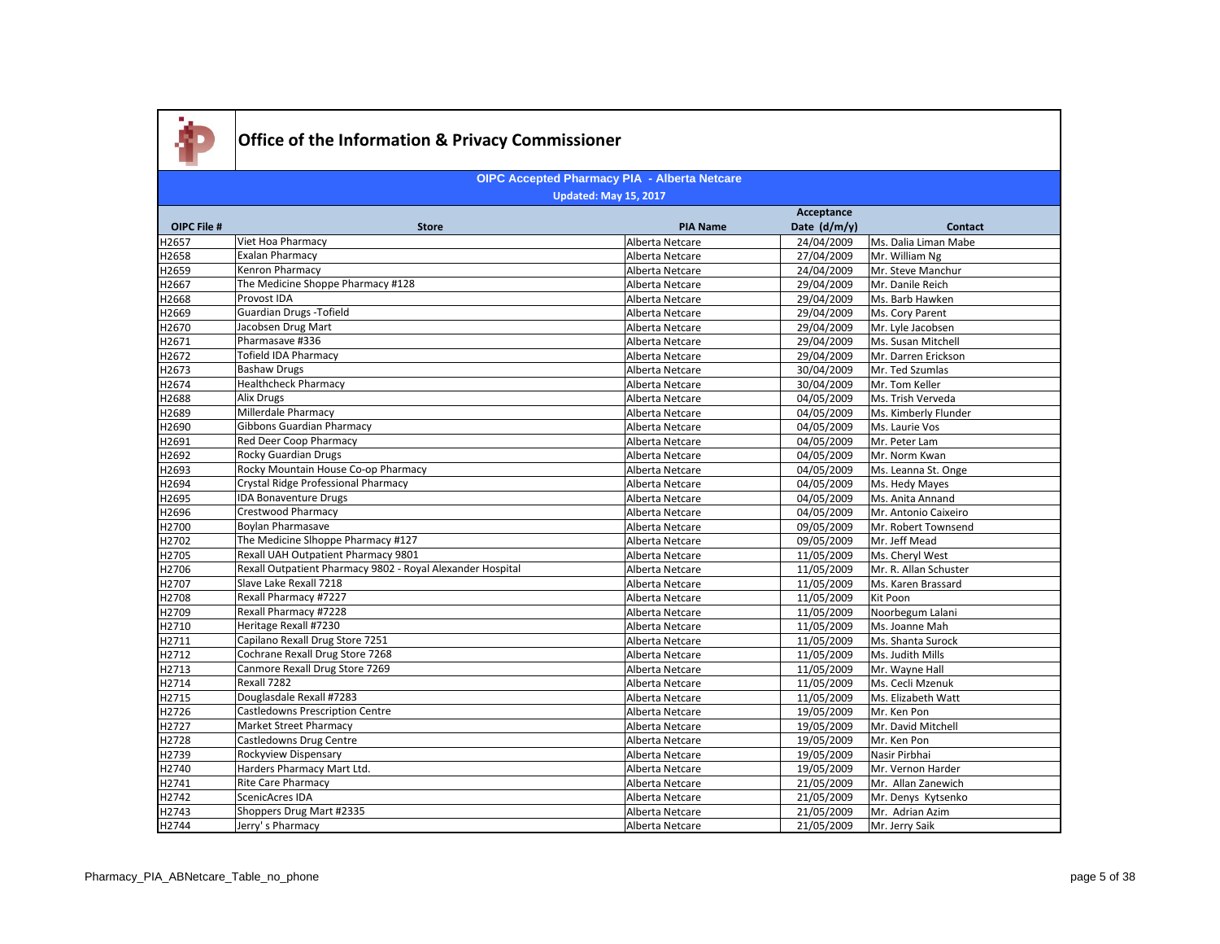# Office of the Information & Privacy Commissioner

**OIPC Accepted Pharmacy PIA - Alberta Netcare**

**Updated: May 15, 2017**

| OIPC File # | Store | PIA Name | Acceptance Date (d/m/y) | Contact |
|---|---|---|---|---|
| H2657 | Viet Hoa Pharmacy | Alberta Netcare | 24/04/2009 | Ms. Dalia Liman Mabe |
| H2658 | Exalan Pharmacy | Alberta Netcare | 27/04/2009 | Mr. William Ng |
| H2659 | Kenron Pharmacy | Alberta Netcare | 24/04/2009 | Mr. Steve Manchur |
| H2667 | The Medicine Shoppe Pharmacy #128 | Alberta Netcare | 29/04/2009 | Mr. Danile Reich |
| H2668 | Provost IDA | Alberta Netcare | 29/04/2009 | Ms. Barb Hawken |
| H2669 | Guardian Drugs -Tofield | Alberta Netcare | 29/04/2009 | Ms. Cory Parent |
| H2670 | Jacobsen Drug Mart | Alberta Netcare | 29/04/2009 | Mr. Lyle Jacobsen |
| H2671 | Pharmasave #336 | Alberta Netcare | 29/04/2009 | Ms. Susan Mitchell |
| H2672 | Tofield IDA Pharmacy | Alberta Netcare | 29/04/2009 | Mr. Darren Erickson |
| H2673 | Bashaw Drugs | Alberta Netcare | 30/04/2009 | Mr. Ted Szumlas |
| H2674 | Healthcheck Pharmacy | Alberta Netcare | 30/04/2009 | Mr. Tom Keller |
| H2688 | Alix Drugs | Alberta Netcare | 04/05/2009 | Ms. Trish Verveda |
| H2689 | Millerdale Pharmacy | Alberta Netcare | 04/05/2009 | Ms. Kimberly Flunder |
| H2690 | Gibbons Guardian Pharmacy | Alberta Netcare | 04/05/2009 | Ms. Laurie Vos |
| H2691 | Red Deer Coop Pharmacy | Alberta Netcare | 04/05/2009 | Mr. Peter Lam |
| H2692 | Rocky Guardian Drugs | Alberta Netcare | 04/05/2009 | Mr. Norm Kwan |
| H2693 | Rocky Mountain House Co-op Pharmacy | Alberta Netcare | 04/05/2009 | Ms. Leanna St. Onge |
| H2694 | Crystal Ridge Professional Pharmacy | Alberta Netcare | 04/05/2009 | Ms. Hedy Mayes |
| H2695 | IDA Bonaventure Drugs | Alberta Netcare | 04/05/2009 | Ms. Anita Annand |
| H2696 | Crestwood Pharmacy | Alberta Netcare | 04/05/2009 | Mr. Antonio Caixeiro |
| H2700 | Boylan Pharmasave | Alberta Netcare | 09/05/2009 | Mr. Robert Townsend |
| H2702 | The Medicine Slhoppe Pharmacy #127 | Alberta Netcare | 09/05/2009 | Mr. Jeff Mead |
| H2705 | Rexall UAH Outpatient Pharmacy 9801 | Alberta Netcare | 11/05/2009 | Ms. Cheryl West |
| H2706 | Rexall Outpatient Pharmacy 9802 - Royal Alexander Hospital | Alberta Netcare | 11/05/2009 | Mr. R. Allan Schuster |
| H2707 | Slave Lake Rexall 7218 | Alberta Netcare | 11/05/2009 | Ms. Karen Brassard |
| H2708 | Rexall Pharmacy #7227 | Alberta Netcare | 11/05/2009 | Kit Poon |
| H2709 | Rexall Pharmacy #7228 | Alberta Netcare | 11/05/2009 | Noorbegum Lalani |
| H2710 | Heritage Rexall #7230 | Alberta Netcare | 11/05/2009 | Ms. Joanne Mah |
| H2711 | Capilano Rexall Drug Store 7251 | Alberta Netcare | 11/05/2009 | Ms. Shanta Surock |
| H2712 | Cochrane Rexall Drug Store 7268 | Alberta Netcare | 11/05/2009 | Ms. Judith Mills |
| H2713 | Canmore Rexall Drug Store 7269 | Alberta Netcare | 11/05/2009 | Mr. Wayne Hall |
| H2714 | Rexall 7282 | Alberta Netcare | 11/05/2009 | Ms. Cecli Mzenuk |
| H2715 | Douglasdale Rexall #7283 | Alberta Netcare | 11/05/2009 | Ms. Elizabeth Watt |
| H2726 | Castledowns Prescription Centre | Alberta Netcare | 19/05/2009 | Mr. Ken Pon |
| H2727 | Market Street Pharmacy | Alberta Netcare | 19/05/2009 | Mr. David Mitchell |
| H2728 | Castledowns Drug Centre | Alberta Netcare | 19/05/2009 | Mr. Ken Pon |
| H2739 | Rockyview Dispensary | Alberta Netcare | 19/05/2009 | Nasir Pirbhai |
| H2740 | Harders Pharmacy Mart Ltd. | Alberta Netcare | 19/05/2009 | Mr. Vernon Harder |
| H2741 | Rite Care Pharmacy | Alberta Netcare | 21/05/2009 | Mr. Allan Zanewich |
| H2742 | ScenicAcres IDA | Alberta Netcare | 21/05/2009 | Mr. Denys Kytsenko |
| H2743 | Shoppers Drug Mart #2335 | Alberta Netcare | 21/05/2009 | Mr. Adrian Azim |
| H2744 | Jerry' s Pharmacy | Alberta Netcare | 21/05/2009 | Mr. Jerry Saik |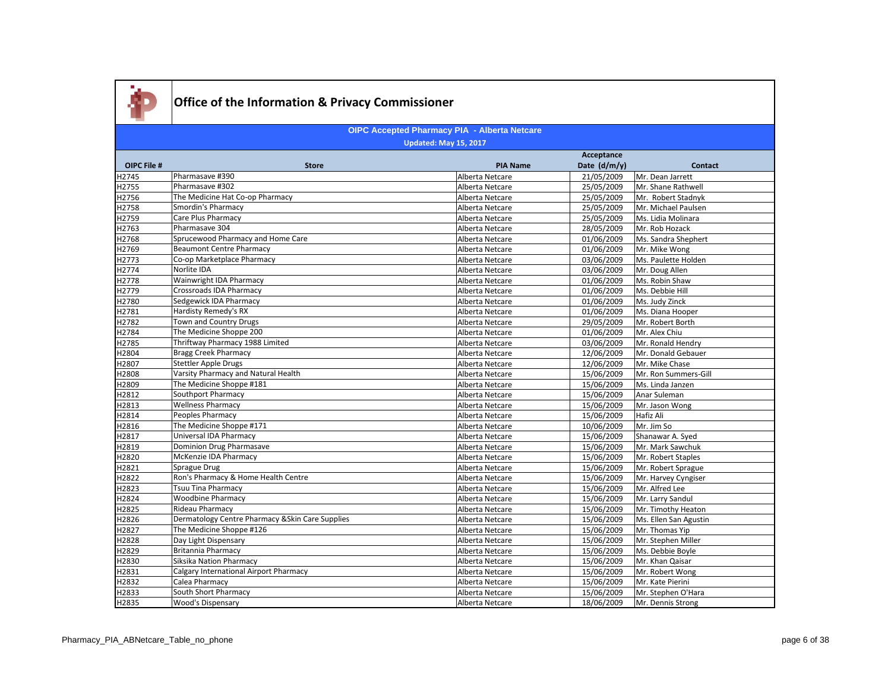# Office of the Information & Privacy Commissioner

## OIPC Accepted Pharmacy PIA - Alberta Netcare

**Updated: May 15, 2017**

| OIPC File # | Store | PIA Name | Acceptance Date (d/m/y) | Contact |
|---|---|---|---|---|
| H2745 | Pharmasave #390 | Alberta Netcare | 21/05/2009 | Mr. Dean Jarrett |
| H2755 | Pharmasave #302 | Alberta Netcare | 25/05/2009 | Mr. Shane Rathwell |
| H2756 | The Medicine Hat Co-op Pharmacy | Alberta Netcare | 25/05/2009 | Mr. Robert Stadnyk |
| H2758 | Smordin's Pharmacy | Alberta Netcare | 25/05/2009 | Mr. Michael Paulsen |
| H2759 | Care Plus Pharmacy | Alberta Netcare | 25/05/2009 | Ms. Lidia Molinara |
| H2763 | Pharmasave 304 | Alberta Netcare | 28/05/2009 | Mr. Rob Hozack |
| H2768 | Sprucewood Pharmacy and Home Care | Alberta Netcare | 01/06/2009 | Ms. Sandra Shephert |
| H2769 | Beaumont Centre Pharmacy | Alberta Netcare | 01/06/2009 | Mr. Mike Wong |
| H2773 | Co-op Marketplace Pharmacy | Alberta Netcare | 03/06/2009 | Ms. Paulette Holden |
| H2774 | Norlite IDA | Alberta Netcare | 03/06/2009 | Mr. Doug Allen |
| H2778 | Wainwright IDA Pharmacy | Alberta Netcare | 01/06/2009 | Ms. Robin Shaw |
| H2779 | Crossroads IDA Pharmacy | Alberta Netcare | 01/06/2009 | Ms. Debbie Hill |
| H2780 | Sedgewick IDA Pharmacy | Alberta Netcare | 01/06/2009 | Ms. Judy Zinck |
| H2781 | Hardisty Remedy's RX | Alberta Netcare | 01/06/2009 | Ms. Diana Hooper |
| H2782 | Town and Country Drugs | Alberta Netcare | 29/05/2009 | Mr. Robert Borth |
| H2784 | The Medicine Shoppe 200 | Alberta Netcare | 01/06/2009 | Mr. Alex Chiu |
| H2785 | Thriftway Pharmacy 1988 Limited | Alberta Netcare | 03/06/2009 | Mr. Ronald Hendry |
| H2804 | Bragg Creek Pharmacy | Alberta Netcare | 12/06/2009 | Mr. Donald Gebauer |
| H2807 | Stettler Apple Drugs | Alberta Netcare | 12/06/2009 | Mr. Mike Chase |
| H2808 | Varsity Pharmacy and Natural Health | Alberta Netcare | 15/06/2009 | Mr. Ron Summers-Gill |
| H2809 | The Medicine Shoppe #181 | Alberta Netcare | 15/06/2009 | Ms. Linda Janzen |
| H2812 | Southport Pharmacy | Alberta Netcare | 15/06/2009 | Anar Suleman |
| H2813 | Wellness Pharmacy | Alberta Netcare | 15/06/2009 | Mr. Jason Wong |
| H2814 | Peoples Pharmacy | Alberta Netcare | 15/06/2009 | Hafiz Ali |
| H2816 | The Medicine Shoppe #171 | Alberta Netcare | 10/06/2009 | Mr. Jim So |
| H2817 | Universal IDA Pharmacy | Alberta Netcare | 15/06/2009 | Shanawar A. Syed |
| H2819 | Dominion Drug Pharmasave | Alberta Netcare | 15/06/2009 | Mr. Mark Sawchuk |
| H2820 | McKenzie IDA Pharmacy | Alberta Netcare | 15/06/2009 | Mr. Robert Staples |
| H2821 | Sprague Drug | Alberta Netcare | 15/06/2009 | Mr. Robert Sprague |
| H2822 | Ron's Pharmacy & Home Health Centre | Alberta Netcare | 15/06/2009 | Mr. Harvey Cyngiser |
| H2823 | Tsuu Tina Pharmacy | Alberta Netcare | 15/06/2009 | Mr. Alfred Lee |
| H2824 | Woodbine Pharmacy | Alberta Netcare | 15/06/2009 | Mr. Larry Sandul |
| H2825 | Rideau Pharmacy | Alberta Netcare | 15/06/2009 | Mr. Timothy Heaton |
| H2826 | Dermatology Centre Pharmacy &Skin Care Supplies | Alberta Netcare | 15/06/2009 | Ms. Ellen San Agustin |
| H2827 | The Medicine Shoppe #126 | Alberta Netcare | 15/06/2009 | Mr. Thomas Yip |
| H2828 | Day Light Dispensary | Alberta Netcare | 15/06/2009 | Mr. Stephen Miller |
| H2829 | Britannia Pharmacy | Alberta Netcare | 15/06/2009 | Ms. Debbie Boyle |
| H2830 | Siksika Nation Pharmacy | Alberta Netcare | 15/06/2009 | Mr. Khan Qaisar |
| H2831 | Calgary International Airport Pharmacy | Alberta Netcare | 15/06/2009 | Mr. Robert Wong |
| H2832 | Calea Pharmacy | Alberta Netcare | 15/06/2009 | Mr. Kate Pierini |
| H2833 | South Short Pharmacy | Alberta Netcare | 15/06/2009 | Mr. Stephen O'Hara |
| H2835 | Wood's Dispensary | Alberta Netcare | 18/06/2009 | Mr. Dennis Strong |

Pharmacy_PIA_ABNetcare_Table_no_phone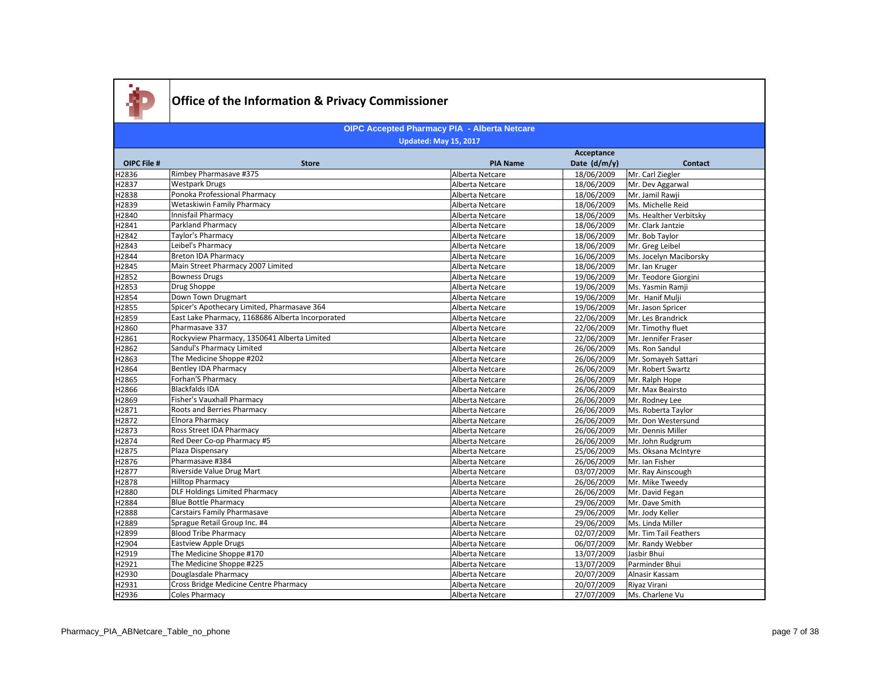# Office of the Information & Privacy Commissioner

## OIPC Accepted Pharmacy PIA - Alberta Netcare

**Updated: May 15, 2017**

| OIPC File # | Store | PIA Name | Acceptance Date (d/m/y) | Contact |
|---|---|---|---|---|
| H2836 | Rimbey Pharmasave #375 | Alberta Netcare | 18/06/2009 | Mr. Carl Ziegler |
| H2837 | Westpark Drugs | Alberta Netcare | 18/06/2009 | Mr. Dev Aggarwal |
| H2838 | Ponoka Professional Pharmacy | Alberta Netcare | 18/06/2009 | Mr. Jamil Rawji |
| H2839 | Wetaskiwin Family Pharmacy | Alberta Netcare | 18/06/2009 | Ms. Michelle Reid |
| H2840 | Innisfail Pharmacy | Alberta Netcare | 18/06/2009 | Ms. Healther Verbitsky |
| H2841 | Parkland Pharmacy | Alberta Netcare | 18/06/2009 | Mr. Clark Jantzie |
| H2842 | Taylor's Pharmacy | Alberta Netcare | 18/06/2009 | Mr. Bob Taylor |
| H2843 | Leibel's Pharmacy | Alberta Netcare | 18/06/2009 | Mr. Greg Leibel |
| H2844 | Breton IDA Pharmacy | Alberta Netcare | 16/06/2009 | Ms. Jocelyn Maciborsky |
| H2845 | Main Street Pharmacy 2007 Limited | Alberta Netcare | 18/06/2009 | Mr. Ian Kruger |
| H2852 | Bowness Drugs | Alberta Netcare | 19/06/2009 | Mr. Teodore Giorgini |
| H2853 | Drug Shoppe | Alberta Netcare | 19/06/2009 | Ms. Yasmin Ramji |
| H2854 | Down Town Drugmart | Alberta Netcare | 19/06/2009 | Mr. Hanif Mulji |
| H2855 | Spicer's Apothecary Limited, Pharmasave 364 | Alberta Netcare | 19/06/2009 | Mr. Jason Spricer |
| H2859 | East Lake Pharmacy, 1168686 Alberta Incorporated | Alberta Netcare | 22/06/2009 | Mr. Les Brandrick |
| H2860 | Pharmasave 337 | Alberta Netcare | 22/06/2009 | Mr. Timothy fluet |
| H2861 | Rockyview Pharmacy, 1350641 Alberta Limited | Alberta Netcare | 22/06/2009 | Mr. Jennifer Fraser |
| H2862 | Sandul's Pharmacy Limited | Alberta Netcare | 26/06/2009 | Ms. Ron Sandul |
| H2863 | The Medicine Shoppe #202 | Alberta Netcare | 26/06/2009 | Mr. Somayeh Sattari |
| H2864 | Bentley IDA Pharmacy | Alberta Netcare | 26/06/2009 | Mr. Robert Swartz |
| H2865 | Forhan'S Pharmacy | Alberta Netcare | 26/06/2009 | Mr. Ralph Hope |
| H2866 | Blackfalds IDA | Alberta Netcare | 26/06/2009 | Mr. Max Beairsto |
| H2869 | Fisher's Vauxhall Pharmacy | Alberta Netcare | 26/06/2009 | Mr. Rodney Lee |
| H2871 | Roots and Berries Pharmacy | Alberta Netcare | 26/06/2009 | Ms. Roberta Taylor |
| H2872 | Elnora Pharmacy | Alberta Netcare | 26/06/2009 | Mr. Don Westersund |
| H2873 | Ross Street IDA Pharmacy | Alberta Netcare | 26/06/2009 | Mr. Dennis Miller |
| H2874 | Red Deer Co-op Pharmacy #5 | Alberta Netcare | 26/06/2009 | Mr. John Rudgrum |
| H2875 | Plaza Dispensary | Alberta Netcare | 25/06/2009 | Ms. Oksana McIntyre |
| H2876 | Pharmasave #384 | Alberta Netcare | 26/06/2009 | Mr. Ian Fisher |
| H2877 | Riverside Value Drug Mart | Alberta Netcare | 03/07/2009 | Mr. Ray Ainscough |
| H2878 | Hilltop Pharmacy | Alberta Netcare | 26/06/2009 | Mr. Mike Tweedy |
| H2880 | DLF Holdings Limited Pharmacy | Alberta Netcare | 26/06/2009 | Mr. David Fegan |
| H2884 | Blue Bottle Pharmacy | Alberta Netcare | 29/06/2009 | Mr. Dave Smith |
| H2888 | Carstairs Family Pharmasave | Alberta Netcare | 29/06/2009 | Mr. Jody Keller |
| H2889 | Sprague Retail Group Inc. #4 | Alberta Netcare | 29/06/2009 | Ms. Linda Miller |
| H2899 | Blood Tribe Pharmacy | Alberta Netcare | 02/07/2009 | Mr. Tim Tail Feathers |
| H2904 | Eastview Apple Drugs | Alberta Netcare | 06/07/2009 | Mr. Randy Webber |
| H2919 | The Medicine Shoppe #170 | Alberta Netcare | 13/07/2009 | Jasbir Bhui |
| H2921 | The Medicine Shoppe #225 | Alberta Netcare | 13/07/2009 | Parminder Bhui |
| H2930 | Douglasdale Pharmacy | Alberta Netcare | 20/07/2009 | Alnasir Kassam |
| H2931 | Cross Bridge Medicine Centre Pharmacy | Alberta Netcare | 20/07/2009 | Riyaz Virani |
| H2936 | Coles Pharmacy | Alberta Netcare | 27/07/2009 | Ms. Charlene Vu |

Pharmacy_PIA_ABNetcare_Table_no_phone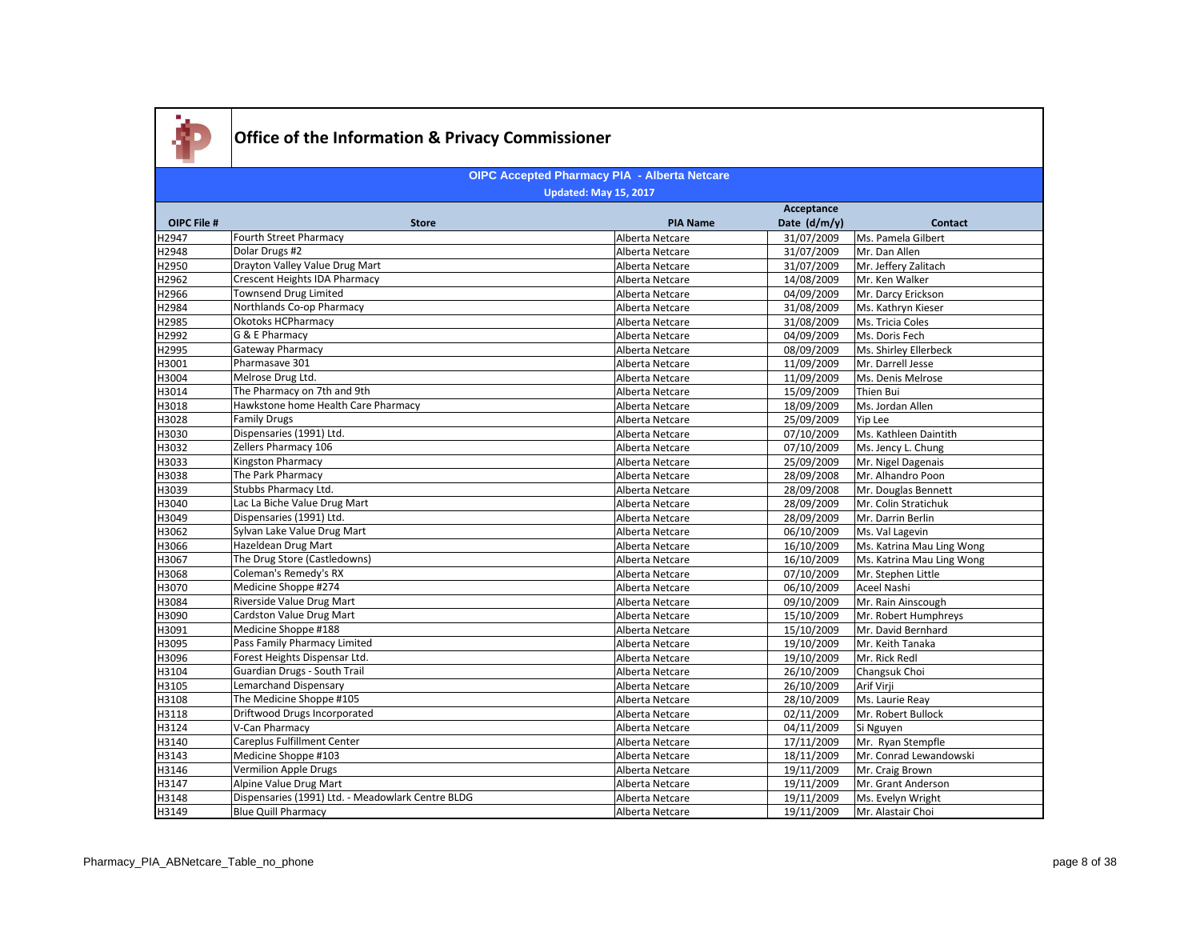# Office of the Information & Privacy Commissioner

## OIPC Accepted Pharmacy PIA - Alberta Netcare

**Updated: May 15, 2017**

| OIPC File # | Store | PIA Name | Acceptance Date (d/m/y) | Contact |
|---|---|---|---|---|
| H2947 | Fourth Street Pharmacy | Alberta Netcare | 31/07/2009 | Ms. Pamela Gilbert |
| H2948 | Dolar Drugs #2 | Alberta Netcare | 31/07/2009 | Mr. Dan Allen |
| H2950 | Drayton Valley Value Drug Mart | Alberta Netcare | 31/07/2009 | Mr. Jeffery Zalitach |
| H2962 | Crescent Heights IDA Pharmacy | Alberta Netcare | 14/08/2009 | Mr. Ken Walker |
| H2966 | Townsend Drug Limited | Alberta Netcare | 04/09/2009 | Mr. Darcy Erickson |
| H2984 | Northlands Co-op Pharmacy | Alberta Netcare | 31/08/2009 | Ms. Kathryn Kieser |
| H2985 | Okotoks HCPharmacy | Alberta Netcare | 31/08/2009 | Ms. Tricia Coles |
| H2992 | G & E Pharmacy | Alberta Netcare | 04/09/2009 | Ms. Doris Fech |
| H2995 | Gateway Pharmacy | Alberta Netcare | 08/09/2009 | Ms. Shirley Ellerbeck |
| H3001 | Pharmasave 301 | Alberta Netcare | 11/09/2009 | Mr. Darrell Jesse |
| H3004 | Melrose Drug Ltd. | Alberta Netcare | 11/09/2009 | Ms. Denis Melrose |
| H3014 | The Pharmacy on 7th and 9th | Alberta Netcare | 15/09/2009 | Thien Bui |
| H3018 | Hawkstone home Health Care Pharmacy | Alberta Netcare | 18/09/2009 | Ms. Jordan Allen |
| H3028 | Family Drugs | Alberta Netcare | 25/09/2009 | Yip Lee |
| H3030 | Dispensaries (1991) Ltd. | Alberta Netcare | 07/10/2009 | Ms. Kathleen Daintith |
| H3032 | Zellers Pharmacy 106 | Alberta Netcare | 07/10/2009 | Ms. Jency L. Chung |
| H3033 | Kingston Pharmacy | Alberta Netcare | 25/09/2009 | Mr. Nigel Dagenais |
| H3038 | The Park Pharmacy | Alberta Netcare | 28/09/2008 | Mr. Alhandro Poon |
| H3039 | Stubbs Pharmacy Ltd. | Alberta Netcare | 28/09/2008 | Mr. Douglas Bennett |
| H3040 | Lac La Biche Value Drug Mart | Alberta Netcare | 28/09/2009 | Mr. Colin Stratichuk |
| H3049 | Dispensaries (1991) Ltd. | Alberta Netcare | 28/09/2009 | Mr. Darrin Berlin |
| H3062 | Sylvan Lake Value Drug Mart | Alberta Netcare | 06/10/2009 | Ms. Val Lagevin |
| H3066 | Hazeldean Drug Mart | Alberta Netcare | 16/10/2009 | Ms. Katrina Mau Ling Wong |
| H3067 | The Drug Store (Castledowns) | Alberta Netcare | 16/10/2009 | Ms. Katrina Mau Ling Wong |
| H3068 | Coleman's Remedy's RX | Alberta Netcare | 07/10/2009 | Mr. Stephen Little |
| H3070 | Medicine Shoppe #274 | Alberta Netcare | 06/10/2009 | Aceel Nashi |
| H3084 | Riverside Value Drug Mart | Alberta Netcare | 09/10/2009 | Mr. Rain Ainscough |
| H3090 | Cardston Value Drug Mart | Alberta Netcare | 15/10/2009 | Mr. Robert Humphreys |
| H3091 | Medicine Shoppe #188 | Alberta Netcare | 15/10/2009 | Mr. David Bernhard |
| H3095 | Pass Family Pharmacy Limited | Alberta Netcare | 19/10/2009 | Mr. Keith Tanaka |
| H3096 | Forest Heights Dispensar Ltd. | Alberta Netcare | 19/10/2009 | Mr. Rick Redl |
| H3104 | Guardian Drugs - South Trail | Alberta Netcare | 26/10/2009 | Changsuk Choi |
| H3105 | Lemarchand Dispensary | Alberta Netcare | 26/10/2009 | Arif Virji |
| H3108 | The Medicine Shoppe #105 | Alberta Netcare | 28/10/2009 | Ms. Laurie Reay |
| H3118 | Driftwood Drugs Incorporated | Alberta Netcare | 02/11/2009 | Mr. Robert Bullock |
| H3124 | V-Can Pharmacy | Alberta Netcare | 04/11/2009 | Si Nguyen |
| H3140 | Careplus Fulfillment Center | Alberta Netcare | 17/11/2009 | Mr. Ryan Stempfle |
| H3143 | Medicine Shoppe #103 | Alberta Netcare | 18/11/2009 | Mr. Conrad Lewandowski |
| H3146 | Vermilion Apple Drugs | Alberta Netcare | 19/11/2009 | Mr. Craig Brown |
| H3147 | Alpine Value Drug Mart | Alberta Netcare | 19/11/2009 | Mr. Grant Anderson |
| H3148 | Dispensaries (1991) Ltd. - Meadowlark Centre BLDG | Alberta Netcare | 19/11/2009 | Ms. Evelyn Wright |
| H3149 | Blue Quill Pharmacy | Alberta Netcare | 19/11/2009 | Mr. Alastair Choi |

Pharmacy_PIA_ABNetcare_Table_no_phone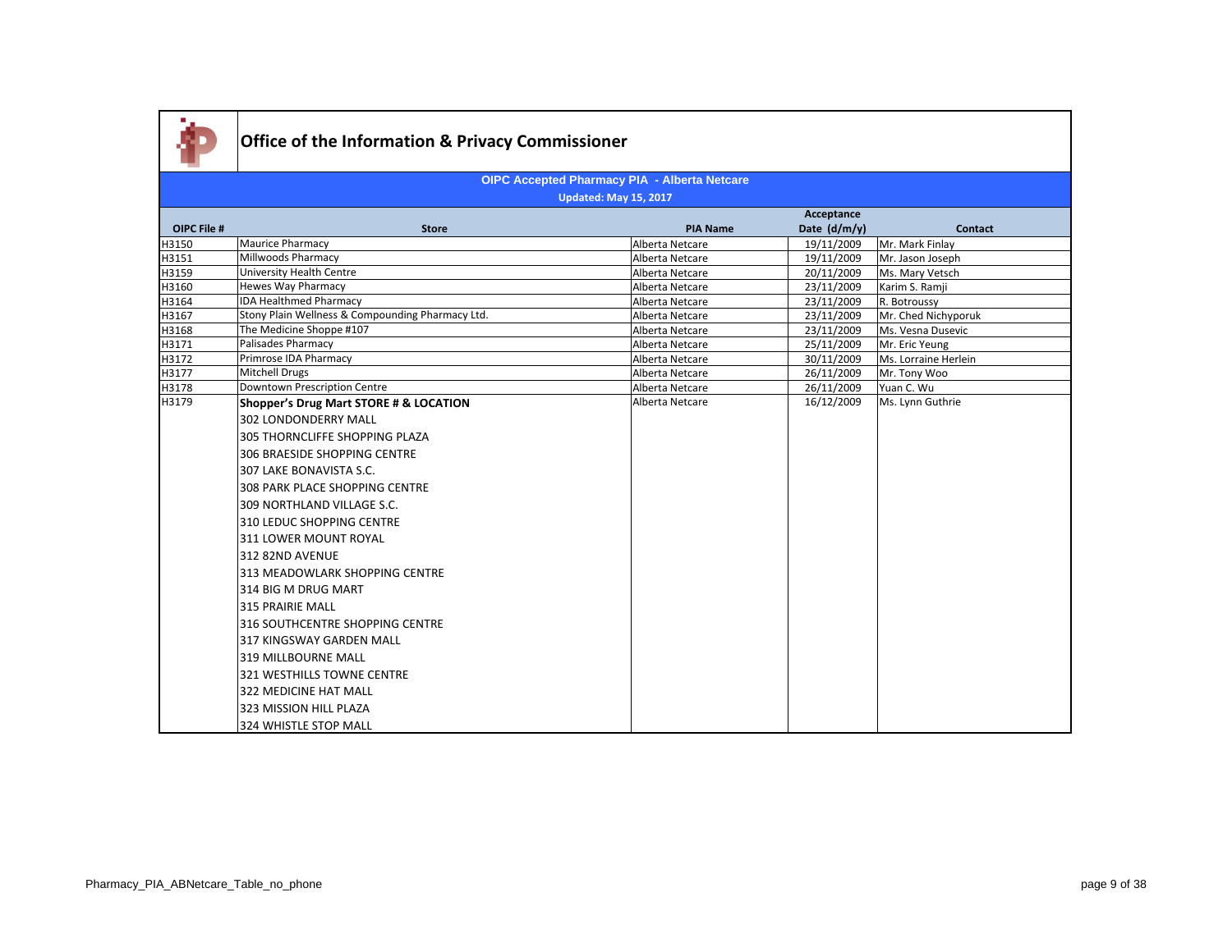# Office of the Information & Privacy Commissioner

## OIPC Accepted Pharmacy PIA - Alberta Netcare

**Updated: May 15, 2017**

| OIPC File # | Store | PIA Name | Acceptance Date (d/m/y) | Contact |
|---|---|---|---|---|
| H3150 | Maurice Pharmacy | Alberta Netcare | 19/11/2009 | Mr. Mark Finlay |
| H3151 | Millwoods Pharmacy | Alberta Netcare | 19/11/2009 | Mr. Jason Joseph |
| H3159 | University Health Centre | Alberta Netcare | 20/11/2009 | Ms. Mary Vetsch |
| H3160 | Hewes Way Pharmacy | Alberta Netcare | 23/11/2009 | Karim S. Ramji |
| H3164 | IDA Healthmed Pharmacy | Alberta Netcare | 23/11/2009 | R. Botroussy |
| H3167 | Stony Plain Wellness & Compounding Pharmacy Ltd. | Alberta Netcare | 23/11/2009 | Mr. Ched Nichyporuk |
| H3168 | The Medicine Shoppe #107 | Alberta Netcare | 23/11/2009 | Ms. Vesna Dusevic |
| H3171 | Palisades Pharmacy | Alberta Netcare | 25/11/2009 | Mr. Eric Yeung |
| H3172 | Primrose IDA Pharmacy | Alberta Netcare | 30/11/2009 | Ms. Lorraine Herlein |
| H3177 | Mitchell Drugs | Alberta Netcare | 26/11/2009 | Mr. Tony Woo |
| H3178 | Downtown Prescription Centre | Alberta Netcare | 26/11/2009 | Yuan C. Wu |
| H3179 | **Shopper's Drug Mart STORE # & LOCATION** | Alberta Netcare | 16/12/2009 | Ms. Lynn Guthrie |
| | 302 LONDONDERRY MALL | | | |
| | 305 THORNCLIFFE SHOPPING PLAZA | | | |
| | 306 BRAESIDE SHOPPING CENTRE | | | |
| | 307 LAKE BONAVISTA S.C. | | | |
| | 308 PARK PLACE SHOPPING CENTRE | | | |
| | 309 NORTHLAND VILLAGE S.C. | | | |
| | 310 LEDUC SHOPPING CENTRE | | | |
| | 311 LOWER MOUNT ROYAL | | | |
| | 312 82ND AVENUE | | | |
| | 313 MEADOWLARK SHOPPING CENTRE | | | |
| | 314 BIG M DRUG MART | | | |
| | 315 PRAIRIE MALL | | | |
| | 316 SOUTHCENTRE SHOPPING CENTRE | | | |
| | 317 KINGSWAY GARDEN MALL | | | |
| | 319 MILLBOURNE MALL | | | |
| | 321 WESTHILLS TOWNE CENTRE | | | |
| | 322 MEDICINE HAT MALL | | | |
| | 323 MISSION HILL PLAZA | | | |
| | 324 WHISTLE STOP MALL | | | |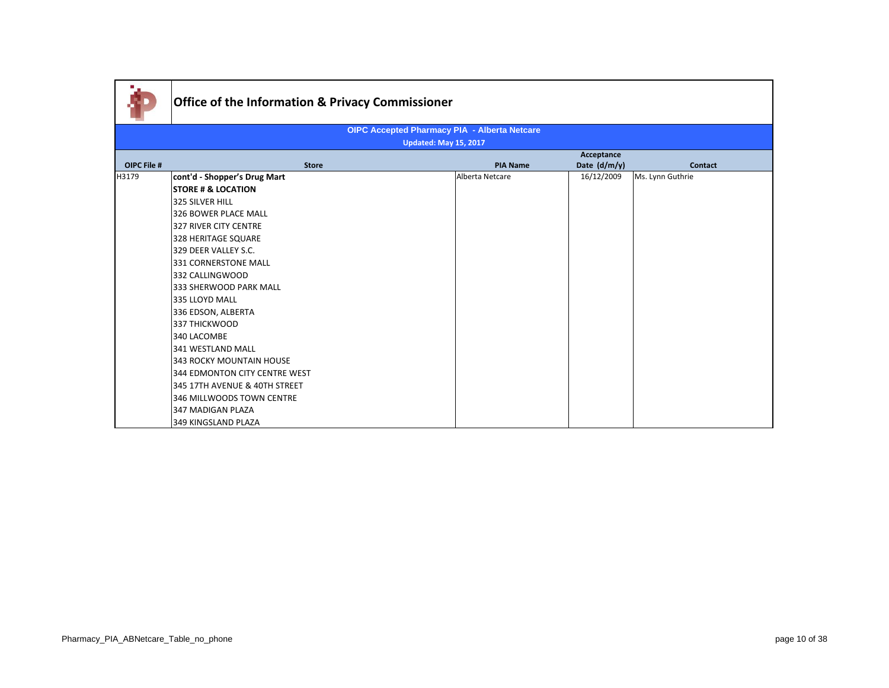# Office of the Information & Privacy Commissioner

**OIPC Accepted Pharmacy PIA - Alberta Netcare**

**Updated: May 15, 2017**

| OIPC File # | Store | PIA Name | Acceptance Date (d/m/y) | Contact |
|---|---|---|---|---|
| H3179 | **cont'd - Shopper's Drug Mart** | Alberta Netcare | 16/12/2009 | Ms. Lynn Guthrie |
| | **STORE # & LOCATION** | | | |
| | 325 SILVER HILL | | | |
| | 326 BOWER PLACE MALL | | | |
| | 327 RIVER CITY CENTRE | | | |
| | 328 HERITAGE SQUARE | | | |
| | 329 DEER VALLEY S.C. | | | |
| | 331 CORNERSTONE MALL | | | |
| | 332 CALLINGWOOD | | | |
| | 333 SHERWOOD PARK MALL | | | |
| | 335 LLOYD MALL | | | |
| | 336 EDSON, ALBERTA | | | |
| | 337 THICKWOOD | | | |
| | 340 LACOMBE | | | |
| | 341 WESTLAND MALL | | | |
| | 343 ROCKY MOUNTAIN HOUSE | | | |
| | 344 EDMONTON CITY CENTRE WEST | | | |
| | 345 17TH AVENUE & 40TH STREET | | | |
| | 346 MILLWOODS TOWN CENTRE | | | |
| | 347 MADIGAN PLAZA | | | |
| | 349 KINGSLAND PLAZA | | | |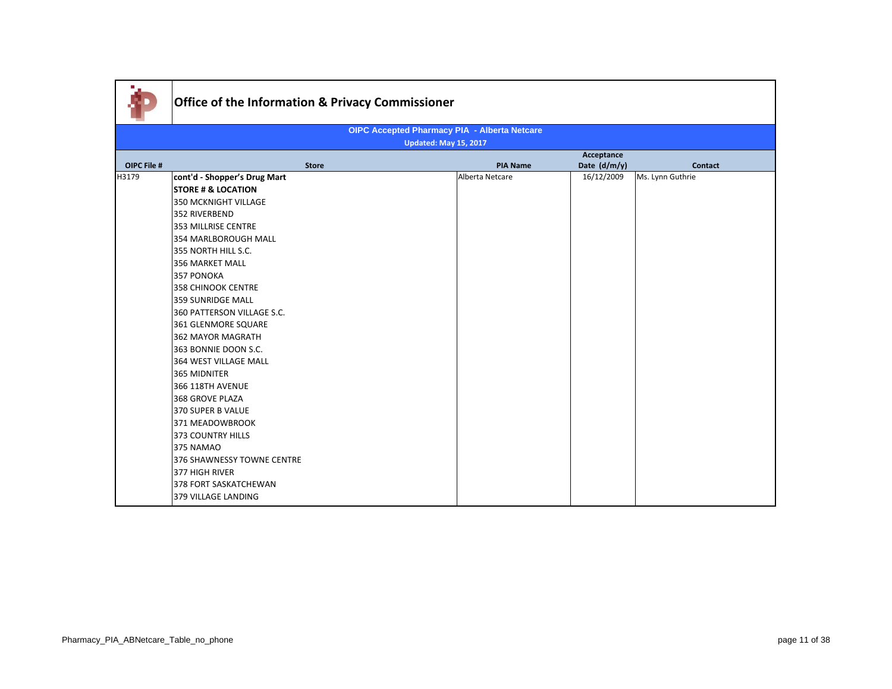# Office of the Information & Privacy Commissioner

**OIPC Accepted Pharmacy PIA - Alberta Netcare**

**Updated: May 15, 2017**

| OIPC File # | Store | PIA Name | Acceptance Date (d/m/y) | Contact |
|---|---|---|---|---|
| H3179 | **cont'd - Shopper's Drug Mart** | Alberta Netcare | 16/12/2009 | Ms. Lynn Guthrie |
| | **STORE # & LOCATION** | | | |
| | 350 MCKNIGHT VILLAGE | | | |
| | 352 RIVERBEND | | | |
| | 353 MILLRISE CENTRE | | | |
| | 354 MARLBOROUGH MALL | | | |
| | 355 NORTH HILL S.C. | | | |
| | 356 MARKET MALL | | | |
| | 357 PONOKA | | | |
| | 358 CHINOOK CENTRE | | | |
| | 359 SUNRIDGE MALL | | | |
| | 360 PATTERSON VILLAGE S.C. | | | |
| | 361 GLENMORE SQUARE | | | |
| | 362 MAYOR MAGRATH | | | |
| | 363 BONNIE DOON S.C. | | | |
| | 364 WEST VILLAGE MALL | | | |
| | 365 MIDNITER | | | |
| | 366 118TH AVENUE | | | |
| | 368 GROVE PLAZA | | | |
| | 370 SUPER B VALUE | | | |
| | 371 MEADOWBROOK | | | |
| | 373 COUNTRY HILLS | | | |
| | 375 NAMAO | | | |
| | 376 SHAWNESSY TOWNE CENTRE | | | |
| | 377 HIGH RIVER | | | |
| | 378 FORT SASKATCHEWAN | | | |
| | 379 VILLAGE LANDING | | | |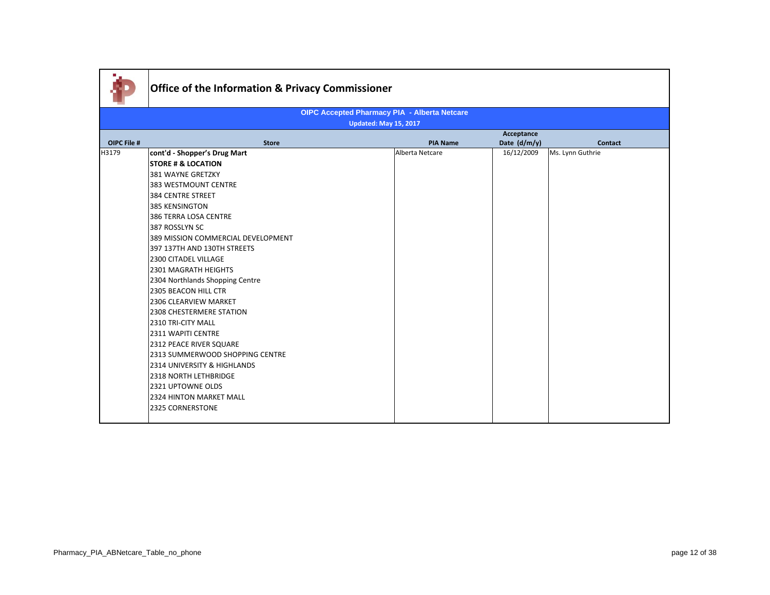# Office of the Information & Privacy Commissioner

**OIPC Accepted Pharmacy PIA - Alberta Netcare**

**Updated: May 15, 2017**

| OIPC File # | Store | PIA Name | Acceptance Date (d/m/y) | Contact |
|---|---|---|---|---|
| H3179 | **cont'd - Shopper's Drug Mart** | Alberta Netcare | 16/12/2009 | Ms. Lynn Guthrie |
| | **STORE # & LOCATION** | | | |
| | 381 WAYNE GRETZKY | | | |
| | 383 WESTMOUNT CENTRE | | | |
| | 384 CENTRE STREET | | | |
| | 385 KENSINGTON | | | |
| | 386 TERRA LOSA CENTRE | | | |
| | 387 ROSSLYN SC | | | |
| | 389 MISSION COMMERCIAL DEVELOPMENT | | | |
| | 397 137TH AND 130TH STREETS | | | |
| | 2300 CITADEL VILLAGE | | | |
| | 2301 MAGRATH HEIGHTS | | | |
| | 2304 Northlands Shopping Centre | | | |
| | 2305 BEACON HILL CTR | | | |
| | 2306 CLEARVIEW MARKET | | | |
| | 2308 CHESTERMERE STATION | | | |
| | 2310 TRI-CITY MALL | | | |
| | 2311 WAPITI CENTRE | | | |
| | 2312 PEACE RIVER SQUARE | | | |
| | 2313 SUMMERWOOD SHOPPING CENTRE | | | |
| | 2314 UNIVERSITY & HIGHLANDS | | | |
| | 2318 NORTH LETHBRIDGE | | | |
| | 2321 UPTOWNE OLDS | | | |
| | 2324 HINTON MARKET MALL | | | |
| | 2325 CORNERSTONE | | | |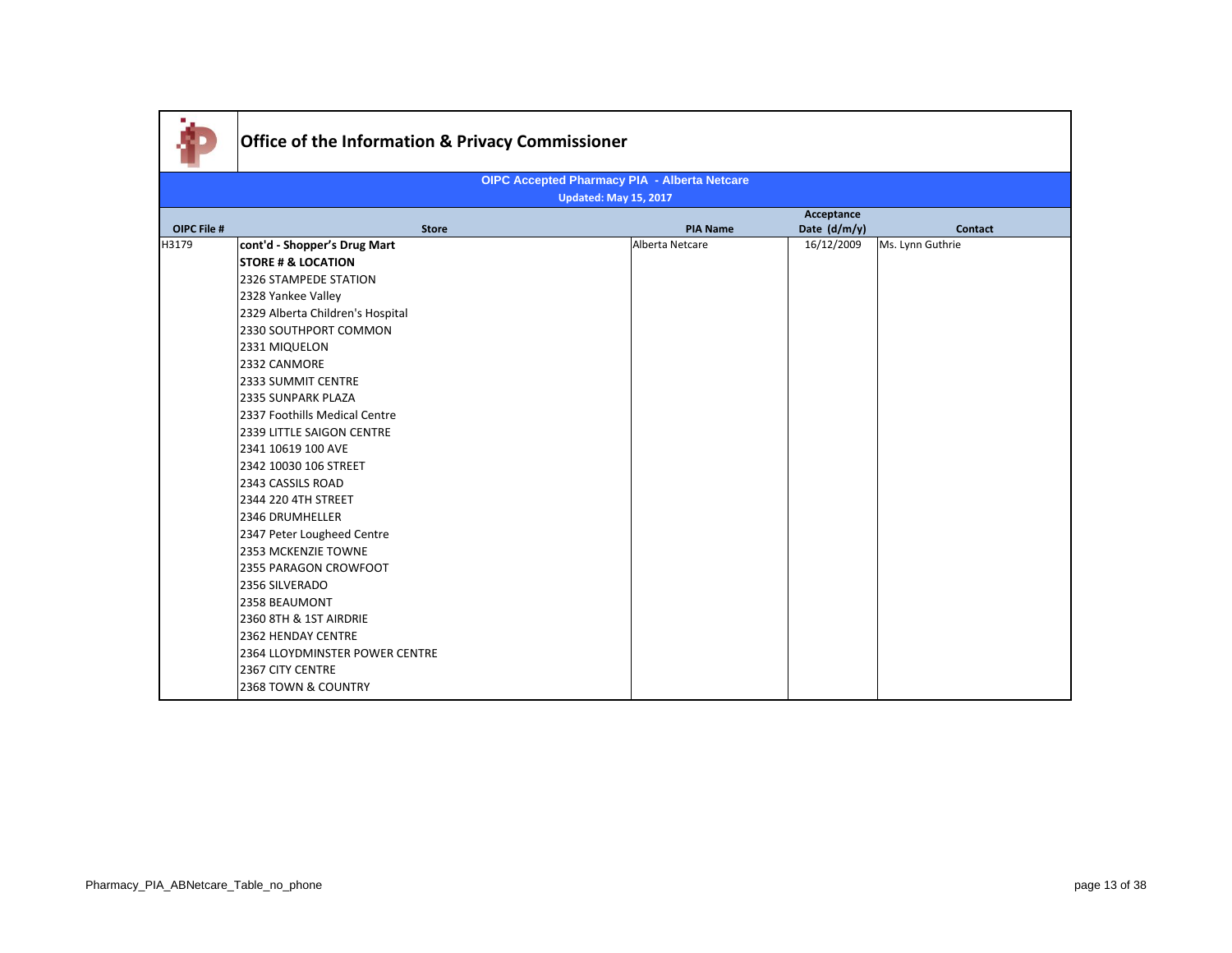# Office of the Information & Privacy Commissioner

**OIPC Accepted Pharmacy PIA - Alberta Netcare**

**Updated: May 15, 2017**

| OIPC File # | Store | PIA Name | Acceptance Date (d/m/y) | Contact |
|---|---|---|---|---|
| H3179 | **cont'd - Shopper's Drug Mart** | Alberta Netcare | 16/12/2009 | Ms. Lynn Guthrie |
| | **STORE # & LOCATION** | | | |
| | 2326 STAMPEDE STATION | | | |
| | 2328 Yankee Valley | | | |
| | 2329 Alberta Children's Hospital | | | |
| | 2330 SOUTHPORT COMMON | | | |
| | 2331 MIQUELON | | | |
| | 2332 CANMORE | | | |
| | 2333 SUMMIT CENTRE | | | |
| | 2335 SUNPARK PLAZA | | | |
| | 2337 Foothills Medical Centre | | | |
| | 2339 LITTLE SAIGON CENTRE | | | |
| | 2341 10619 100 AVE | | | |
| | 2342 10030 106 STREET | | | |
| | 2343 CASSILS ROAD | | | |
| | 2344 220 4TH STREET | | | |
| | 2346 DRUMHELLER | | | |
| | 2347 Peter Lougheed Centre | | | |
| | 2353 MCKENZIE TOWNE | | | |
| | 2355 PARAGON CROWFOOT | | | |
| | 2356 SILVERADO | | | |
| | 2358 BEAUMONT | | | |
| | 2360 8TH & 1ST AIRDRIE | | | |
| | 2362 HENDAY CENTRE | | | |
| | 2364 LLOYDMINSTER POWER CENTRE | | | |
| | 2367 CITY CENTRE | | | |
| | 2368 TOWN & COUNTRY | | | |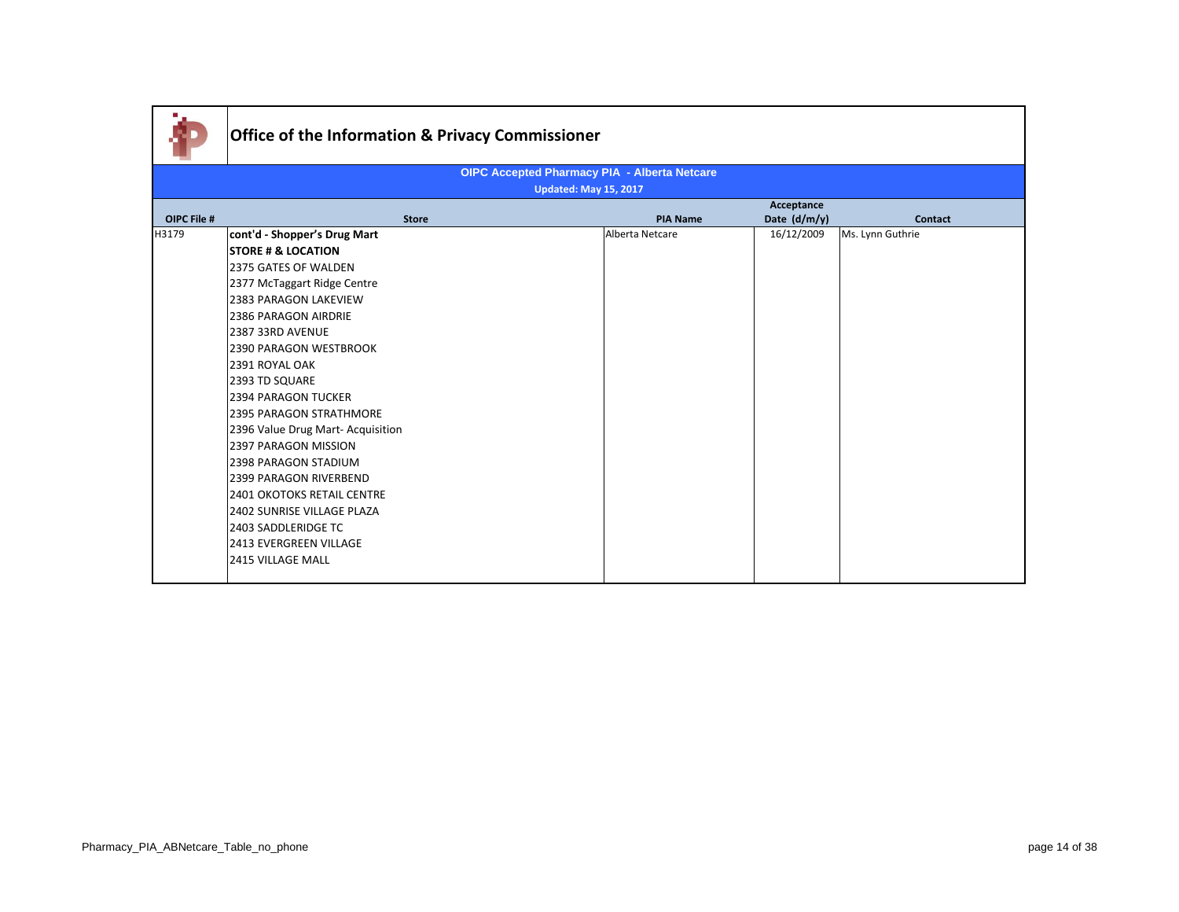# Office of the Information & Privacy Commissioner

**OIPC Accepted Pharmacy PIA - Alberta Netcare**

**Updated: May 15, 2017**

| OIPC File # | Store | PIA Name | Acceptance Date (d/m/y) | Contact |
|---|---|---|---|---|
| H3179 | **cont'd - Shopper's Drug Mart**<br>**STORE # & LOCATION**<br>2375 GATES OF WALDEN<br>2377 McTaggart Ridge Centre<br>2383 PARAGON LAKEVIEW<br>2386 PARAGON AIRDRIE<br>2387 33RD AVENUE<br>2390 PARAGON WESTBROOK<br>2391 ROYAL OAK<br>2393 TD SQUARE<br>2394 PARAGON TUCKER<br>2395 PARAGON STRATHMORE<br>2396 Value Drug Mart- Acquisition<br>2397 PARAGON MISSION<br>2398 PARAGON STADIUM<br>2399 PARAGON RIVERBEND<br>2401 OKOTOKS RETAIL CENTRE<br>2402 SUNRISE VILLAGE PLAZA<br>2403 SADDLERIDGE TC<br>2413 EVERGREEN VILLAGE<br>2415 VILLAGE MALL | Alberta Netcare | 16/12/2009 | Ms. Lynn Guthrie |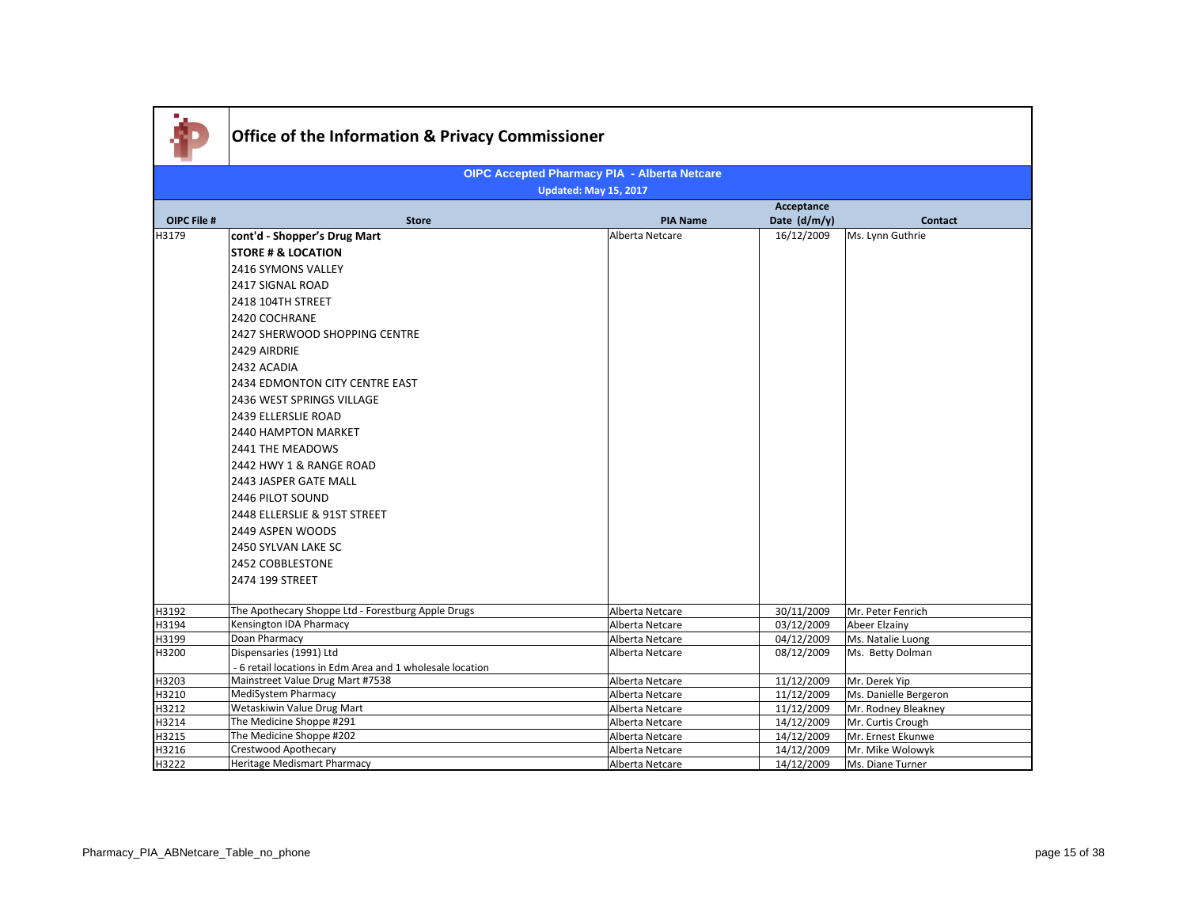## Office of the Information & Privacy Commissioner

**OIPC Accepted Pharmacy PIA - Alberta Netcare**

**Updated: May 15, 2017**

| OIPC File # | Store | PIA Name | Acceptance Date (d/m/y) | Contact |
|---|---|---|---|---|
| H3179 | **cont'd - Shopper's Drug Mart**<br>**STORE # & LOCATION**<br>2416 SYMONS VALLEY<br>2417 SIGNAL ROAD<br>2418 104TH STREET<br>2420 COCHRANE<br>2427 SHERWOOD SHOPPING CENTRE<br>2429 AIRDRIE<br>2432 ACADIA<br>2434 EDMONTON CITY CENTRE EAST<br>2436 WEST SPRINGS VILLAGE<br>2439 ELLERSLIE ROAD<br>2440 HAMPTON MARKET<br>2441 THE MEADOWS<br>2442 HWY 1 & RANGE ROAD<br>2443 JASPER GATE MALL<br>2446 PILOT SOUND<br>2448 ELLERSLIE & 91ST STREET<br>2449 ASPEN WOODS<br>2450 SYLVAN LAKE SC<br>2452 COBBLESTONE<br>2474 199 STREET | Alberta Netcare | 16/12/2009 | Ms. Lynn Guthrie |
| H3192 | The Apothecary Shoppe Ltd - Forestburg Apple Drugs | Alberta Netcare | 30/11/2009 | Mr. Peter Fenrich |
| H3194 | Kensington IDA Pharmacy | Alberta Netcare | 03/12/2009 | Abeer Elzainy |
| H3199 | Doan Pharmacy | Alberta Netcare | 04/12/2009 | Ms. Natalie Luong |
| H3200 | Dispensaries (1991) Ltd<br>- 6 retail locations in Edm Area and 1 wholesale location | Alberta Netcare | 08/12/2009 | Ms. Betty Dolman |
| H3203 | Mainstreet Value Drug Mart #7538 | Alberta Netcare | 11/12/2009 | Mr. Derek Yip |
| H3210 | MediSystem Pharmacy | Alberta Netcare | 11/12/2009 | Ms. Danielle Bergeron |
| H3212 | Wetaskiwin Value Drug Mart | Alberta Netcare | 11/12/2009 | Mr. Rodney Bleakney |
| H3214 | The Medicine Shoppe #291 | Alberta Netcare | 14/12/2009 | Mr. Curtis Crough |
| H3215 | The Medicine Shoppe #202 | Alberta Netcare | 14/12/2009 | Mr. Ernest Ekunwe |
| H3216 | Crestwood Apothecary | Alberta Netcare | 14/12/2009 | Mr. Mike Wolowyk |
| H3222 | Heritage Medismart Pharmacy | Alberta Netcare | 14/12/2009 | Ms. Diane Turner |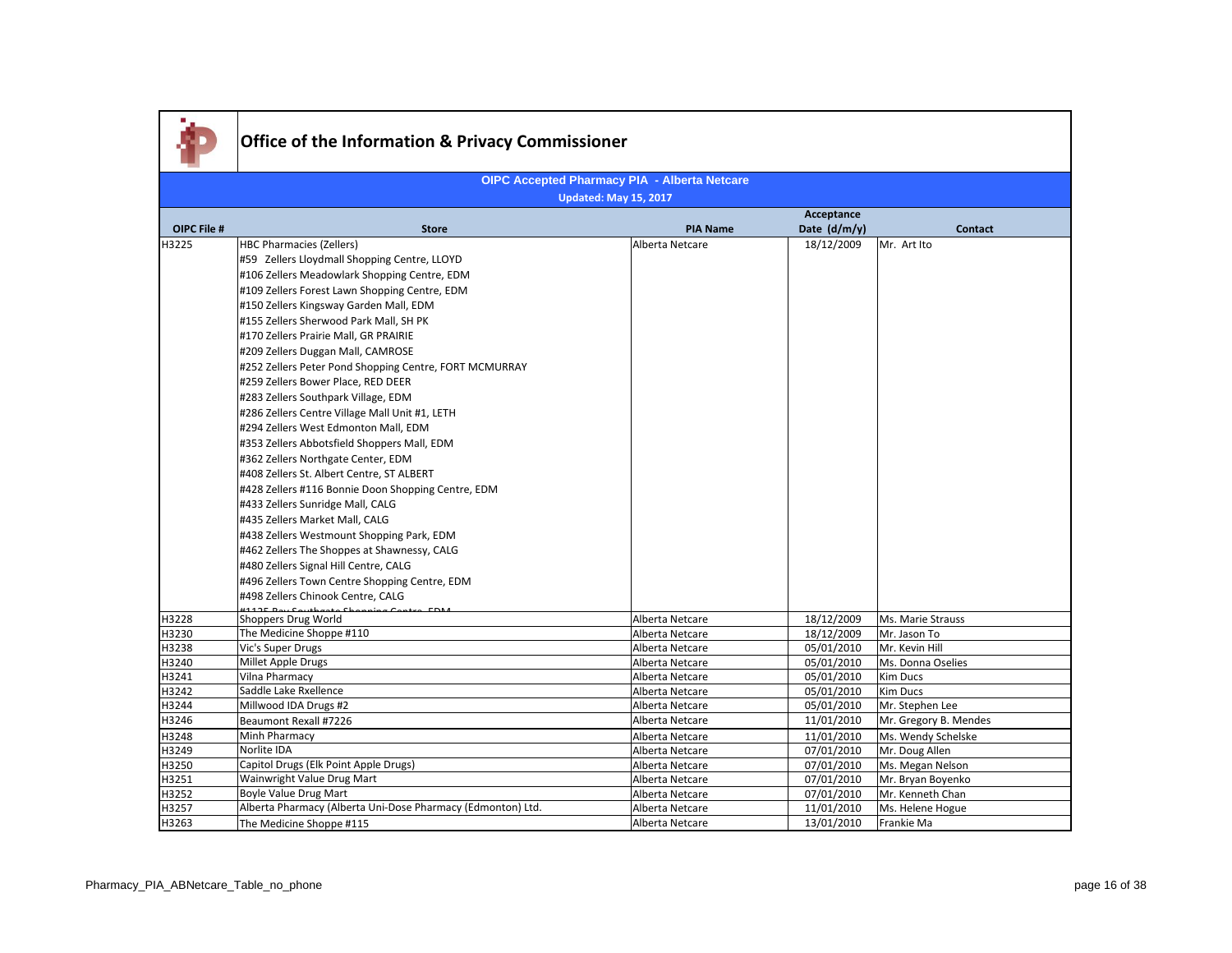# Office of the Information & Privacy Commissioner

## OIPC Accepted Pharmacy PIA - Alberta Netcare

**Updated: May 15, 2017**

| OIPC File # | Store | PIA Name | Acceptance Date (d/m/y) | Contact |
|---|---|---|---|---|
| H3225 | HBC Pharmacies (Zellers)<br>#59 Zellers Lloydmall Shopping Centre, LLOYD<br>#106 Zellers Meadowlark Shopping Centre, EDM<br>#109 Zellers Forest Lawn Shopping Centre, EDM<br>#150 Zellers Kingsway Garden Mall, EDM<br>#155 Zellers Sherwood Park Mall, SH PK<br>#170 Zellers Prairie Mall, GR PRAIRIE<br>#209 Zellers Duggan Mall, CAMROSE<br>#252 Zellers Peter Pond Shopping Centre, FORT MCMURRAY<br>#259 Zellers Bower Place, RED DEER<br>#283 Zellers Southpark Village, EDM<br>#286 Zellers Centre Village Mall Unit #1, LETH<br>#294 Zellers West Edmonton Mall, EDM<br>#353 Zellers Abbotsfield Shoppers Mall, EDM<br>#362 Zellers Northgate Center, EDM<br>#408 Zellers St. Albert Centre, ST ALBERT<br>#428 Zellers #116 Bonnie Doon Shopping Centre, EDM<br>#433 Zellers Sunridge Mall, CALG<br>#435 Zellers Market Mall, CALG<br>#438 Zellers Westmount Shopping Park, EDM<br>#462 Zellers The Shoppes at Shawnessy, CALG<br>#480 Zellers Signal Hill Centre, CALG<br>#496 Zellers Town Centre Shopping Centre, EDM<br>#498 Zellers Chinook Centre, CALG<br>#1125 Bay Southgate Shopping Centre, EDM | Alberta Netcare | 18/12/2009 | Mr. Art Ito |
| H3228 | Shoppers Drug World | Alberta Netcare | 18/12/2009 | Ms. Marie Strauss |
| H3230 | The Medicine Shoppe #110 | Alberta Netcare | 18/12/2009 | Mr. Jason To |
| H3238 | Vic's Super Drugs | Alberta Netcare | 05/01/2010 | Mr. Kevin Hill |
| H3240 | Millet Apple Drugs | Alberta Netcare | 05/01/2010 | Ms. Donna Oselies |
| H3241 | Vilna Pharmacy | Alberta Netcare | 05/01/2010 | Kim Ducs |
| H3242 | Saddle Lake Rxellence | Alberta Netcare | 05/01/2010 | Kim Ducs |
| H3244 | Millwood IDA Drugs #2 | Alberta Netcare | 05/01/2010 | Mr. Stephen Lee |
| H3246 | Beaumont Rexall #7226 | Alberta Netcare | 11/01/2010 | Mr. Gregory B. Mendes |
| H3248 | Minh Pharmacy | Alberta Netcare | 11/01/2010 | Ms. Wendy Schelske |
| H3249 | Norlite IDA | Alberta Netcare | 07/01/2010 | Mr. Doug Allen |
| H3250 | Capitol Drugs (Elk Point Apple Drugs) | Alberta Netcare | 07/01/2010 | Ms. Megan Nelson |
| H3251 | Wainwright Value Drug Mart | Alberta Netcare | 07/01/2010 | Mr. Bryan Boyenko |
| H3252 | Boyle Value Drug Mart | Alberta Netcare | 07/01/2010 | Mr. Kenneth Chan |
| H3257 | Alberta Pharmacy (Alberta Uni-Dose Pharmacy (Edmonton) Ltd. | Alberta Netcare | 11/01/2010 | Ms. Helene Hogue |
| H3263 | The Medicine Shoppe #115 | Alberta Netcare | 13/01/2010 | Frankie Ma |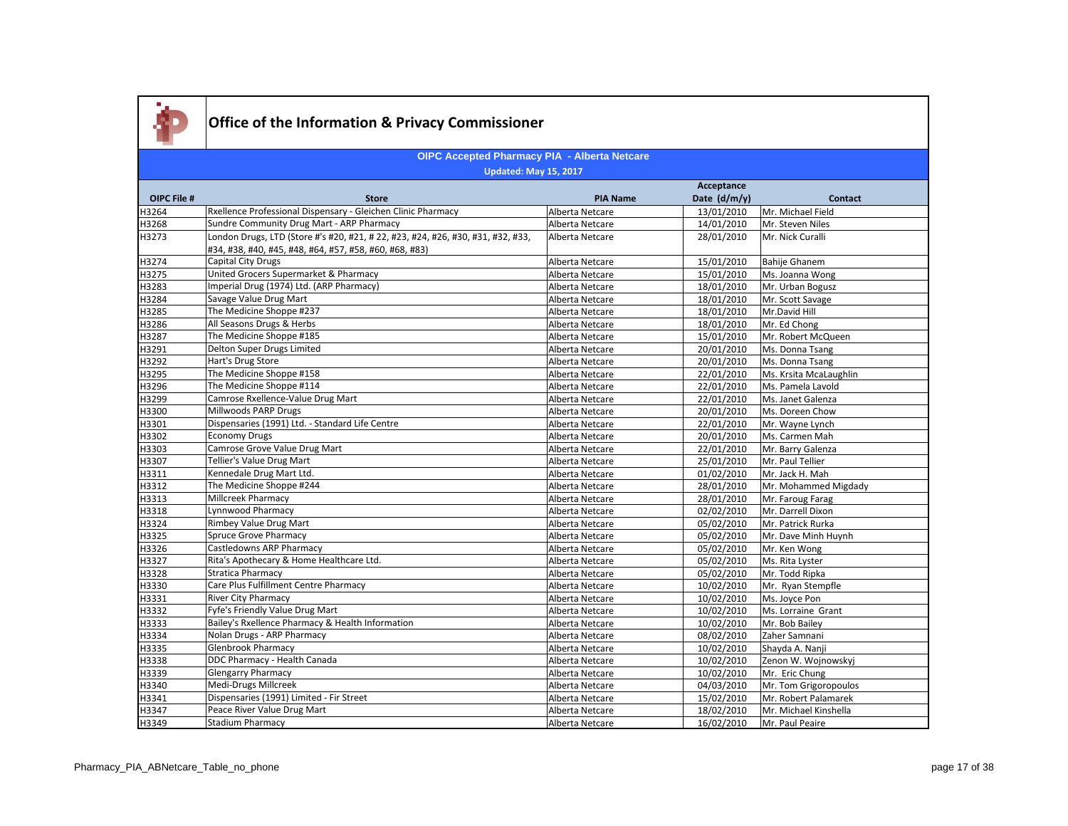# Office of the Information & Privacy Commissioner

**OIPC Accepted Pharmacy PIA - Alberta Netcare**

**Updated: May 15, 2017**

| OIPC File # | Store | PIA Name | Acceptance Date (d/m/y) | Contact |
|---|---|---|---|---|
| H3264 | Rxellence Professional Dispensary - Gleichen Clinic Pharmacy | Alberta Netcare | 13/01/2010 | Mr. Michael Field |
| H3268 | Sundre Community Drug Mart - ARP Pharmacy | Alberta Netcare | 14/01/2010 | Mr. Steven Niles |
| H3273 | London Drugs, LTD (Store #'s #20, #21, # 22, #23, #24, #26, #30, #31, #32, #33, #34, #38, #40, #45, #48, #64, #57, #58, #60, #68, #83) | Alberta Netcare | 28/01/2010 | Mr. Nick Curalli |
| H3274 | Capital City Drugs | Alberta Netcare | 15/01/2010 | Bahije Ghanem |
| H3275 | United Grocers Supermarket & Pharmacy | Alberta Netcare | 15/01/2010 | Ms. Joanna Wong |
| H3283 | Imperial Drug (1974) Ltd. (ARP Pharmacy) | Alberta Netcare | 18/01/2010 | Mr. Urban Bogusz |
| H3284 | Savage Value Drug Mart | Alberta Netcare | 18/01/2010 | Mr. Scott Savage |
| H3285 | The Medicine Shoppe #237 | Alberta Netcare | 18/01/2010 | Mr.David Hill |
| H3286 | All Seasons Drugs & Herbs | Alberta Netcare | 18/01/2010 | Mr. Ed Chong |
| H3287 | The Medicine Shoppe #185 | Alberta Netcare | 15/01/2010 | Mr. Robert McQueen |
| H3291 | Delton Super Drugs Limited | Alberta Netcare | 20/01/2010 | Ms. Donna Tsang |
| H3292 | Hart's Drug Store | Alberta Netcare | 20/01/2010 | Ms. Donna Tsang |
| H3295 | The Medicine Shoppe #158 | Alberta Netcare | 22/01/2010 | Ms. Krsita McaLaughlin |
| H3296 | The Medicine Shoppe #114 | Alberta Netcare | 22/01/2010 | Ms. Pamela Lavold |
| H3299 | Camrose Rxellence-Value Drug Mart | Alberta Netcare | 22/01/2010 | Ms. Janet Galenza |
| H3300 | Millwoods PARP Drugs | Alberta Netcare | 20/01/2010 | Ms. Doreen Chow |
| H3301 | Dispensaries (1991) Ltd. - Standard Life Centre | Alberta Netcare | 22/01/2010 | Mr. Wayne Lynch |
| H3302 | Economy Drugs | Alberta Netcare | 20/01/2010 | Ms. Carmen Mah |
| H3303 | Camrose Grove Value Drug Mart | Alberta Netcare | 22/01/2010 | Mr. Barry Galenza |
| H3307 | Tellier's Value Drug Mart | Alberta Netcare | 25/01/2010 | Mr. Paul Tellier |
| H3311 | Kennedale Drug Mart Ltd. | Alberta Netcare | 01/02/2010 | Mr. Jack H. Mah |
| H3312 | The Medicine Shoppe #244 | Alberta Netcare | 28/01/2010 | Mr. Mohammed Migdady |
| H3313 | Millcreek Pharmacy | Alberta Netcare | 28/01/2010 | Mr. Faroug Farag |
| H3318 | Lynnwood Pharmacy | Alberta Netcare | 02/02/2010 | Mr. Darrell Dixon |
| H3324 | Rimbey Value Drug Mart | Alberta Netcare | 05/02/2010 | Mr. Patrick Rurka |
| H3325 | Spruce Grove Pharmacy | Alberta Netcare | 05/02/2010 | Mr. Dave Minh Huynh |
| H3326 | Castledowns ARP Pharmacy | Alberta Netcare | 05/02/2010 | Mr. Ken Wong |
| H3327 | Rita's Apothecary & Home Healthcare Ltd. | Alberta Netcare | 05/02/2010 | Ms. Rita Lyster |
| H3328 | Stratica Pharmacy | Alberta Netcare | 05/02/2010 | Mr. Todd Ripka |
| H3330 | Care Plus Fulfillment Centre Pharmacy | Alberta Netcare | 10/02/2010 | Mr. Ryan Stempfle |
| H3331 | River City Pharmacy | Alberta Netcare | 10/02/2010 | Ms. Joyce Pon |
| H3332 | Fyfe's Friendly Value Drug Mart | Alberta Netcare | 10/02/2010 | Ms. Lorraine Grant |
| H3333 | Bailey's Rxellence Pharmacy & Health Information | Alberta Netcare | 10/02/2010 | Mr. Bob Bailey |
| H3334 | Nolan Drugs - ARP Pharmacy | Alberta Netcare | 08/02/2010 | Zaher Samnani |
| H3335 | Glenbrook Pharmacy | Alberta Netcare | 10/02/2010 | Shayda A. Nanji |
| H3338 | DDC Pharmacy - Health Canada | Alberta Netcare | 10/02/2010 | Zenon W. Wojnowskyj |
| H3339 | Glengarry Pharmacy | Alberta Netcare | 10/02/2010 | Mr. Eric Chung |
| H3340 | Medi-Drugs Millcreek | Alberta Netcare | 04/03/2010 | Mr. Tom Grigoropoulos |
| H3341 | Dispensaries (1991) Limited - Fir Street | Alberta Netcare | 15/02/2010 | Mr. Robert Palamarek |
| H3347 | Peace River Value Drug Mart | Alberta Netcare | 18/02/2010 | Mr. Michael Kinshella |
| H3349 | Stadium Pharmacy | Alberta Netcare | 16/02/2010 | Mr. Paul Peaire |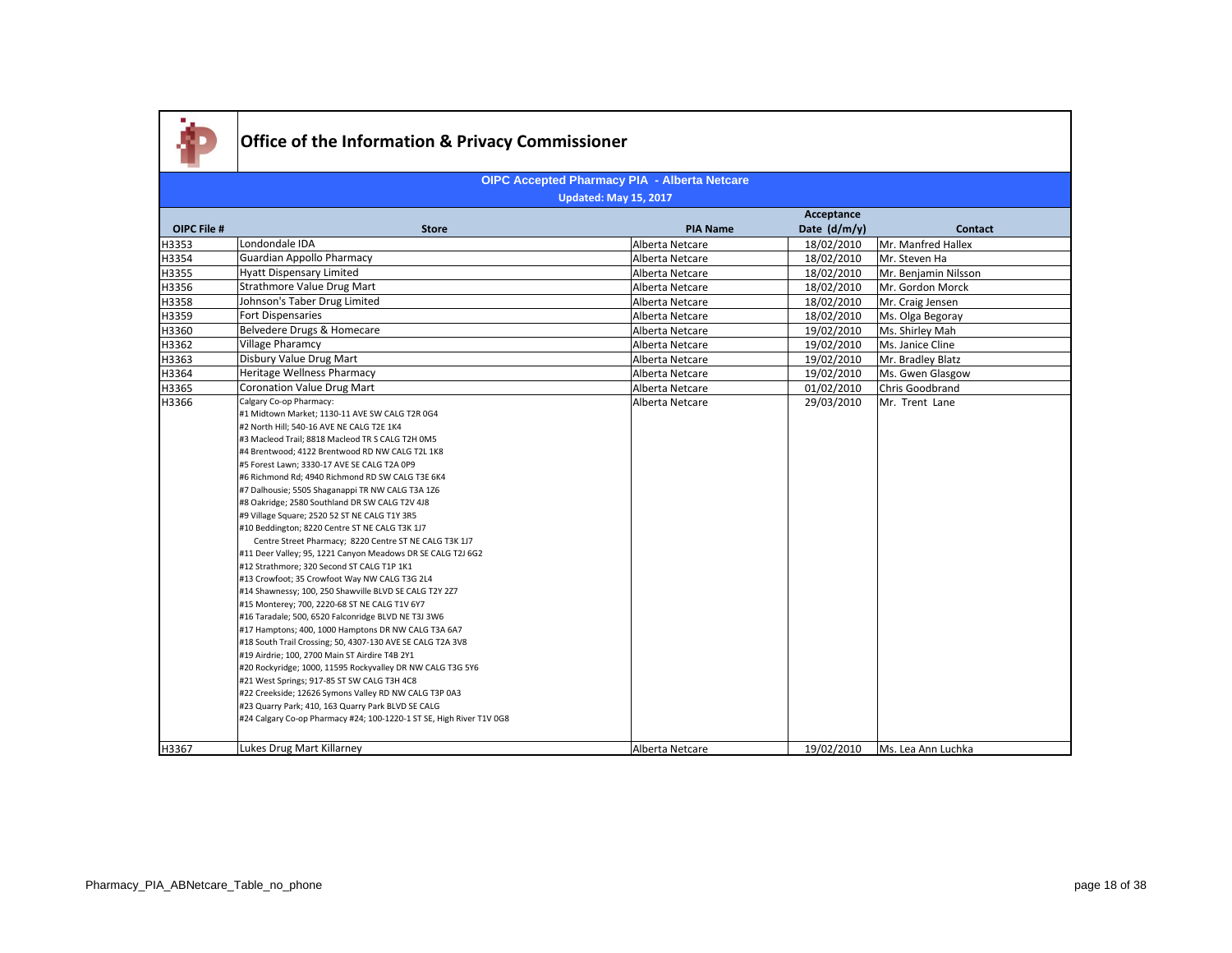# Office of the Information & Privacy Commissioner

## OIPC Accepted Pharmacy PIA - Alberta Netcare

**Updated: May 15, 2017**

| OIPC File # | Store | PIA Name | Acceptance Date (d/m/y) | Contact |
|---|---|---|---|---|
| H3353 | Londondale IDA | Alberta Netcare | 18/02/2010 | Mr. Manfred Hallex |
| H3354 | Guardian Appollo Pharmacy | Alberta Netcare | 18/02/2010 | Mr. Steven Ha |
| H3355 | Hyatt Dispensary Limited | Alberta Netcare | 18/02/2010 | Mr. Benjamin Nilsson |
| H3356 | Strathmore Value Drug Mart | Alberta Netcare | 18/02/2010 | Mr. Gordon Morck |
| H3358 | Johnson's Taber Drug Limited | Alberta Netcare | 18/02/2010 | Mr. Craig Jensen |
| H3359 | Fort Dispensaries | Alberta Netcare | 18/02/2010 | Ms. Olga Begoray |
| H3360 | Belvedere Drugs & Homecare | Alberta Netcare | 19/02/2010 | Ms. Shirley Mah |
| H3362 | Village Pharamcy | Alberta Netcare | 19/02/2010 | Ms. Janice Cline |
| H3363 | Disbury Value Drug Mart | Alberta Netcare | 19/02/2010 | Mr. Bradley Blatz |
| H3364 | Heritage Wellness Pharmacy | Alberta Netcare | 19/02/2010 | Ms. Gwen Glasgow |
| H3365 | Coronation Value Drug Mart | Alberta Netcare | 01/02/2010 | Chris Goodbrand |
| H3366 | Calgary Co-op Pharmacy:<br>#1 Midtown Market; 1130-11 AVE SW CALG T2R 0G4<br>#2 North Hill; 540-16 AVE NE CALG T2E 1K4<br>#3 Macleod Trail; 8818 Macleod TR S CALG T2H 0M5<br>#4 Brentwood; 4122 Brentwood RD NW CALG T2L 1K8<br>#5 Forest Lawn; 3330-17 AVE SE CALG T2A 0P9<br>#6 Richmond Rd; 4940 Richmond RD SW CALG T3E 6K4<br>#7 Dalhousie; 5505 Shaganappi TR NW CALG T3A 1Z6<br>#8 Oakridge; 2580 Southland DR SW CALG T2V 4J8<br>#9 Village Square; 2520 52 ST NE CALG T1Y 3R5<br>#10 Beddington; 8220 Centre ST NE CALG T3K 1J7<br>Centre Street Pharmacy; 8220 Centre ST NE CALG T3K 1J7<br>#11 Deer Valley; 95, 1221 Canyon Meadows DR SE CALG T2J 6G2<br>#12 Strathmore; 320 Second ST CALG T1P 1K1<br>#13 Crowfoot; 35 Crowfoot Way NW CALG T3G 2L4<br>#14 Shawnessy; 100, 250 Shawville BLVD SE CALG T2Y 2Z7<br>#15 Monterey; 700, 2220-68 ST NE CALG T1V 6Y7<br>#16 Taradale; 500, 6520 Falconridge BLVD NE T3J 3W6<br>#17 Hamptons; 400, 1000 Hamptons DR NW CALG T3A 6A7<br>#18 South Trail Crossing; 50, 4307-130 AVE SE CALG T2A 3V8<br>#19 Airdrie; 100, 2700 Main ST Airdrie T4B 2Y1<br>#20 Rockyridge; 1000, 11595 Rockyvalley DR NW CALG T3G 5Y6<br>#21 West Springs; 917-85 ST SW CALG T3H 4C8<br>#22 Creekside; 12626 Symons Valley RD NW CALG T3P 0A3<br>#23 Quarry Park; 410, 163 Quarry Park BLVD SE CALG<br>#24 Calgary Co-op Pharmacy #24; 100-1220-1 ST SE, High River T1V 0G8 | Alberta Netcare | 29/03/2010 | Mr. Trent Lane |
| H3367 | Lukes Drug Mart Killarney | Alberta Netcare | 19/02/2010 | Ms. Lea Ann Luchka |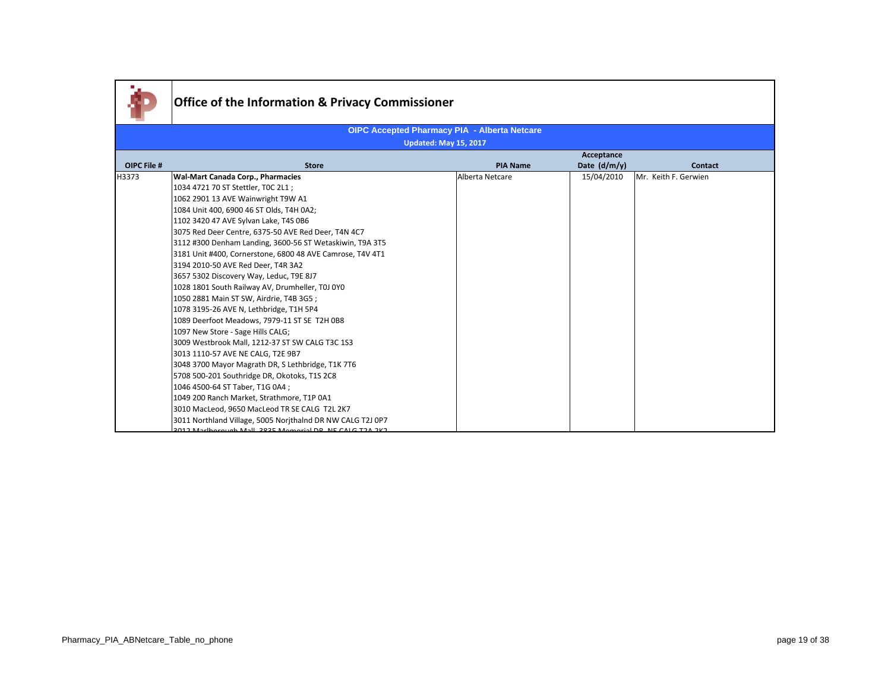# Office of the Information & Privacy Commissioner

**OIPC Accepted Pharmacy PIA - Alberta Netcare**

**Updated: May 15, 2017**

| OIPC File # | Store | PIA Name | Acceptance Date (d/m/y) | Contact |
|---|---|---|---|---|
| H3373 | **Wal-Mart Canada Corp., Pharmacies**<br>1034 4721 70 ST Stettler, T0C 2L1 ;<br>1062 2901 13 AVE Wainwright T9W A1<br>1084 Unit 400, 6900 46 ST Olds, T4H 0A2;<br>1102 3420 47 AVE Sylvan Lake, T4S 0B6<br>3075 Red Deer Centre, 6375-50 AVE Red Deer, T4N 4C7<br>3112 #300 Denham Landing, 3600-56 ST Wetaskiwin, T9A 3T5<br>3181 Unit #400, Cornerstone, 6800 48 AVE Camrose, T4V 4T1<br>3194 2010-50 AVE Red Deer, T4R 3A2<br>3657 5302 Discovery Way, Leduc, T9E 8J7<br>1028 1801 South Railway AV, Drumheller, T0J 0Y0<br>1050 2881 Main ST SW, Airdrie, T4B 3G5 ;<br>1078 3195-26 AVE N, Lethbridge, T1H 5P4<br>1089 Deerfoot Meadows, 7979-11 ST SE T2H 0B8<br>1097 New Store - Sage Hills CALG;<br>3009 Westbrook Mall, 1212-37 ST SW CALG T3C 1S3<br>3013 1110-57 AVE NE CALG, T2E 9B7<br>3048 3700 Mayor Magrath DR, S Lethbridge, T1K 7T6<br>5708 500-201 Southridge DR, Okotoks, T1S 2C8<br>1046 4500-64 ST Taber, T1G 0A4 ;<br>1049 200 Ranch Market, Strathmore, T1P 0A1<br>3010 MacLeod, 9650 MacLeod TR SE CALG T2L 2K7<br>3011 Northland Village, 5005 Norjthalnd DR NW CALG T2J 0P7<br>3012 Marlborough Mall, 3835 Memorial DR NE CALG T2A 2K2 | Alberta Netcare | 15/04/2010 | Mr. Keith F. Gerwien |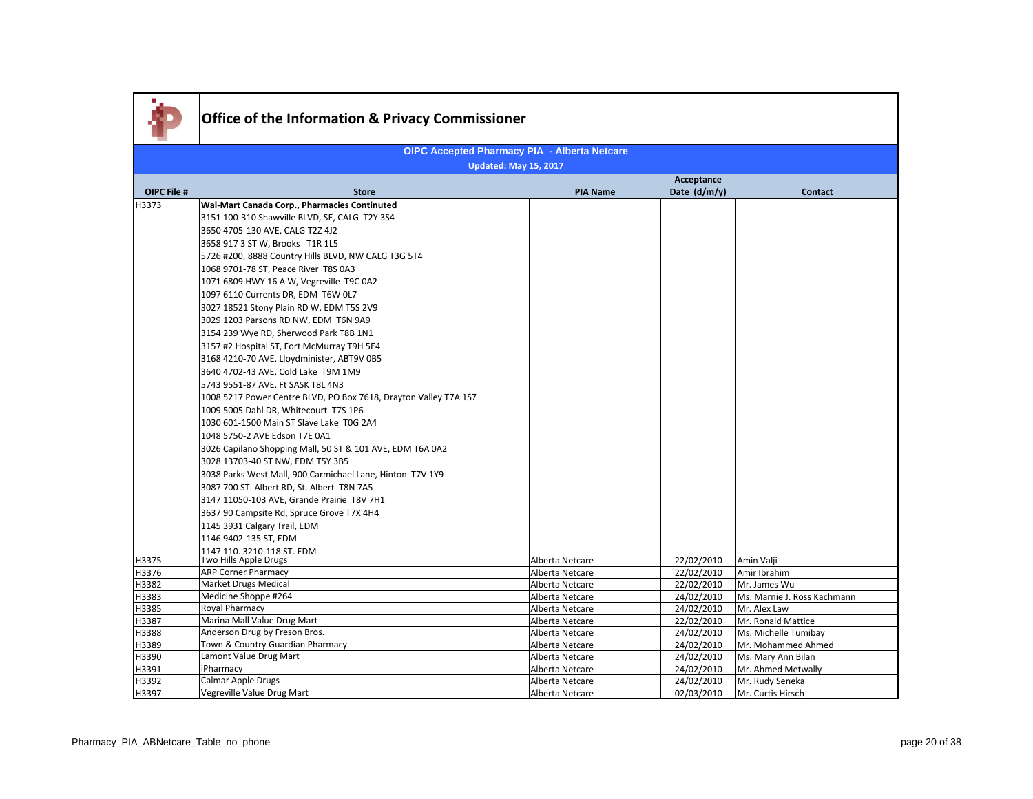# Office of the Information & Privacy Commissioner

## OIPC Accepted Pharmacy PIA - Alberta Netcare

**Updated: May 15, 2017**

| OIPC File # | Store | PIA Name | Acceptance Date (d/m/y) | Contact |
|---|---|---|---|---|
| H3373 | **Wal-Mart Canada Corp., Pharmacies Continued** | | | |
| | 3151 100-310 Shawville BLVD, SE, CALG T2Y 3S4 | | | |
| | 3650 4705-130 AVE, CALG T2Z 4J2 | | | |
| | 3658 917 3 ST W, Brooks T1R 1L5 | | | |
| | 5726 #200, 8888 Country Hills BLVD, NW CALG T3G 5T4 | | | |
| | 1068 9701-78 ST, Peace River T8S 0A3 | | | |
| | 1071 6809 HWY 16 A W, Vegreville T9C 0A2 | | | |
| | 1097 6110 Currents DR, EDM T6W 0L7 | | | |
| | 3027 18521 Stony Plain RD W, EDM T5S 2V9 | | | |
| | 3029 1203 Parsons RD NW, EDM T6N 9A9 | | | |
| | 3154 239 Wye RD, Sherwood Park T8B 1N1 | | | |
| | 3157 #2 Hospital ST, Fort McMurray T9H 5E4 | | | |
| | 3168 4210-70 AVE, Lloydminister, ABT9V 0B5 | | | |
| | 3640 4702-43 AVE, Cold Lake T9M 1M9 | | | |
| | 5743 9551-87 AVE, Ft SASK T8L 4N3 | | | |
| | 1008 5217 Power Centre BLVD, PO Box 7618, Drayton Valley T7A 1S7 | | | |
| | 1009 5005 Dahl DR, Whitecourt T7S 1P6 | | | |
| | 1030 601-1500 Main ST Slave Lake T0G 2A4 | | | |
| | 1048 5750-2 AVE Edson T7E 0A1 | | | |
| | 3026 Capilano Shopping Mall, 50 ST & 101 AVE, EDM T6A 0A2 | | | |
| | 3028 13703-40 ST NW, EDM T5Y 3B5 | | | |
| | 3038 Parks West Mall, 900 Carmichael Lane, Hinton T7V 1Y9 | | | |
| | 3087 700 ST. Albert RD, St. Albert T8N 7A5 | | | |
| | 3147 11050-103 AVE, Grande Prairie T8V 7H1 | | | |
| | 3637 90 Campsite Rd, Spruce Grove T7X 4H4 | | | |
| | 1145 3931 Calgary Trail, EDM | | | |
| | 1146 9402-135 ST, EDM | | | |
| | 1147 110, 3210-118 ST, EDM | | | |
| H3375 | Two Hills Apple Drugs | Alberta Netcare | 22/02/2010 | Amin Valji |
| H3376 | ARP Corner Pharmacy | Alberta Netcare | 22/02/2010 | Amir Ibrahim |
| H3382 | Market Drugs Medical | Alberta Netcare | 22/02/2010 | Mr. James Wu |
| H3383 | Medicine Shoppe #264 | Alberta Netcare | 24/02/2010 | Ms. Marnie J. Ross Kachmann |
| H3385 | Royal Pharmacy | Alberta Netcare | 24/02/2010 | Mr. Alex Law |
| H3387 | Marina Mall Value Drug Mart | Alberta Netcare | 22/02/2010 | Mr. Ronald Mattice |
| H3388 | Anderson Drug by Freson Bros. | Alberta Netcare | 24/02/2010 | Ms. Michelle Tumibay |
| H3389 | Town & Country Guardian Pharmacy | Alberta Netcare | 24/02/2010 | Mr. Mohammed Ahmed |
| H3390 | Lamont Value Drug Mart | Alberta Netcare | 24/02/2010 | Ms. Mary Ann Bilan |
| H3391 | iPharmacy | Alberta Netcare | 24/02/2010 | Mr. Ahmed Metwally |
| H3392 | Calmar Apple Drugs | Alberta Netcare | 24/02/2010 | Mr. Rudy Seneka |
| H3397 | Vegreville Value Drug Mart | Alberta Netcare | 02/03/2010 | Mr. Curtis Hirsch |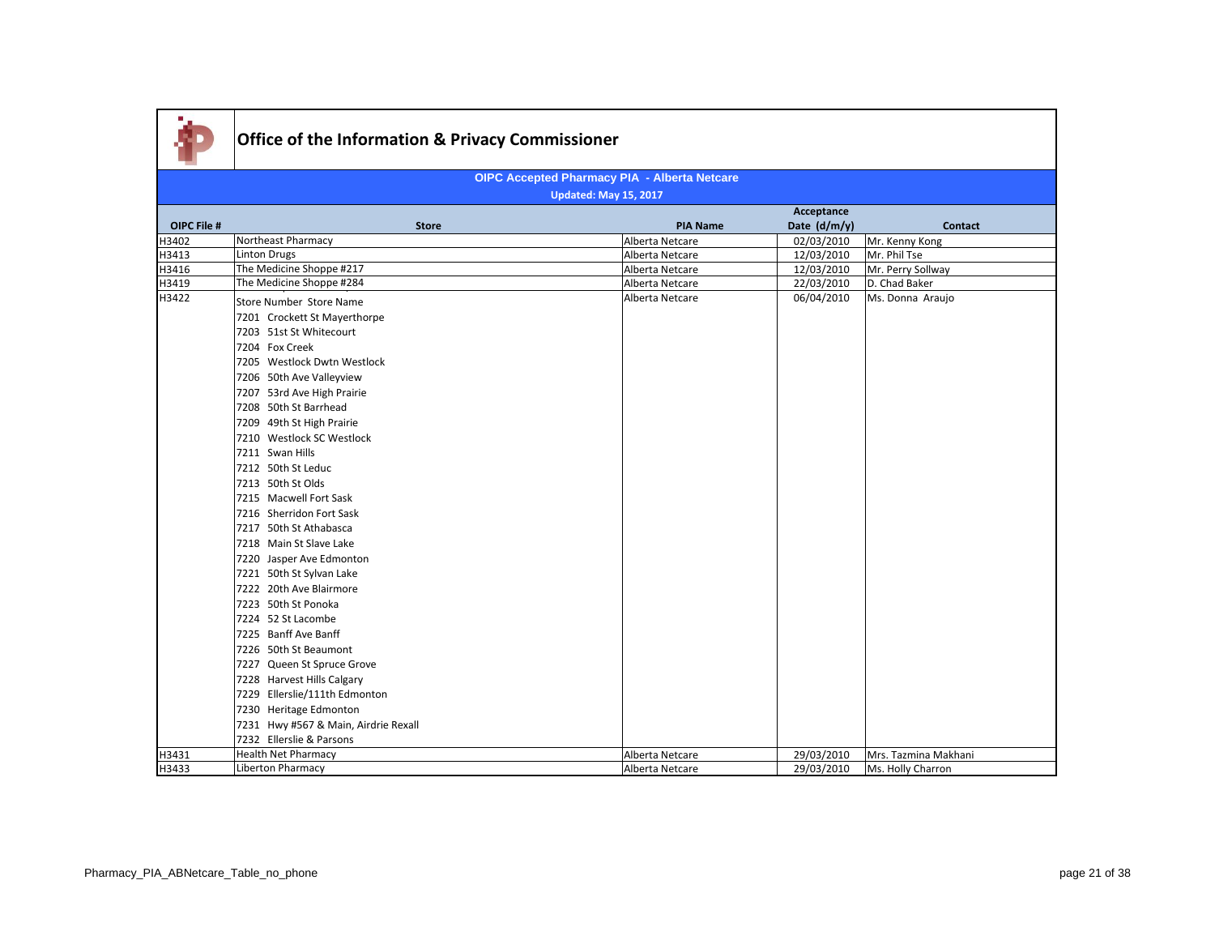# Office of the Information & Privacy Commissioner

## OIPC Accepted Pharmacy PIA - Alberta Netcare

**Updated: May 15, 2017**

| OIPC File # | Store | PIA Name | Acceptance Date (d/m/y) | Contact |
|---|---|---|---|---|
| H3402 | Northeast Pharmacy | Alberta Netcare | 02/03/2010 | Mr. Kenny Kong |
| H3413 | Linton Drugs | Alberta Netcare | 12/03/2010 | Mr. Phil Tse |
| H3416 | The Medicine Shoppe #217 | Alberta Netcare | 12/03/2010 | Mr. Perry Sollway |
| H3419 | The Medicine Shoppe #284 | Alberta Netcare | 22/03/2010 | D. Chad Baker |
| H3422 | Store Number Store Name<br>7201 Crockett St Mayerthorpe<br>7203 51st St Whitecourt<br>7204 Fox Creek<br>7205 Westlock Dwtn Westlock<br>7206 50th Ave Valleyview<br>7207 53rd Ave High Prairie<br>7208 50th St Barrhead<br>7209 49th St High Prairie<br>7210 Westlock SC Westlock<br>7211 Swan Hills<br>7212 50th St Leduc<br>7213 50th St Olds<br>7215 Macwell Fort Sask<br>7216 Sherridon Fort Sask<br>7217 50th St Athabasca<br>7218 Main St Slave Lake<br>7220 Jasper Ave Edmonton<br>7221 50th St Sylvan Lake<br>7222 20th Ave Blairmore<br>7223 50th St Ponoka<br>7224 52 St Lacombe<br>7225 Banff Ave Banff<br>7226 50th St Beaumont<br>7227 Queen St Spruce Grove<br>7228 Harvest Hills Calgary<br>7229 Ellerslie/111th Edmonton<br>7230 Heritage Edmonton<br>7231 Hwy #567 & Main, Airdrie Rexall<br>7232 Ellerslie & Parsons | Alberta Netcare | 06/04/2010 | Ms. Donna Araujo |
| H3431 | Health Net Pharmacy | Alberta Netcare | 29/03/2010 | Mrs. Tazmina Makhani |
| H3433 | Liberton Pharmacy | Alberta Netcare | 29/03/2010 | Ms. Holly Charron |

Pharmacy_PIA_ABNetcare_Table_no_phone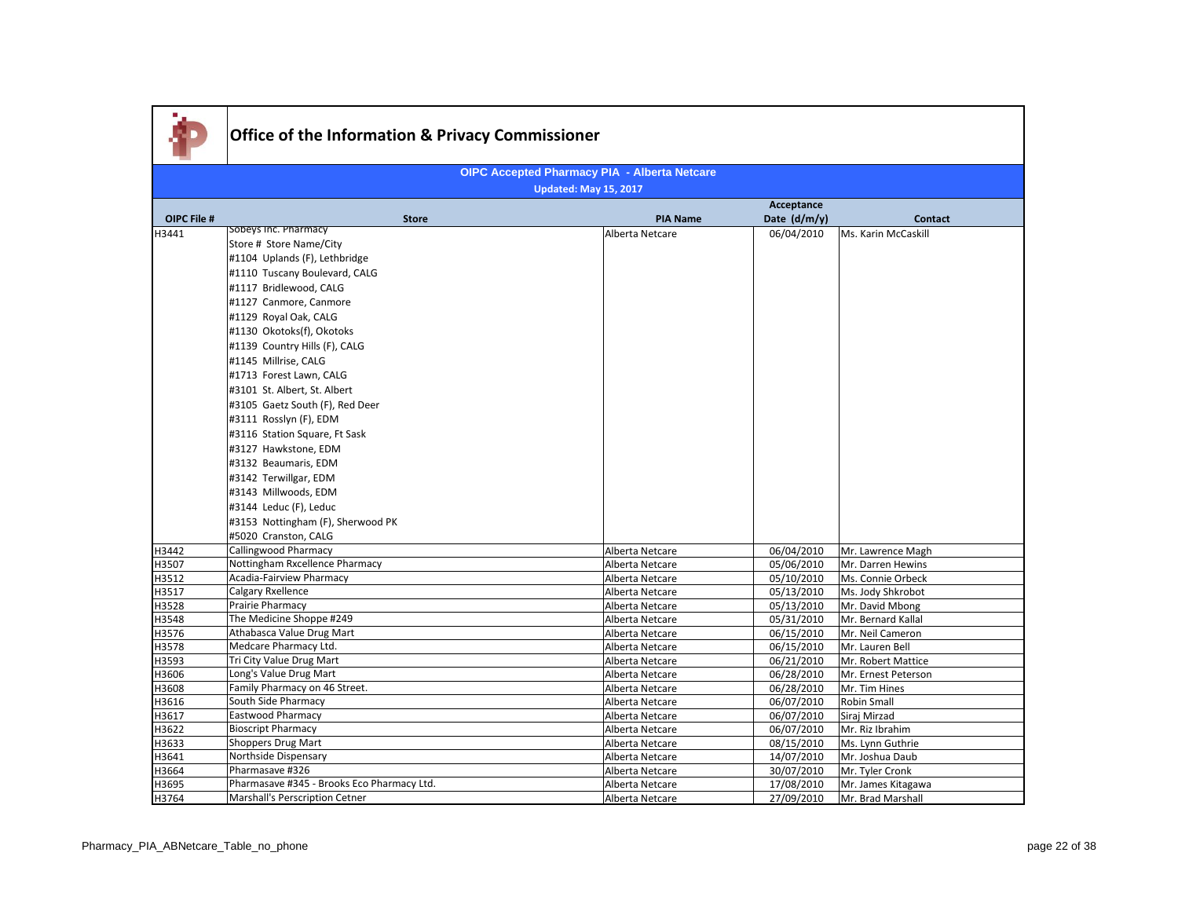# Office of the Information & Privacy Commissioner

## OIPC Accepted Pharmacy PIA - Alberta Netcare

**Updated: May 15, 2017**

| OIPC File # | Store | PIA Name | Acceptance Date (d/m/y) | Contact |
|---|---|---|---|---|
| H3441 | Sobeys Inc. Pharmacy<br>Store # Store Name/City<br>#1104 Uplands (F), Lethbridge<br>#1110 Tuscany Boulevard, CALG<br>#1117 Bridlewood, CALG<br>#1127 Canmore, Canmore<br>#1129 Royal Oak, CALG<br>#1130 Okotoks(f), Okotoks<br>#1139 Country Hills (F), CALG<br>#1145 Millrise, CALG<br>#1713 Forest Lawn, CALG<br>#3101 St. Albert, St. Albert<br>#3105 Gaetz South (F), Red Deer<br>#3111 Rosslyn (F), EDM<br>#3116 Station Square, Ft Sask<br>#3127 Hawkstone, EDM<br>#3132 Beaumaris, EDM<br>#3142 Terwillgar, EDM<br>#3143 Millwoods, EDM<br>#3144 Leduc (F), Leduc<br>#3153 Nottingham (F), Sherwood PK<br>#5020 Cranston, CALG | Alberta Netcare | 06/04/2010 | Ms. Karin McCaskill |
| H3442 | Callingwood Pharmacy | Alberta Netcare | 06/04/2010 | Mr. Lawrence Magh |
| H3507 | Nottingham Rxcellence Pharmacy | Alberta Netcare | 05/06/2010 | Mr. Darren Hewins |
| H3512 | Acadia-Fairview Pharmacy | Alberta Netcare | 05/10/2010 | Ms. Connie Orbeck |
| H3517 | Calgary Rxellence | Alberta Netcare | 05/13/2010 | Ms. Jody Shkrobot |
| H3528 | Prairie Pharmacy | Alberta Netcare | 05/13/2010 | Mr. David Mbong |
| H3548 | The Medicine Shoppe #249 | Alberta Netcare | 05/31/2010 | Mr. Bernard Kallal |
| H3576 | Athabasca Value Drug Mart | Alberta Netcare | 06/15/2010 | Mr. Neil Cameron |
| H3578 | Medcare Pharmacy Ltd. | Alberta Netcare | 06/15/2010 | Mr. Lauren Bell |
| H3593 | Tri City Value Drug Mart | Alberta Netcare | 06/21/2010 | Mr. Robert Mattice |
| H3606 | Long's Value Drug Mart | Alberta Netcare | 06/28/2010 | Mr. Ernest Peterson |
| H3608 | Family Pharmacy on 46 Street. | Alberta Netcare | 06/28/2010 | Mr. Tim Hines |
| H3616 | South Side Pharmacy | Alberta Netcare | 06/07/2010 | Robin Small |
| H3617 | Eastwood Pharmacy | Alberta Netcare | 06/07/2010 | Siraj Mirzad |
| H3622 | Bioscript Pharmacy | Alberta Netcare | 06/07/2010 | Mr. Riz Ibrahim |
| H3633 | Shoppers Drug Mart | Alberta Netcare | 08/15/2010 | Ms. Lynn Guthrie |
| H3641 | Northside Dispensary | Alberta Netcare | 14/07/2010 | Mr. Joshua Daub |
| H3664 | Pharmasave #326 | Alberta Netcare | 30/07/2010 | Mr. Tyler Cronk |
| H3695 | Pharmasave #345 - Brooks Eco Pharmacy Ltd. | Alberta Netcare | 17/08/2010 | Mr. James Kitagawa |
| H3764 | Marshall's Perscription Cetner | Alberta Netcare | 27/09/2010 | Mr. Brad Marshall |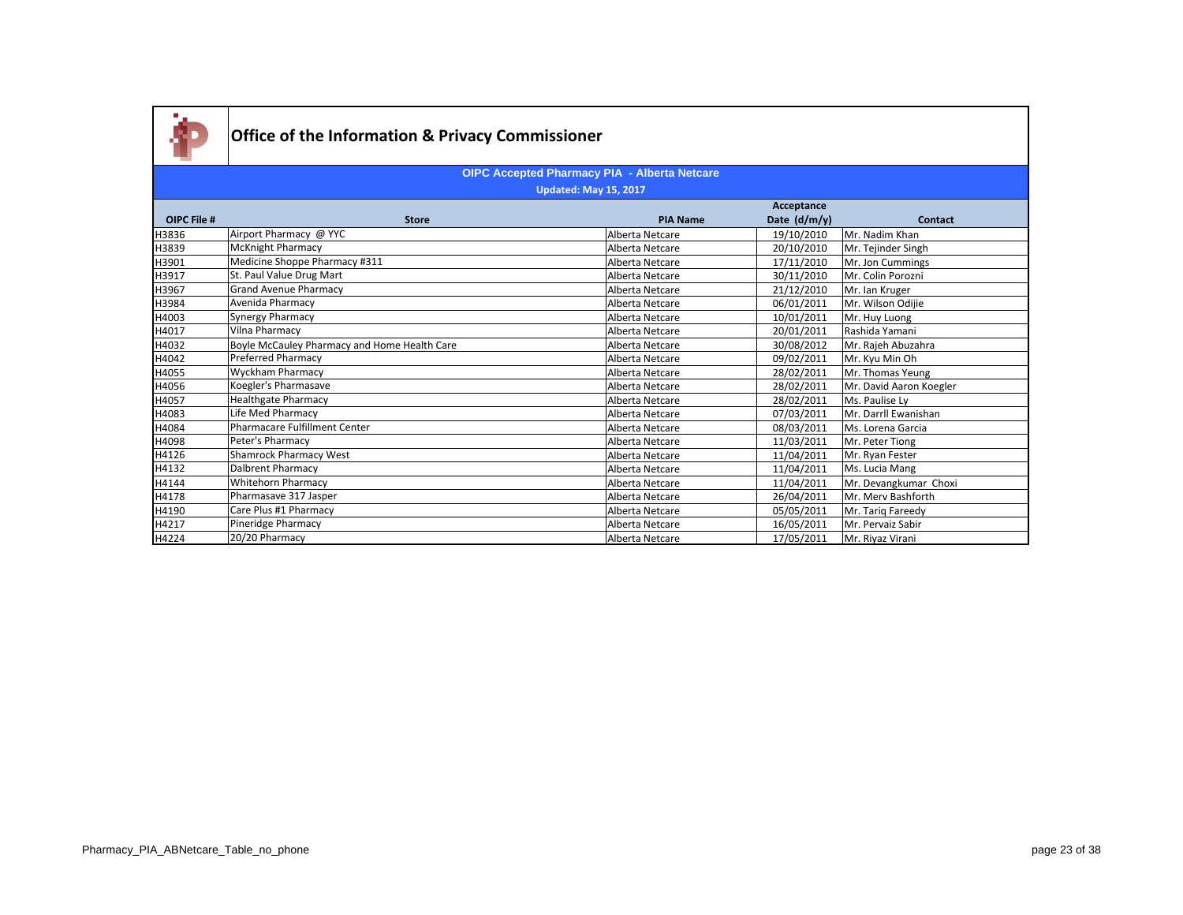# Office of the Information & Privacy Commissioner

## OIPC Accepted Pharmacy PIA - Alberta Netcare

**Updated: May 15, 2017**

| OIPC File # | Store | PIA Name | Acceptance Date (d/m/y) | Contact |
|---|---|---|---|---|
| H3836 | Airport Pharmacy @ YYC | Alberta Netcare | 19/10/2010 | Mr. Nadim Khan |
| H3839 | McKnight Pharmacy | Alberta Netcare | 20/10/2010 | Mr. Tejinder Singh |
| H3901 | Medicine Shoppe Pharmacy #311 | Alberta Netcare | 17/11/2010 | Mr. Jon Cummings |
| H3917 | St. Paul Value Drug Mart | Alberta Netcare | 30/11/2010 | Mr. Colin Porozni |
| H3967 | Grand Avenue Pharmacy | Alberta Netcare | 21/12/2010 | Mr. Ian Kruger |
| H3984 | Avenida Pharmacy | Alberta Netcare | 06/01/2011 | Mr. Wilson Odijie |
| H4003 | Synergy Pharmacy | Alberta Netcare | 10/01/2011 | Mr. Huy Luong |
| H4017 | Vilna Pharmacy | Alberta Netcare | 20/01/2011 | Rashida Yamani |
| H4032 | Boyle McCauley Pharmacy and Home Health Care | Alberta Netcare | 30/08/2012 | Mr. Rajeh Abuzahra |
| H4042 | Preferred Pharmacy | Alberta Netcare | 09/02/2011 | Mr. Kyu Min Oh |
| H4055 | Wyckham Pharmacy | Alberta Netcare | 28/02/2011 | Mr. Thomas Yeung |
| H4056 | Koegler's Pharmasave | Alberta Netcare | 28/02/2011 | Mr. David Aaron Koegler |
| H4057 | Healthgate Pharmacy | Alberta Netcare | 28/02/2011 | Ms. Paulise Ly |
| H4083 | Life Med Pharmacy | Alberta Netcare | 07/03/2011 | Mr. Darrll Ewanishan |
| H4084 | Pharmacare Fulfillment Center | Alberta Netcare | 08/03/2011 | Ms. Lorena Garcia |
| H4098 | Peter's Pharmacy | Alberta Netcare | 11/03/2011 | Mr. Peter Tiong |
| H4126 | Shamrock Pharmacy West | Alberta Netcare | 11/04/2011 | Mr. Ryan Fester |
| H4132 | Dalbrent Pharmacy | Alberta Netcare | 11/04/2011 | Ms. Lucia Mang |
| H4144 | Whitehorn Pharmacy | Alberta Netcare | 11/04/2011 | Mr. Devangkumar Choxi |
| H4178 | Pharmasave 317 Jasper | Alberta Netcare | 26/04/2011 | Mr. Merv Bashforth |
| H4190 | Care Plus #1 Pharmacy | Alberta Netcare | 05/05/2011 | Mr. Tariq Fareedy |
| H4217 | Pineridge Pharmacy | Alberta Netcare | 16/05/2011 | Mr. Pervaiz Sabir |
| H4224 | 20/20 Pharmacy | Alberta Netcare | 17/05/2011 | Mr. Riyaz Virani |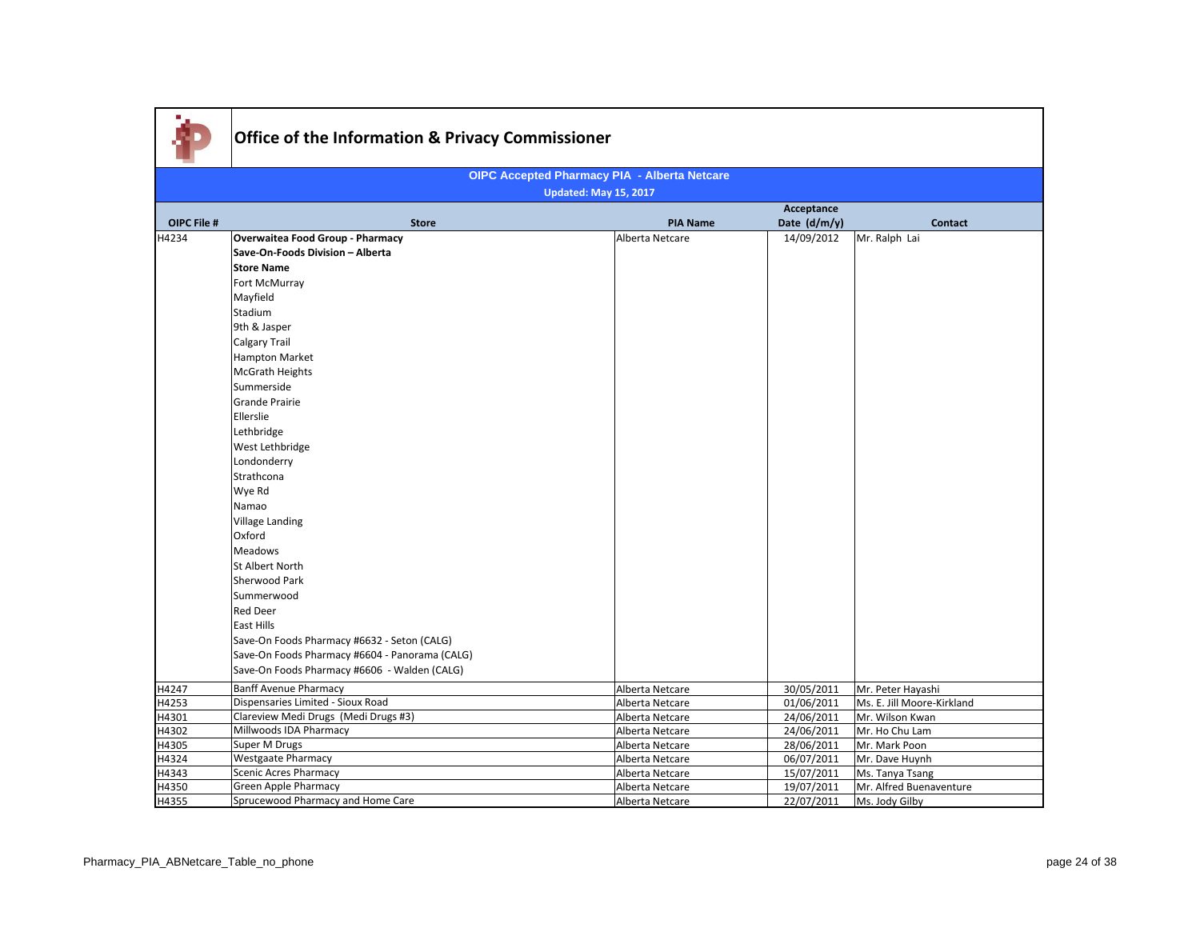# Office of the Information & Privacy Commissioner

**OIPC Accepted Pharmacy PIA - Alberta Netcare**

**Updated: May 15, 2017**

| OIPC File # | Store | PIA Name | Acceptance Date (d/m/y) | Contact |
|---|---|---|---|---|
| H4234 | **Overwaitea Food Group - Pharmacy** | Alberta Netcare | 14/09/2012 | Mr. Ralph Lai |
| | **Save-On-Foods Division – Alberta** | | | |
| | **Store Name** | | | |
| | Fort McMurray | | | |
| | Mayfield | | | |
| | Stadium | | | |
| | 9th & Jasper | | | |
| | Calgary Trail | | | |
| | Hampton Market | | | |
| | McGrath Heights | | | |
| | Summerside | | | |
| | Grande Prairie | | | |
| | Ellerslie | | | |
| | Lethbridge | | | |
| | West Lethbridge | | | |
| | Londonderry | | | |
| | Strathcona | | | |
| | Wye Rd | | | |
| | Namao | | | |
| | Village Landing | | | |
| | Oxford | | | |
| | Meadows | | | |
| | St Albert North | | | |
| | Sherwood Park | | | |
| | Summerwood | | | |
| | Red Deer | | | |
| | East Hills | | | |
| | Save-On Foods Pharmacy #6632 - Seton (CALG) | | | |
| | Save-On Foods Pharmacy #6604 - Panorama (CALG) | | | |
| | Save-On Foods Pharmacy #6606 - Walden (CALG) | | | |
| H4247 | Banff Avenue Pharmacy | Alberta Netcare | 30/05/2011 | Mr. Peter Hayashi |
| H4253 | Dispensaries Limited - Sioux Road | Alberta Netcare | 01/06/2011 | Ms. E. Jill Moore-Kirkland |
| H4301 | Clareview Medi Drugs (Medi Drugs #3) | Alberta Netcare | 24/06/2011 | Mr. Wilson Kwan |
| H4302 | Millwoods IDA Pharmacy | Alberta Netcare | 24/06/2011 | Mr. Ho Chu Lam |
| H4305 | Super M Drugs | Alberta Netcare | 28/06/2011 | Mr. Mark Poon |
| H4324 | Westgaate Pharmacy | Alberta Netcare | 06/07/2011 | Mr. Dave Huynh |
| H4343 | Scenic Acres Pharmacy | Alberta Netcare | 15/07/2011 | Ms. Tanya Tsang |
| H4350 | Green Apple Pharmacy | Alberta Netcare | 19/07/2011 | Mr. Alfred Buenaventure |
| H4355 | Sprucewood Pharmacy and Home Care | Alberta Netcare | 22/07/2011 | Ms. Jody Gilby |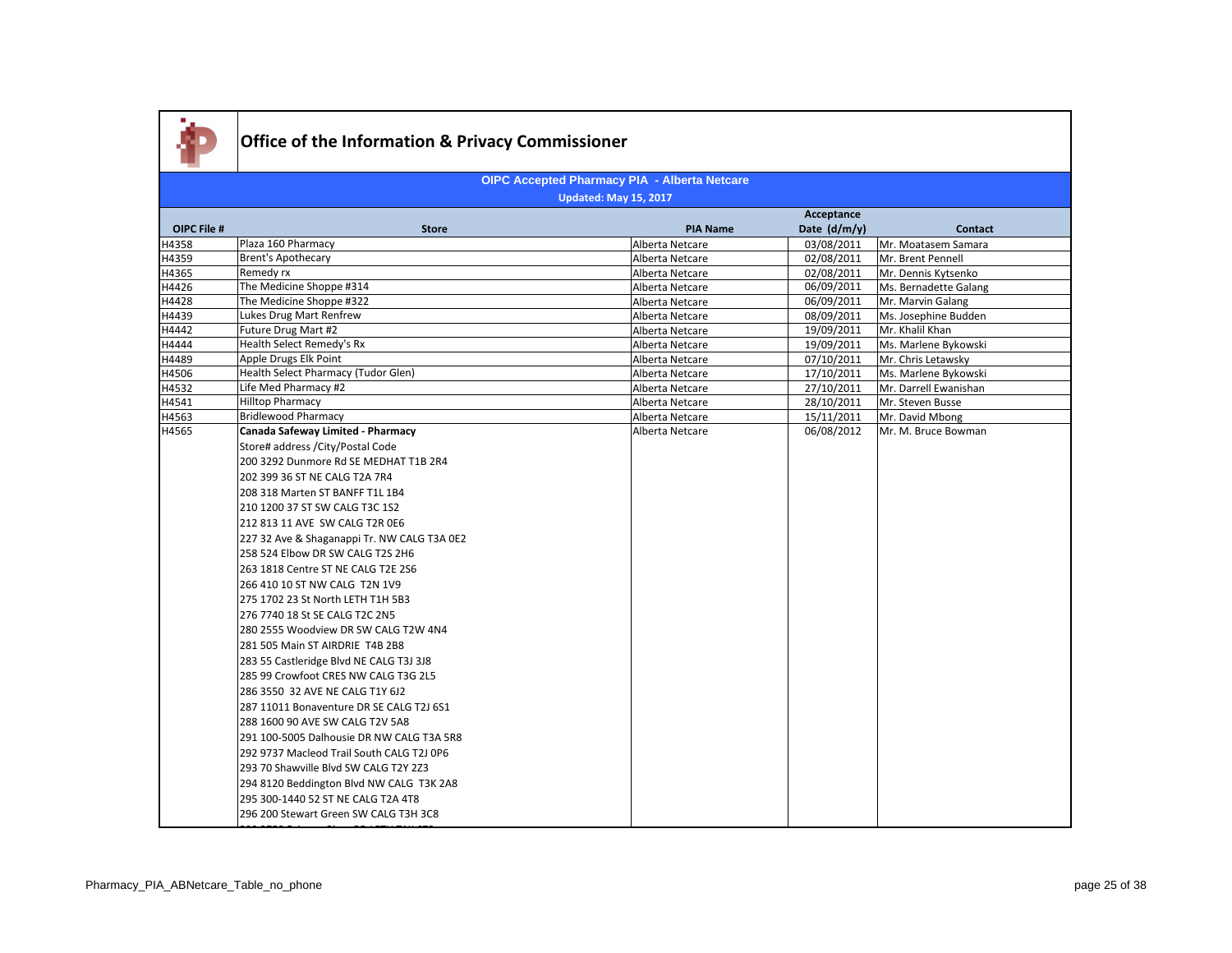# Office of the Information & Privacy Commissioner

**OIPC Accepted Pharmacy PIA - Alberta Netcare**

**Updated: May 15, 2017**

| OIPC File # | Store | PIA Name | Acceptance Date (d/m/y) | Contact |
|---|---|---|---|---|
| H4358 | Plaza 160 Pharmacy | Alberta Netcare | 03/08/2011 | Mr. Moatasem Samara |
| H4359 | Brent's Apothecary | Alberta Netcare | 02/08/2011 | Mr. Brent Pennell |
| H4365 | Remedy rx | Alberta Netcare | 02/08/2011 | Mr. Dennis Kytsenko |
| H4426 | The Medicine Shoppe #314 | Alberta Netcare | 06/09/2011 | Ms. Bernadette Galang |
| H4428 | The Medicine Shoppe #322 | Alberta Netcare | 06/09/2011 | Mr. Marvin Galang |
| H4439 | Lukes Drug Mart Renfrew | Alberta Netcare | 08/09/2011 | Ms. Josephine Budden |
| H4442 | Future Drug Mart #2 | Alberta Netcare | 19/09/2011 | Mr. Khalil Khan |
| H4444 | Health Select Remedy's Rx | Alberta Netcare | 19/09/2011 | Ms. Marlene Bykowski |
| H4489 | Apple Drugs Elk Point | Alberta Netcare | 07/10/2011 | Mr. Chris Letawsky |
| H4506 | Health Select Pharmacy (Tudor Glen) | Alberta Netcare | 17/10/2011 | Ms. Marlene Bykowski |
| H4532 | Life Med Pharmacy #2 | Alberta Netcare | 27/10/2011 | Mr. Darrell Ewanishan |
| H4541 | Hilltop Pharmacy | Alberta Netcare | 28/10/2011 | Mr. Steven Busse |
| H4563 | Bridlewood Pharmacy | Alberta Netcare | 15/11/2011 | Mr. David Mbong |
| H4565 | **Canada Safeway Limited - Pharmacy**<br>Store# address /City/Postal Code<br>200 3292 Dunmore Rd SE MEDHAT T1B 2R4<br>202 399 36 ST NE CALG T2A 7R4<br>208 318 Marten ST BANFF T1L 1B4<br>210 1200 37 ST SW CALG T3C 1S2<br>212 813 11 AVE SW CALG T2R 0E6<br>227 32 Ave & Shaganappi Tr. NW CALG T3A 0E2<br>258 524 Elbow DR SW CALG T2S 2H6<br>263 1818 Centre ST NE CALG T2E 2S6<br>266 410 10 ST NW CALG T2N 1V9<br>275 1702 23 St North LETH T1H 5B3<br>276 7740 18 St SE CALG T2C 2N5<br>280 2555 Woodview DR SW CALG T2W 4N4<br>281 505 Main ST AIRDRIE T4B 2B8<br>283 55 Castleridge Blvd NE CALG T3J 3J8<br>285 99 Crowfoot CRES NW CALG T3G 2L5<br>286 3550 32 AVE NE CALG T1Y 6J2<br>287 11011 Bonaventure DR SE CALG T2J 6S1<br>288 1600 90 AVE SW CALG T2V 5A8<br>291 100-5005 Dalhousie DR NW CALG T3A 5R8<br>292 9737 Macleod Trail South CALG T2J 0P6<br>293 70 Shawville Blvd SW CALG T2Y 2Z3<br>294 8120 Beddington Blvd NW CALG T3K 2A8<br>295 300-1440 52 ST NE CALG T2A 4T8<br>296 200 Stewart Green SW CALG T3H 3C8 | Alberta Netcare | 06/08/2012 | Mr. M. Bruce Bowman |

Pharmacy_PIA_ABNetcare_Table_no_phone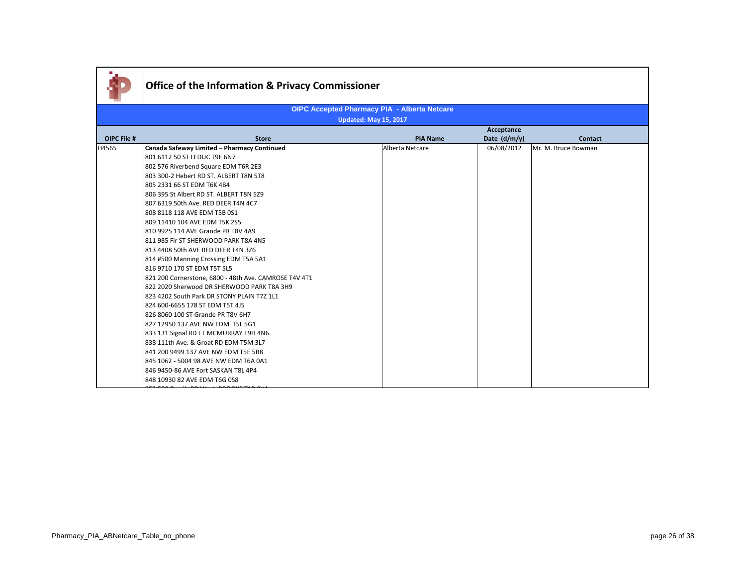# Office of the Information & Privacy Commissioner

**OIPC Accepted Pharmacy PIA - Alberta Netcare**

**Updated: May 15, 2017**

| OIPC File # | Store | PIA Name | Acceptance Date (d/m/y) | Contact |
|---|---|---|---|---|
| H4565 | **Canada Safeway Limited – Pharmacy Continued** | Alberta Netcare | 06/08/2012 | Mr. M. Bruce Bowman |
| | 801 6112 50 ST LEDUC T9E 6N7 | | | |
| | 802 576 Riverbend Square EDM T6R 2E3 | | | |
| | 803 300-2 Hebert RD ST. ALBERT T8N 5T8 | | | |
| | 805 2331 66 ST EDM T6K 4B4 | | | |
| | 806 395 St Albert RD ST. ALBERT T8N 5Z9 | | | |
| | 807 6319 50th Ave. RED DEER T4N 4C7 | | | |
| | 808 8118 118 AVE EDM T5B 0S1 | | | |
| | 809 11410 104 AVE EDM T5K 2S5 | | | |
| | 810 9925 114 AVE Grande PR T8V 4A9 | | | |
| | 811 985 Fir ST SHERWOOD PARK T8A 4N5 | | | |
| | 813 4408 50th AVE RED DEER T4N 3Z6 | | | |
| | 814 #500 Manning Crossing EDM T5A 5A1 | | | |
| | 816 9710 170 ST EDM T5T 5L5 | | | |
| | 821 200 Cornerstone, 6800 - 48th Ave. CAMROSE T4V 4T1 | | | |
| | 822 2020 Sherwood DR SHERWOOD PARK T8A 3H9 | | | |
| | 823 4202 South Park DR STONY PLAIN T7Z 1L1 | | | |
| | 824 600-6655 178 ST EDM T5T 4J5 | | | |
| | 826 8060 100 ST Grande PR T8V 6H7 | | | |
| | 827 12950 137 AVE NW EDM T5L 5G1 | | | |
| | 833 131 Signal RD FT MCMURRAY T9H 4N6 | | | |
| | 838 111th Ave. & Groat RD EDM T5M 3L7 | | | |
| | 841 200 9499 137 AVE NW EDM T5E 5R8 | | | |
| | 845 1062 - 5004 98 AVE NW EDM T6A 0A1 | | | |
| | 846 9450-86 AVE Fort SASKAN T8L 4P4 | | | |
| | 848 10930 82 AVE EDM T6G 0S8 | | | |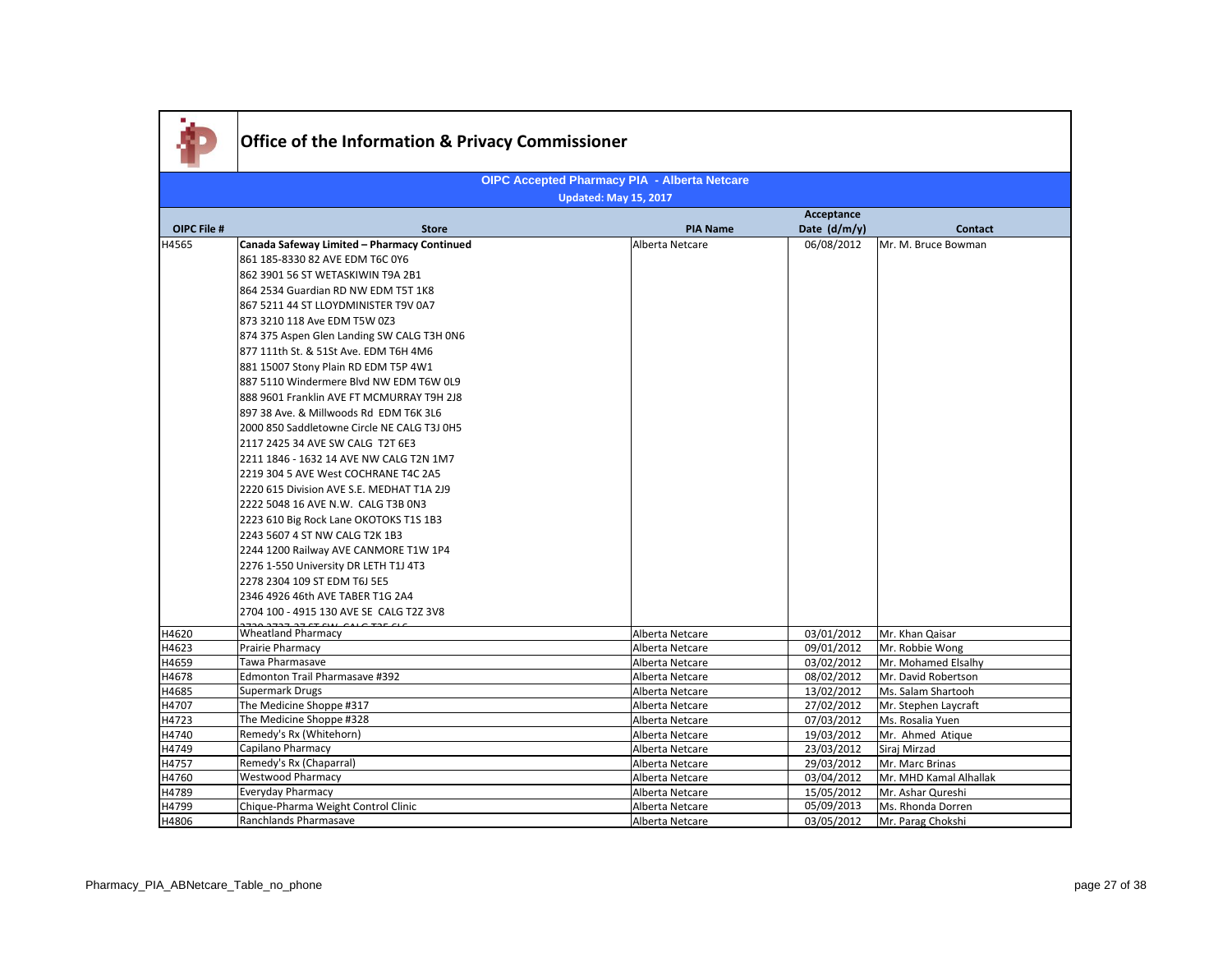# Office of the Information & Privacy Commissioner

**OIPC Accepted Pharmacy PIA - Alberta Netcare**

**Updated: May 15, 2017**

| OIPC File # | Store | PIA Name | Acceptance Date (d/m/y) | Contact |
|---|---|---|---|---|
| H4565 | **Canada Safeway Limited – Pharmacy Continued**<br>861 185-8330 82 AVE EDM T6C 0Y6<br>862 3901 56 ST WETASKIWIN T9A 2B1<br>864 2534 Guardian RD NW EDM T5T 1K8<br>867 5211 44 ST LLOYDMINISTER T9V 0A7<br>873 3210 118 Ave EDM T5W 0Z3<br>874 375 Aspen Glen Landing SW CALG T3H 0N6<br>877 111th St. & 51St Ave. EDM T6H 4M6<br>881 15007 Stony Plain RD EDM T5P 4W1<br>887 5110 Windermere Blvd NW EDM T6W 0L9<br>888 9601 Franklin AVE FT MCMURRAY T9H 2J8<br>897 38 Ave. & Millwoods Rd EDM T6K 3L6<br>2000 850 Saddletowne Circle NE CALG T3J 0H5<br>2117 2425 34 AVE SW CALG T2T 6E3<br>2211 1846 - 1632 14 AVE NW CALG T2N 1M7<br>2219 304 5 AVE West COCHRANE T4C 2A5<br>2220 615 Division AVE S.E. MEDHAT T1A 2J9<br>2222 5048 16 AVE N.W. CALG T3B 0N3<br>2223 610 Big Rock Lane OKOTOKS T1S 1B3<br>2243 5607 4 ST NW CALG T2K 1B3<br>2244 1200 Railway AVE CANMORE T1W 1P4<br>2276 1-550 University DR LETH T1J 4T3<br>2278 2304 109 ST EDM T6J 5E5<br>2346 4926 46th AVE TABER T1G 2A4<br>2704 100 - 4915 130 AVE SE CALG T2Z 3V8 | Alberta Netcare | 06/08/2012 | Mr. M. Bruce Bowman |
| H4620 | Wheatland Pharmacy | Alberta Netcare | 03/01/2012 | Mr. Khan Qaisar |
| H4623 | Prairie Pharmacy | Alberta Netcare | 09/01/2012 | Mr. Robbie Wong |
| H4659 | Tawa Pharmasave | Alberta Netcare | 03/02/2012 | Mr. Mohamed Elsalhy |
| H4678 | Edmonton Trail Pharmasave #392 | Alberta Netcare | 08/02/2012 | Mr. David Robertson |
| H4685 | Supermark Drugs | Alberta Netcare | 13/02/2012 | Ms. Salam Shartooh |
| H4707 | The Medicine Shoppe #317 | Alberta Netcare | 27/02/2012 | Mr. Stephen Laycraft |
| H4723 | The Medicine Shoppe #328 | Alberta Netcare | 07/03/2012 | Ms. Rosalia Yuen |
| H4740 | Remedy's Rx (Whitehorn) | Alberta Netcare | 19/03/2012 | Mr. Ahmed Atique |
| H4749 | Capilano Pharmacy | Alberta Netcare | 23/03/2012 | Siraj Mirzad |
| H4757 | Remedy's Rx (Chaparral) | Alberta Netcare | 29/03/2012 | Mr. Marc Brinas |
| H4760 | Westwood Pharmacy | Alberta Netcare | 03/04/2012 | Mr. MHD Kamal Alhallak |
| H4789 | Everyday Pharmacy | Alberta Netcare | 15/05/2012 | Mr. Ashar Qureshi |
| H4799 | Chique-Pharma Weight Control Clinic | Alberta Netcare | 05/09/2013 | Ms. Rhonda Dorren |
| H4806 | Ranchlands Pharmasave | Alberta Netcare | 03/05/2012 | Mr. Parag Chokshi |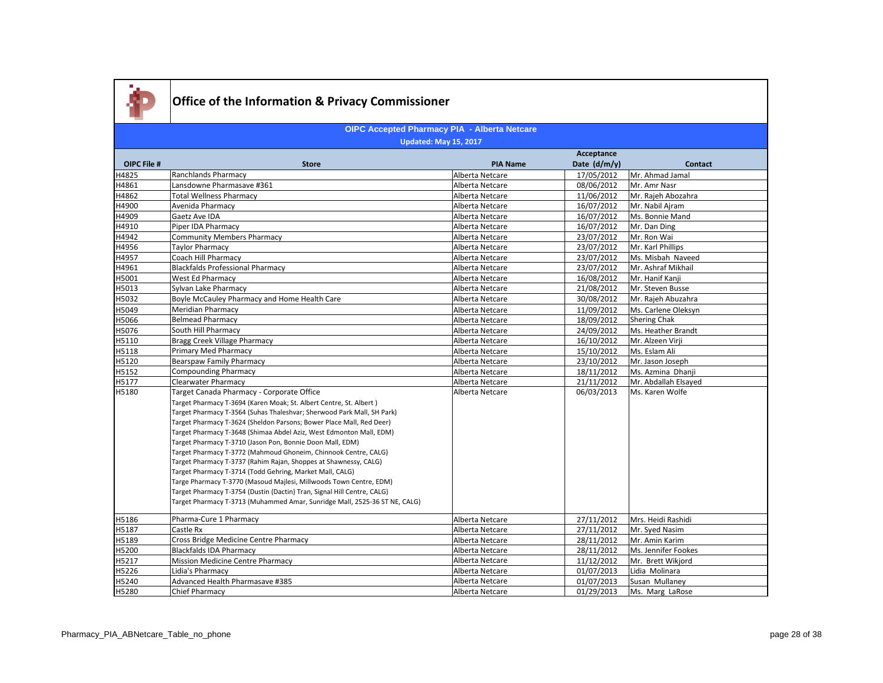# Office of the Information & Privacy Commissioner

## OIPC Accepted Pharmacy PIA - Alberta Netcare

**Updated: May 15, 2017**

| OIPC File # | Store | PIA Name | Acceptance Date (d/m/y) | Contact |
|---|---|---|---|---|
| H4825 | Ranchlands Pharmacy | Alberta Netcare | 17/05/2012 | Mr. Ahmad Jamal |
| H4861 | Lansdowne Pharmasave #361 | Alberta Netcare | 08/06/2012 | Mr. Amr Nasr |
| H4862 | Total Wellness Pharmacy | Alberta Netcare | 11/06/2012 | Mr. Rajeh Abozahra |
| H4900 | Avenida Pharmacy | Alberta Netcare | 16/07/2012 | Mr. Nabil Ajram |
| H4909 | Gaetz Ave IDA | Alberta Netcare | 16/07/2012 | Ms. Bonnie Mand |
| H4910 | Piper IDA Pharmacy | Alberta Netcare | 16/07/2012 | Mr. Dan Ding |
| H4942 | Community Members Pharmacy | Alberta Netcare | 23/07/2012 | Mr. Ron Wai |
| H4956 | Taylor Pharmacy | Alberta Netcare | 23/07/2012 | Mr. Karl Phillips |
| H4957 | Coach Hill Pharmacy | Alberta Netcare | 23/07/2012 | Ms. Misbah Naveed |
| H4961 | Blackfalds Professional Pharmacy | Alberta Netcare | 23/07/2012 | Mr. Ashraf Mikhail |
| H5001 | West Ed Pharmacy | Alberta Netcare | 16/08/2012 | Mr. Hanif Kanji |
| H5013 | Sylvan Lake Pharmacy | Alberta Netcare | 21/08/2012 | Mr. Steven Busse |
| H5032 | Boyle McCauley Pharmacy and Home Health Care | Alberta Netcare | 30/08/2012 | Mr. Rajeh Abuzahra |
| H5049 | Meridian Pharmacy | Alberta Netcare | 11/09/2012 | Ms. Carlene Oleksyn |
| H5066 | Belmead Pharmacy | Alberta Netcare | 18/09/2012 | Shering Chak |
| H5076 | South Hill Pharmacy | Alberta Netcare | 24/09/2012 | Ms. Heather Brandt |
| H5110 | Bragg Creek Village Pharmacy | Alberta Netcare | 16/10/2012 | Mr. Alzeen Virji |
| H5118 | Primary Med Pharmacy | Alberta Netcare | 15/10/2012 | Ms. Eslam Ali |
| H5120 | Bearspaw Family Pharmacy | Alberta Netcare | 23/10/2012 | Mr. Jason Joseph |
| H5152 | Compounding Pharmacy | Alberta Netcare | 18/11/2012 | Ms. Azmina Dhanji |
| H5177 | Clearwater Pharmacy | Alberta Netcare | 21/11/2012 | Mr. Abdallah Elsayed |
| H5180 | Target Canada Pharmacy - Corporate Office<br>Target Pharmacy T-3694 (Karen Moak; St. Albert Centre, St. Albert )<br>Target Pharmacy T-3564 (Suhas Thaleshvar; Sherwood Park Mall, SH Park)<br>Target Pharmacy T-3624 (Sheldon Parsons; Bower Place Mall, Red Deer)<br>Target Pharmacy T-3648 (Shimaa Abdel Aziz, West Edmonton Mall, EDM)<br>Target Pharmacy T-3710 (Jason Pon, Bonnie Doon Mall, EDM)<br>Target Pharmacy T-3772 (Mahmoud Ghoneim, Chinnook Centre, CALG)<br>Target Pharmacy T-3737 (Rahim Rajan, Shoppes at Shawnessy, CALG)<br>Target Pharmacy T-3714 (Todd Gehring, Market Mall, CALG)<br>Targe Pharmacy T-3770 (Masoud Majlesi, Millwoods Town Centre, EDM)<br>Target Pharmacy T-3754 (Dustin (Dactin) Tran, Signal Hill Centre, CALG)<br>Target Pharmacy T-3713 (Muhammed Amar, Sunridge Mall, 2525-36 ST NE, CALG) | Alberta Netcare | 06/03/2013 | Ms. Karen Wolfe |
| H5186 | Pharma-Cure 1 Pharmacy | Alberta Netcare | 27/11/2012 | Mrs. Heidi Rashidi |
| H5187 | Castle Rx | Alberta Netcare | 27/11/2012 | Mr. Syed Nasim |
| H5189 | Cross Bridge Medicine Centre Pharmacy | Alberta Netcare | 28/11/2012 | Mr. Amin Karim |
| H5200 | Blackfalds IDA Pharmacy | Alberta Netcare | 28/11/2012 | Ms. Jennifer Fookes |
| H5217 | Mission Medicine Centre Pharmacy | Alberta Netcare | 11/12/2012 | Mr. Brett Wikjord |
| H5226 | Lidia's Pharmacy | Alberta Netcare | 01/07/2013 | Lidia Molinara |
| H5240 | Advanced Health Pharmasave #385 | Alberta Netcare | 01/07/2013 | Susan Mullaney |
| H5280 | Chief Pharmacy | Alberta Netcare | 01/29/2013 | Ms. Marg LaRose |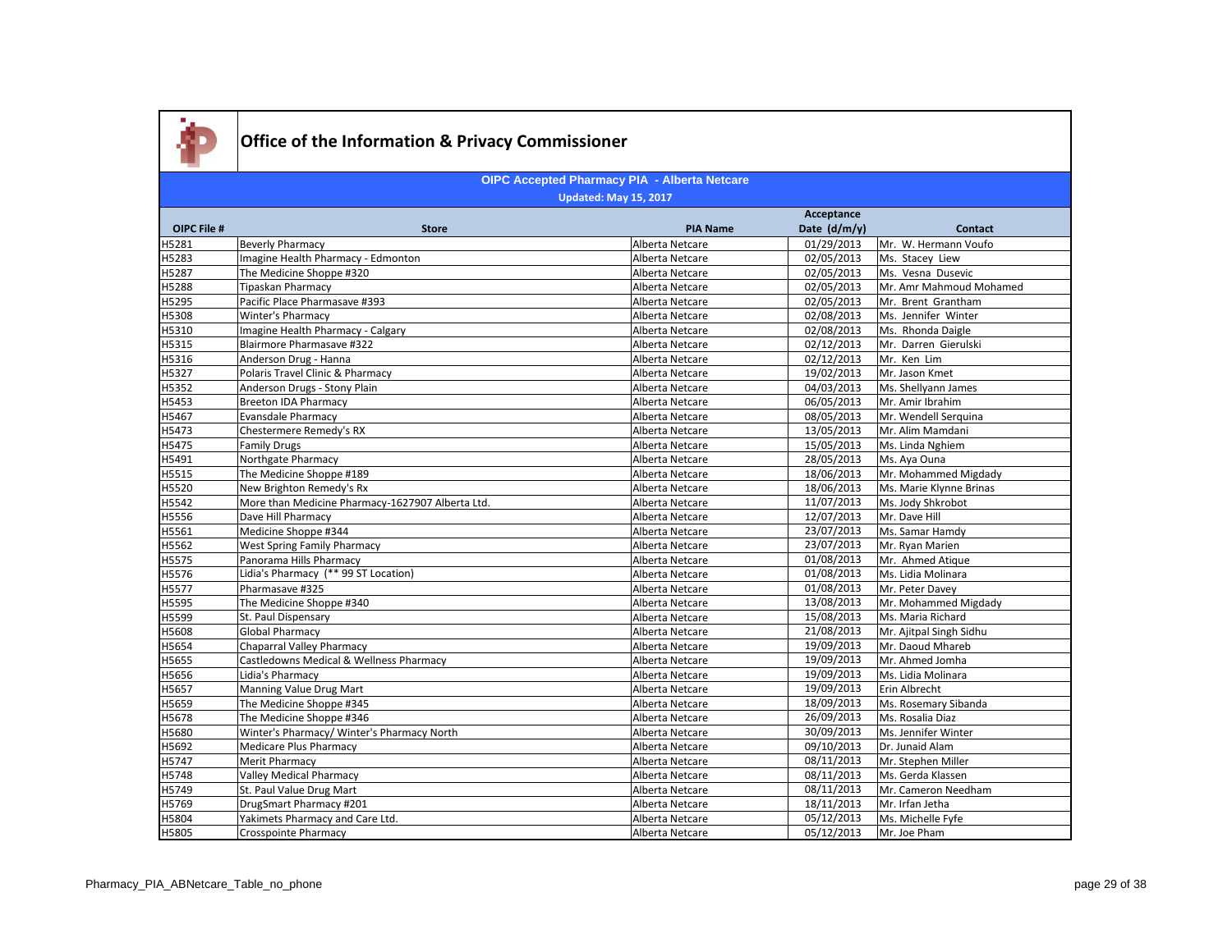# Office of the Information & Privacy Commissioner

**OIPC Accepted Pharmacy PIA - Alberta Netcare**

**Updated: May 15, 2017**

| OIPC File # | Store | PIA Name | Acceptance Date (d/m/y) | Contact |
|---|---|---|---|---|
| H5281 | Beverly Pharmacy | Alberta Netcare | 01/29/2013 | Mr. W. Hermann Voufo |
| H5283 | Imagine Health Pharmacy - Edmonton | Alberta Netcare | 02/05/2013 | Ms. Stacey Liew |
| H5287 | The Medicine Shoppe #320 | Alberta Netcare | 02/05/2013 | Ms. Vesna Dusevic |
| H5288 | Tipaskan Pharmacy | Alberta Netcare | 02/05/2013 | Mr. Amr Mahmoud Mohamed |
| H5295 | Pacific Place Pharmasave #393 | Alberta Netcare | 02/05/2013 | Mr. Brent Grantham |
| H5308 | Winter's Pharmacy | Alberta Netcare | 02/08/2013 | Ms. Jennifer Winter |
| H5310 | Imagine Health Pharmacy - Calgary | Alberta Netcare | 02/08/2013 | Ms. Rhonda Daigle |
| H5315 | Blairmore Pharmasave #322 | Alberta Netcare | 02/12/2013 | Mr. Darren Gierulski |
| H5316 | Anderson Drug - Hanna | Alberta Netcare | 02/12/2013 | Mr. Ken Lim |
| H5327 | Polaris Travel Clinic & Pharmacy | Alberta Netcare | 19/02/2013 | Mr. Jason Kmet |
| H5352 | Anderson Drugs - Stony Plain | Alberta Netcare | 04/03/2013 | Ms. Shellyann James |
| H5453 | Breeton IDA Pharmacy | Alberta Netcare | 06/05/2013 | Mr. Amir Ibrahim |
| H5467 | Evansdale Pharmacy | Alberta Netcare | 08/05/2013 | Mr. Wendell Serquina |
| H5473 | Chestermere Remedy's RX | Alberta Netcare | 13/05/2013 | Mr. Alim Mamdani |
| H5475 | Family Drugs | Alberta Netcare | 15/05/2013 | Ms. Linda Nghiem |
| H5491 | Northgate Pharmacy | Alberta Netcare | 28/05/2013 | Ms. Aya Ouna |
| H5515 | The Medicine Shoppe #189 | Alberta Netcare | 18/06/2013 | Mr. Mohammed Migdady |
| H5520 | New Brighton Remedy's Rx | Alberta Netcare | 18/06/2013 | Ms. Marie Klynne Brinas |
| H5542 | More than Medicine Pharmacy-1627907 Alberta Ltd. | Alberta Netcare | 11/07/2013 | Ms. Jody Shkrobot |
| H5556 | Dave Hill Pharmacy | Alberta Netcare | 12/07/2013 | Mr. Dave Hill |
| H5561 | Medicine Shoppe #344 | Alberta Netcare | 23/07/2013 | Ms. Samar Hamdy |
| H5562 | West Spring Family Pharmacy | Alberta Netcare | 23/07/2013 | Mr. Ryan Marien |
| H5575 | Panorama Hills Pharmacy | Alberta Netcare | 01/08/2013 | Mr. Ahmed Atique |
| H5576 | Lidia's Pharmacy (** 99 ST Location) | Alberta Netcare | 01/08/2013 | Ms. Lidia Molinara |
| H5577 | Pharmasave #325 | Alberta Netcare | 01/08/2013 | Mr. Peter Davey |
| H5595 | The Medicine Shoppe #340 | Alberta Netcare | 13/08/2013 | Mr. Mohammed Migdady |
| H5599 | St. Paul Dispensary | Alberta Netcare | 15/08/2013 | Ms. Maria Richard |
| H5608 | Global Pharmacy | Alberta Netcare | 21/08/2013 | Mr. Ajitpal Singh Sidhu |
| H5654 | Chaparral Valley Pharmacy | Alberta Netcare | 19/09/2013 | Mr. Daoud Mhareb |
| H5655 | Castledowns Medical & Wellness Pharmacy | Alberta Netcare | 19/09/2013 | Mr. Ahmed Jomha |
| H5656 | Lidia's Pharmacy | Alberta Netcare | 19/09/2013 | Ms. Lidia Molinara |
| H5657 | Manning Value Drug Mart | Alberta Netcare | 19/09/2013 | Erin Albrecht |
| H5659 | The Medicine Shoppe #345 | Alberta Netcare | 18/09/2013 | Ms. Rosemary Sibanda |
| H5678 | The Medicine Shoppe #346 | Alberta Netcare | 26/09/2013 | Ms. Rosalia Diaz |
| H5680 | Winter's Pharmacy/ Winter's Pharmacy North | Alberta Netcare | 30/09/2013 | Ms. Jennifer Winter |
| H5692 | Medicare Plus Pharmacy | Alberta Netcare | 09/10/2013 | Dr. Junaid Alam |
| H5747 | Merit Pharmacy | Alberta Netcare | 08/11/2013 | Mr. Stephen Miller |
| H5748 | Valley Medical Pharmacy | Alberta Netcare | 08/11/2013 | Ms. Gerda Klassen |
| H5749 | St. Paul Value Drug Mart | Alberta Netcare | 08/11/2013 | Mr. Cameron Needham |
| H5769 | DrugSmart Pharmacy #201 | Alberta Netcare | 18/11/2013 | Mr. Irfan Jetha |
| H5804 | Yakimets Pharmacy and Care Ltd. | Alberta Netcare | 05/12/2013 | Ms. Michelle Fyfe |
| H5805 | Crosspointe Pharmacy | Alberta Netcare | 05/12/2013 | Mr. Joe Pham |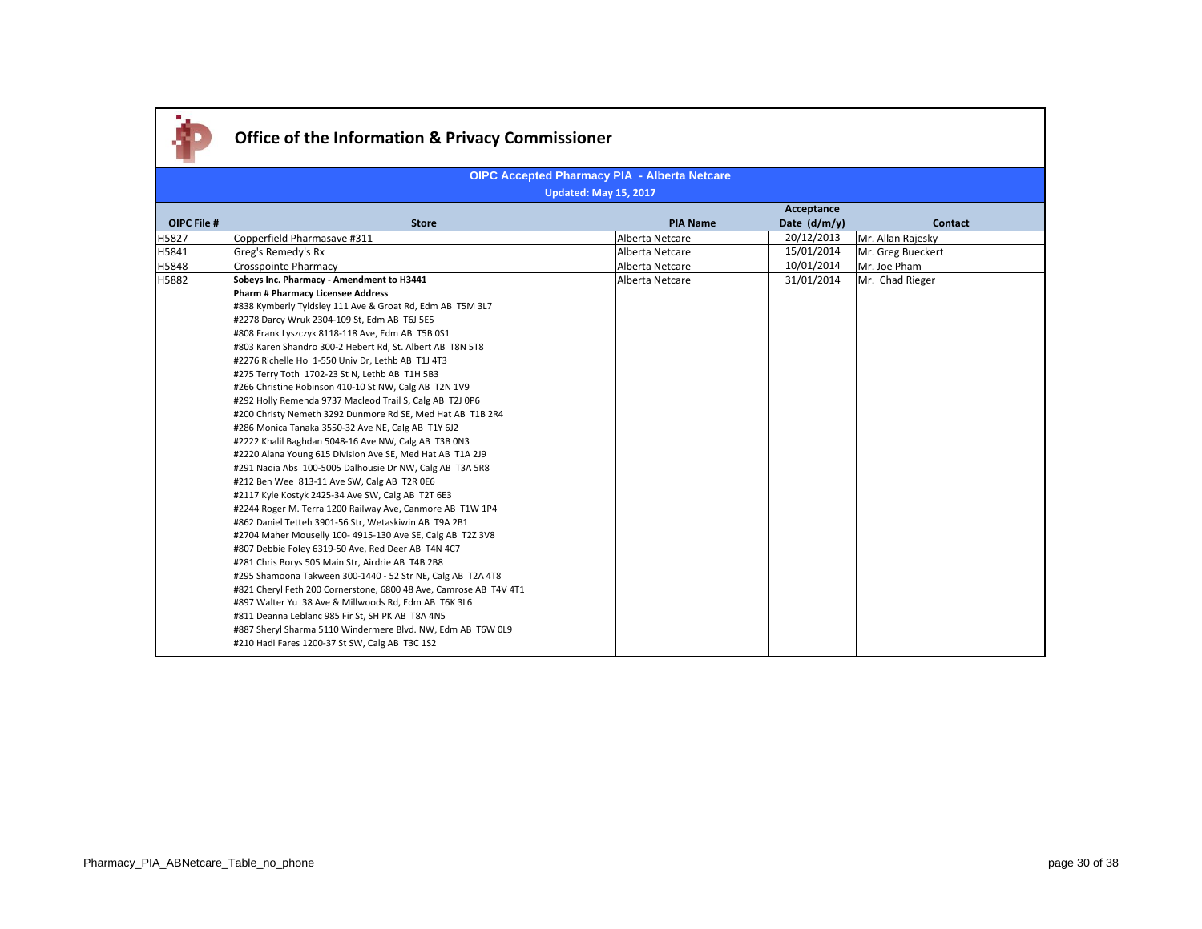# Office of the Information & Privacy Commissioner

## OIPC Accepted Pharmacy PIA - Alberta Netcare

**Updated: May 15, 2017**

| OIPC File # | Store | PIA Name | Acceptance Date (d/m/y) | Contact |
|---|---|---|---|---|
| H5827 | Copperfield Pharmasave #311 | Alberta Netcare | 20/12/2013 | Mr. Allan Rajesky |
| H5841 | Greg's Remedy's Rx | Alberta Netcare | 15/01/2014 | Mr. Greg Bueckert |
| H5848 | Crosspointe Pharmacy | Alberta Netcare | 10/01/2014 | Mr. Joe Pham |
| H5882 | **Sobeys Inc. Pharmacy - Amendment to H3441**<br>**Pharm # Pharmacy Licensee Address**<br>#838 Kymberly Tyldsley 111 Ave & Groat Rd, Edm AB T5M 3L7<br>#2278 Darcy Wruk 2304-109 St, Edm AB T6J 5E5<br>#808 Frank Lyszczyk 8118-118 Ave, Edm AB T5B 0S1<br>#803 Karen Shandro 300-2 Hebert Rd, St. Albert AB T8N 5T8<br>#2276 Richelle Ho 1-550 Univ Dr, Lethb AB T1J 4T3<br>#275 Terry Toth 1702-23 St N, Lethb AB T1H 5B3<br>#266 Christine Robinson 410-10 St NW, Calg AB T2N 1V9<br>#292 Holly Remenda 9737 Macleod Trail S, Calg AB T2J 0P6<br>#200 Christy Nemeth 3292 Dunmore Rd SE, Med Hat AB T1B 2R4<br>#286 Monica Tanaka 3550-32 Ave NE, Calg AB T1Y 6J2<br>#2222 Khalil Baghdan 5048-16 Ave NW, Calg AB T3B 0N3<br>#2220 Alana Young 615 Division Ave SE, Med Hat AB T1A 2J9<br>#291 Nadia Abs 100-5005 Dalhousie Dr NW, Calg AB T3A 5R8<br>#212 Ben Wee 813-11 Ave SW, Calg AB T2R 0E6<br>#2117 Kyle Kostyk 2425-34 Ave SW, Calg AB T2T 6E3<br>#2244 Roger M. Terra 1200 Railway Ave, Canmore AB T1W 1P4<br>#862 Daniel Tetteh 3901-56 Str, Wetaskiwin AB T9A 2B1<br>#2704 Maher Mouselly 100- 4915-130 Ave SE, Calg AB T2Z 3V8<br>#807 Debbie Foley 6319-50 Ave, Red Deer AB T4N 4C7<br>#281 Chris Borys 505 Main Str, Airdrie AB T4B 2B8<br>#295 Shamoona Takween 300-1440 - 52 Str NE, Calg AB T2A 4T8<br>#821 Cheryl Feth 200 Cornerstone, 6800 48 Ave, Camrose AB T4V 4T1<br>#897 Walter Yu 38 Ave & Millwoods Rd, Edm AB T6K 3L6<br>#811 Deanna Leblanc 985 Fir St, SH PK AB T8A 4N5<br>#887 Sheryl Sharma 5110 Windermere Blvd. NW, Edm AB T6W 0L9<br>#210 Hadi Fares 1200-37 St SW, Calg AB T3C 1S2 | Alberta Netcare | 31/01/2014 | Mr. Chad Rieger |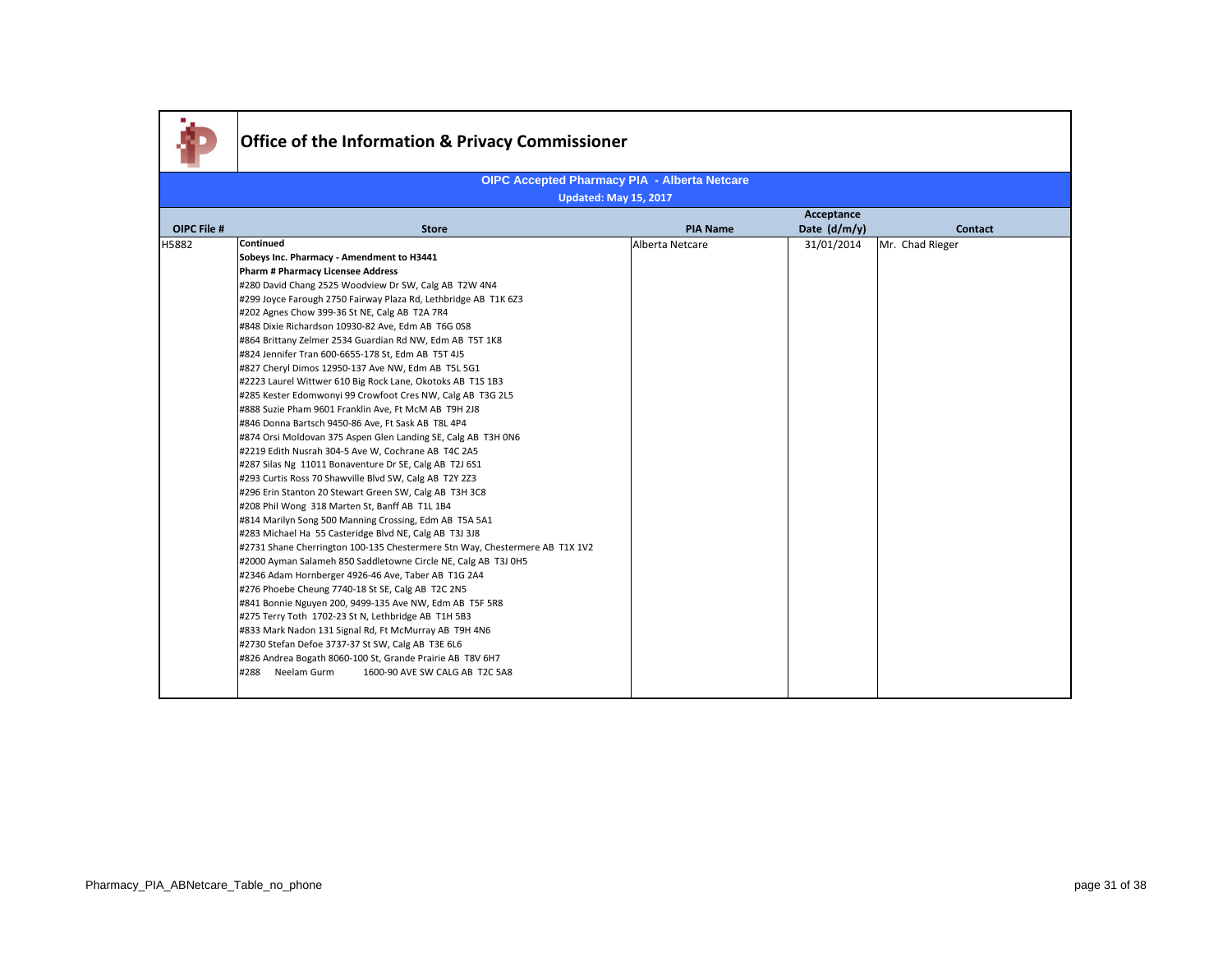# Office of the Information & Privacy Commissioner

**OIPC Accepted Pharmacy PIA - Alberta Netcare**

**Updated: May 15, 2017**

| OIPC File # | Store | PIA Name | Acceptance Date (d/m/y) | Contact |
|---|---|---|---|---|
| H5882 | **Continued**<br>**Sobeys Inc. Pharmacy - Amendment to H3441**<br>**Pharm # Pharmacy Licensee Address**<br>#280 David Chang 2525 Woodview Dr SW, Calg AB T2W 4N4<br>#299 Joyce Farough 2750 Fairway Plaza Rd, Lethbridge AB T1K 6Z3<br>#202 Agnes Chow 399-36 St NE, Calg AB T2A 7R4<br>#848 Dixie Richardson 10930-82 Ave, Edm AB T6G 0S8<br>#864 Brittany Zelmer 2534 Guardian Rd NW, Edm AB T5T 1K8<br>#824 Jennifer Tran 600-6655-178 St, Edm AB T5T 4J5<br>#827 Cheryl Dimos 12950-137 Ave NW, Edm AB T5L 5G1<br>#2223 Laurel Wittwer 610 Big Rock Lane, Okotoks AB T1S 1B3<br>#285 Kester Edomwonyi 99 Crowfoot Cres NW, Calg AB T3G 2L5<br>#888 Suzie Pham 9601 Franklin Ave, Ft McM AB T9H 2J8<br>#846 Donna Bartsch 9450-86 Ave, Ft Sask AB T8L 4P4<br>#874 Orsi Moldovan 375 Aspen Glen Landing SE, Calg AB T3H 0N6<br>#2219 Edith Nusrah 304-5 Ave W, Cochrane AB T4C 2A5<br>#287 Silas Ng 11011 Bonaventure Dr SE, Calg AB T2J 6S1<br>#293 Curtis Ross 70 Shawville Blvd SW, Calg AB T2Y 2Z3<br>#296 Erin Stanton 20 Stewart Green SW, Calg AB T3H 3C8<br>#208 Phil Wong 318 Marten St, Banff AB T1L 1B4<br>#814 Marilyn Song 500 Manning Crossing, Edm AB T5A 5A1<br>#283 Michael Ha 55 Casteridge Blvd NE, Calg AB T3J 3J8<br>#2731 Shane Cherrington 100-135 Chestermere Stn Way, Chestermere AB T1X 1V2<br>#2000 Ayman Salameh 850 Saddletowne Circle NE, Calg AB T3J 0H5<br>#2346 Adam Hornberger 4926-46 Ave, Taber AB T1G 2A4<br>#276 Phoebe Cheung 7740-18 St SE, Calg AB T2C 2N5<br>#841 Bonnie Nguyen 200, 9499-135 Ave NW, Edm AB T5F 5R8<br>#275 Terry Toth 1702-23 St N, Lethbridge AB T1H 5B3<br>#833 Mark Nadon 131 Signal Rd, Ft McMurray AB T9H 4N6<br>#2730 Stefan Defoe 3737-37 St SW, Calg AB T3E 6L6<br>#826 Andrea Bogath 8060-100 St, Grande Prairie AB T8V 6H7<br>#288 Neelam Gurm 1600-90 AVE SW CALG AB T2C 5A8 | Alberta Netcare | 31/01/2014 | Mr. Chad Rieger |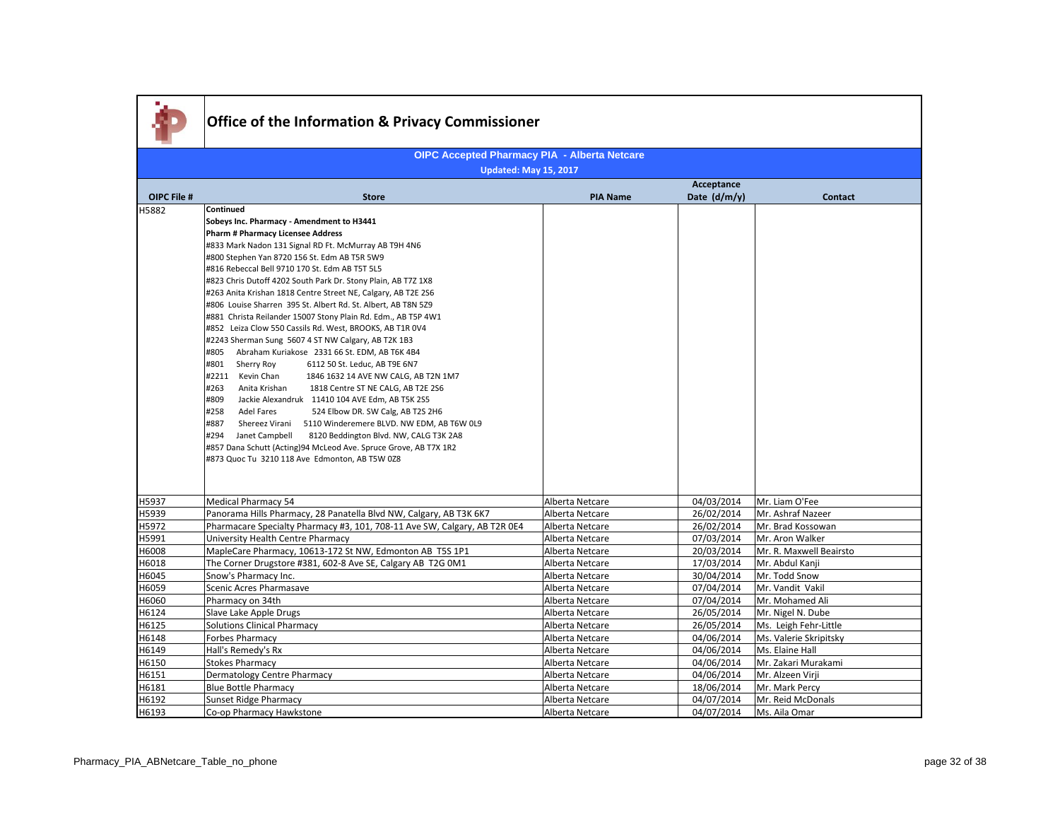# Office of the Information & Privacy Commissioner

**OIPC Accepted Pharmacy PIA - Alberta Netcare**

**Updated: May 15, 2017**

| OIPC File # | Store | PIA Name | Acceptance Date (d/m/y) | Contact |
|---|---|---|---|---|
| H5882 | **Continued**<br>**Sobeys Inc. Pharmacy - Amendment to H3441**<br>**Pharm # Pharmacy Licensee Address**<br>#833 Mark Nadon 131 Signal RD Ft. McMurray AB T9H 4N6<br>#800 Stephen Yan 8720 156 St. Edm AB T5R 5W9<br>#816 Rebeccal Bell 9710 170 St. Edm AB T5T 5L5<br>#823 Chris Dutoff 4202 South Park Dr. Stony Plain, AB T7Z 1X8<br>#263 Anita Krishan 1818 Centre Street NE, Calgary, AB T2E 2S6<br>#806 Louise Sharren 395 St. Albert Rd. St. Albert, AB T8N 5Z9<br>#881 Christa Reilander 15007 Stony Plain Rd. Edm., AB T5P 4W1<br>#852 Leiza Clow 550 Cassils Rd. West, BROOKS, AB T1R 0V4<br>#2243 Sherman Sung 5607 4 ST NW Calgary, AB T2K 1B3<br>#805 Abraham Kuriakose 2331 66 St. EDM, AB T6K 4B4<br>#801 Sherry Roy 6112 50 St. Leduc, AB T9E 6N7<br>#2211 Kevin Chan 1846 1632 14 AVE NW CALG, AB T2N 1M7<br>#263 Anita Krishan 1818 Centre ST NE CALG, AB T2E 2S6<br>#809 Jackie Alexandruk 11410 104 AVE Edm, AB T5K 2S5<br>#258 Adel Fares 524 Elbow DR. SW Calg, AB T2S 2H6<br>#887 Shereez Virani 5110 Winderemere BLVD. NW EDM, AB T6W 0L9<br>#294 Janet Campbell 8120 Beddington Blvd. NW, CALG T3K 2A8<br>#857 Dana Schutt (Acting)94 McLeod Ave. Spruce Grove, AB T7X 1R2<br>#873 Quoc Tu 3210 118 Ave Edmonton, AB T5W 0Z8 | | | |
| H5937 | Medical Pharmacy 54 | Alberta Netcare | 04/03/2014 | Mr. Liam O'Fee |
| H5939 | Panorama Hills Pharmacy, 28 Panatella Blvd NW, Calgary, AB T3K 6K7 | Alberta Netcare | 26/02/2014 | Mr. Ashraf Nazeer |
| H5972 | Pharmacare Specialty Pharmacy #3, 101, 708-11 Ave SW, Calgary, AB T2R 0E4 | Alberta Netcare | 26/02/2014 | Mr. Brad Kossowan |
| H5991 | University Health Centre Pharmacy | Alberta Netcare | 07/03/2014 | Mr. Aron Walker |
| H6008 | MapleCare Pharmacy, 10613-172 St NW, Edmonton AB T5S 1P1 | Alberta Netcare | 20/03/2014 | Mr. R. Maxwell Beairsto |
| H6018 | The Corner Drugstore #381, 602-8 Ave SE, Calgary AB T2G 0M1 | Alberta Netcare | 17/03/2014 | Mr. Abdul Kanji |
| H6045 | Snow's Pharmacy Inc. | Alberta Netcare | 30/04/2014 | Mr. Todd Snow |
| H6059 | Scenic Acres Pharmasave | Alberta Netcare | 07/04/2014 | Mr. Vandit Vakil |
| H6060 | Pharmacy on 34th | Alberta Netcare | 07/04/2014 | Mr. Mohamed Ali |
| H6124 | Slave Lake Apple Drugs | Alberta Netcare | 26/05/2014 | Mr. Nigel N. Dube |
| H6125 | Solutions Clinical Pharmacy | Alberta Netcare | 26/05/2014 | Ms. Leigh Fehr-Little |
| H6148 | Forbes Pharmacy | Alberta Netcare | 04/06/2014 | Ms. Valerie Skripitsky |
| H6149 | Hall's Remedy's Rx | Alberta Netcare | 04/06/2014 | Ms. Elaine Hall |
| H6150 | Stokes Pharmacy | Alberta Netcare | 04/06/2014 | Mr. Zakari Murakami |
| H6151 | Dermatology Centre Pharmacy | Alberta Netcare | 04/06/2014 | Mr. Alzeen Virji |
| H6181 | Blue Bottle Pharmacy | Alberta Netcare | 18/06/2014 | Mr. Mark Percy |
| H6192 | Sunset Ridge Pharmacy | Alberta Netcare | 04/07/2014 | Mr. Reid McDonals |
| H6193 | Co-op Pharmacy Hawkstone | Alberta Netcare | 04/07/2014 | Ms. Aila Omar |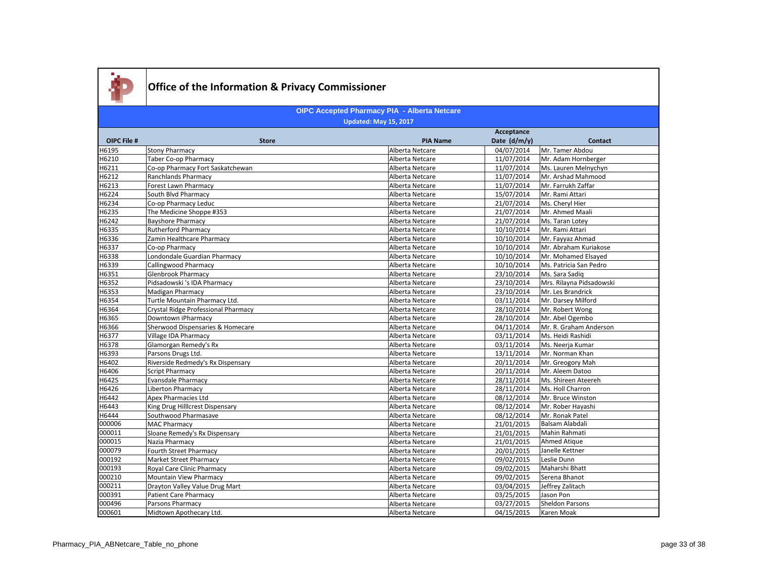# Office of the Information & Privacy Commissioner

**OIPC Accepted Pharmacy PIA - Alberta Netcare**

**Updated: May 15, 2017**

| OIPC File # | Store | PIA Name | Acceptance Date (d/m/y) | Contact |
|---|---|---|---|---|
| H6195 | Stony Pharmacy | Alberta Netcare | 04/07/2014 | Mr. Tamer Abdou |
| H6210 | Taber Co-op Pharmacy | Alberta Netcare | 11/07/2014 | Mr. Adam Hornberger |
| H6211 | Co-op Pharmacy Fort Saskatchewan | Alberta Netcare | 11/07/2014 | Ms. Lauren Melnychyn |
| H6212 | Ranchlands Pharmacy | Alberta Netcare | 11/07/2014 | Mr. Arshad Mahmood |
| H6213 | Forest Lawn Pharmacy | Alberta Netcare | 11/07/2014 | Mr. Farrukh Zaffar |
| H6224 | South Blvd Pharmacy | Alberta Netcare | 15/07/2014 | Mr. Rami Attari |
| H6234 | Co-op Pharmacy Leduc | Alberta Netcare | 21/07/2014 | Ms. Cheryl Hier |
| H6235 | The Medicine Shoppe #353 | Alberta Netcare | 21/07/2014 | Mr. Ahmed Maali |
| H6242 | Bayshore Pharmacy | Alberta Netcare | 21/07/2014 | Ms. Taran Lotey |
| H6335 | Rutherford Pharmacy | Alberta Netcare | 10/10/2014 | Mr. Rami Attari |
| H6336 | Zamin Healthcare Pharmacy | Alberta Netcare | 10/10/2014 | Mr. Fayyaz Ahmad |
| H6337 | Co-op Pharmacy | Alberta Netcare | 10/10/2014 | Mr. Abraham Kuriakose |
| H6338 | Londondale Guardian Pharmacy | Alberta Netcare | 10/10/2014 | Mr. Mohamed Elsayed |
| H6339 | Callingwood Pharmacy | Alberta Netcare | 10/10/2014 | Ms. Patricia San Pedro |
| H6351 | Glenbrook Pharmacy | Alberta Netcare | 23/10/2014 | Ms. Sara Sadiq |
| H6352 | Pidsadowski 's IDA Pharmacy | Alberta Netcare | 23/10/2014 | Mrs. Rilayna Pidsadowski |
| H6353 | Madigan Pharmacy | Alberta Netcare | 23/10/2014 | Mr. Les Brandrick |
| H6354 | Turtle Mountain Pharmacy Ltd. | Alberta Netcare | 03/11/2014 | Mr. Darsey Milford |
| H6364 | Crystal Ridge Professional Pharmacy | Alberta Netcare | 28/10/2014 | Mr. Robert Wong |
| H6365 | Downtown iPharmacy | Alberta Netcare | 28/10/2014 | Mr. Abel Ogembo |
| H6366 | Sherwood Dispensaries & Homecare | Alberta Netcare | 04/11/2014 | Mr. R. Graham Anderson |
| H6377 | Village IDA Pharmacy | Alberta Netcare | 03/11/2014 | Ms. Heidi Rashidi |
| H6378 | Glamorgan Remedy's Rx | Alberta Netcare | 03/11/2014 | Ms. Neerja Kumar |
| H6393 | Parsons Drugs Ltd. | Alberta Netcare | 13/11/2014 | Mr. Norman Khan |
| H6402 | Riverside Redmedy's Rx Dispensary | Alberta Netcare | 20/11/2014 | Mr. Greogory Mah |
| H6406 | Script Pharmacy | Alberta Netcare | 20/11/2014 | Mr. Aleem Datoo |
| H6425 | Evansdale Pharmacy | Alberta Netcare | 28/11/2014 | Ms. Shireen Ateereh |
| H6426 | Liberton Pharmacy | Alberta Netcare | 28/11/2014 | Ms. Holl Charron |
| H6442 | Apex Pharmacies Ltd | Alberta Netcare | 08/12/2014 | Mr. Bruce Winston |
| H6443 | King Drug Hilllcrest Dispensary | Alberta Netcare | 08/12/2014 | Mr. Rober Hayashi |
| H6444 | Southwood Pharmasave | Alberta Netcare | 08/12/2014 | Mr. Ronak Patel |
| 000006 | MAC Pharmacy | Alberta Netcare | 21/01/2015 | Balsam Alabdali |
| 000011 | Sloane Remedy's Rx Dispensary | Alberta Netcare | 21/01/2015 | Mahin Rahmati |
| 000015 | Nazia Pharmacy | Alberta Netcare | 21/01/2015 | Ahmed Atique |
| 000079 | Fourth Street Pharmacy | Alberta Netcare | 20/01/2015 | Janelle Kettner |
| 000192 | Market Street Pharmacy | Alberta Netcare | 09/02/2015 | Leslie Dunn |
| 000193 | Royal Care Clinic Pharmacy | Alberta Netcare | 09/02/2015 | Maharshi Bhatt |
| 000210 | Mountain View Pharmacy | Alberta Netcare | 09/02/2015 | Serena Bhanot |
| 000211 | Drayton Valley Value Drug Mart | Alberta Netcare | 03/04/2015 | Jeffrey Zalitach |
| 000391 | Patient Care Pharmacy | Alberta Netcare | 03/25/2015 | Jason Pon |
| 000496 | Parsons Pharmacy | Alberta Netcare | 03/27/2015 | Sheldon Parsons |
| 000601 | Midtown Apothecary Ltd. | Alberta Netcare | 04/15/2015 | Karen Moak |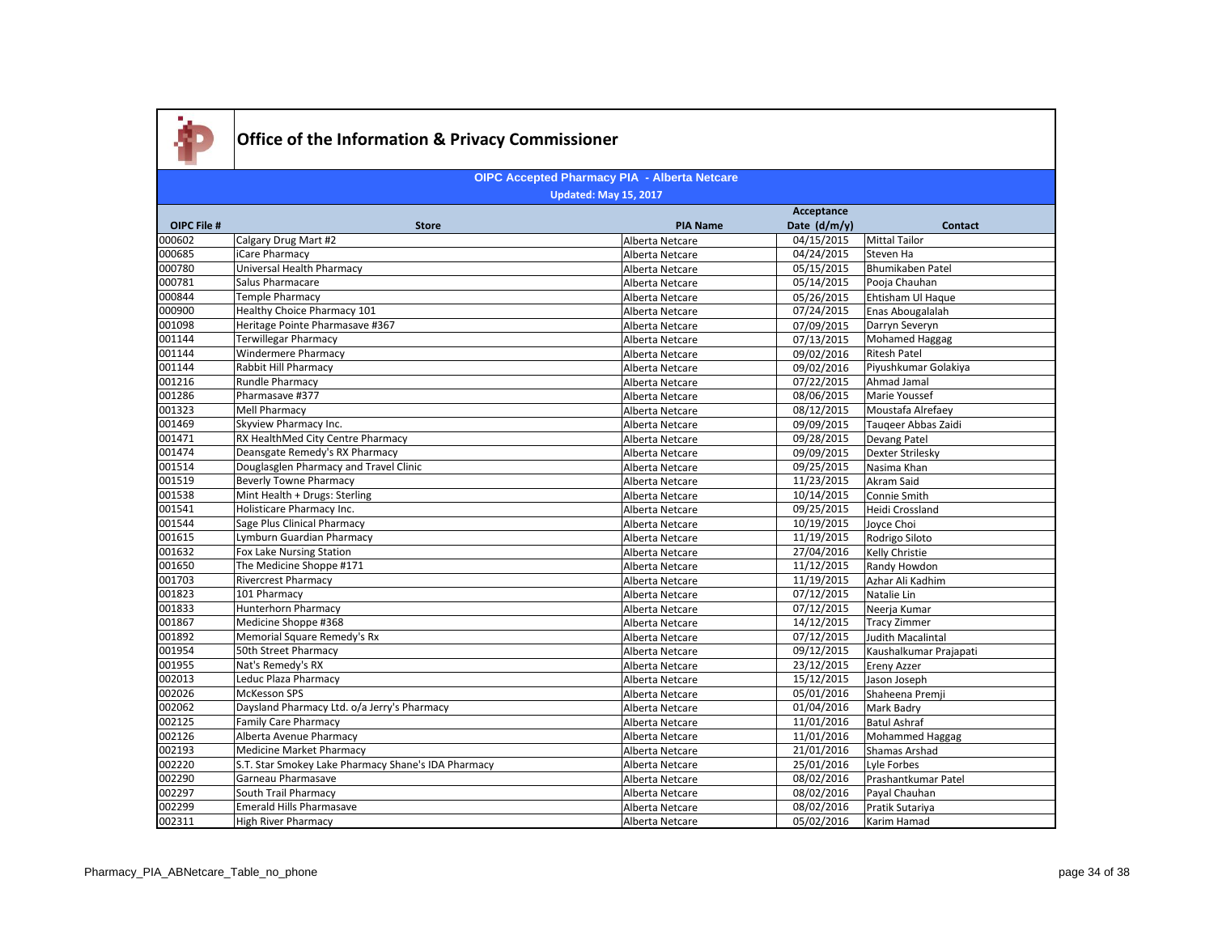# Office of the Information & Privacy Commissioner

## OIPC Accepted Pharmacy PIA - Alberta Netcare

**Updated: May 15, 2017**

| OIPC File # | Store | PIA Name | Acceptance Date (d/m/y) | Contact |
|---|---|---|---|---|
| 000602 | Calgary Drug Mart #2 | Alberta Netcare | 04/15/2015 | Mittal Tailor |
| 000685 | iCare Pharmacy | Alberta Netcare | 04/24/2015 | Steven Ha |
| 000780 | Universal Health Pharmacy | Alberta Netcare | 05/15/2015 | Bhumikaben Patel |
| 000781 | Salus Pharmacare | Alberta Netcare | 05/14/2015 | Pooja Chauhan |
| 000844 | Temple Pharmacy | Alberta Netcare | 05/26/2015 | Ehtisham Ul Haque |
| 000900 | Healthy Choice Pharmacy 101 | Alberta Netcare | 07/24/2015 | Enas Abougalalah |
| 001098 | Heritage Pointe Pharmasave #367 | Alberta Netcare | 07/09/2015 | Darryn Severyn |
| 001144 | Terwillegar Pharmacy | Alberta Netcare | 07/13/2015 | Mohamed Haggag |
| 001144 | Windermere Pharmacy | Alberta Netcare | 09/02/2016 | Ritesh Patel |
| 001144 | Rabbit Hill Pharmacy | Alberta Netcare | 09/02/2016 | Piyushkumar Golakiya |
| 001216 | Rundle Pharmacy | Alberta Netcare | 07/22/2015 | Ahmad Jamal |
| 001286 | Pharmasave #377 | Alberta Netcare | 08/06/2015 | Marie Youssef |
| 001323 | Mell Pharmacy | Alberta Netcare | 08/12/2015 | Moustafa Alrefaey |
| 001469 | Skyview Pharmacy Inc. | Alberta Netcare | 09/09/2015 | Tauqeer Abbas Zaidi |
| 001471 | RX HealthMed City Centre Pharmacy | Alberta Netcare | 09/28/2015 | Devang Patel |
| 001474 | Deansgate Remedy's RX Pharmacy | Alberta Netcare | 09/09/2015 | Dexter Strilesky |
| 001514 | Douglasglen Pharmacy and Travel Clinic | Alberta Netcare | 09/25/2015 | Nasima Khan |
| 001519 | Beverly Towne Pharmacy | Alberta Netcare | 11/23/2015 | Akram Said |
| 001538 | Mint Health + Drugs: Sterling | Alberta Netcare | 10/14/2015 | Connie Smith |
| 001541 | Holisticare Pharmacy Inc. | Alberta Netcare | 09/25/2015 | Heidi Crossland |
| 001544 | Sage Plus Clinical Pharmacy | Alberta Netcare | 10/19/2015 | Joyce Choi |
| 001615 | Lymburn Guardian Pharmacy | Alberta Netcare | 11/19/2015 | Rodrigo Siloto |
| 001632 | Fox Lake Nursing Station | Alberta Netcare | 27/04/2016 | Kelly Christie |
| 001650 | The Medicine Shoppe #171 | Alberta Netcare | 11/12/2015 | Randy Howdon |
| 001703 | Rivercrest Pharmacy | Alberta Netcare | 11/19/2015 | Azhar Ali Kadhim |
| 001823 | 101 Pharmacy | Alberta Netcare | 07/12/2015 | Natalie Lin |
| 001833 | Hunterhorn Pharmacy | Alberta Netcare | 07/12/2015 | Neerja Kumar |
| 001867 | Medicine Shoppe #368 | Alberta Netcare | 14/12/2015 | Tracy Zimmer |
| 001892 | Memorial Square Remedy's Rx | Alberta Netcare | 07/12/2015 | Judith Macalintal |
| 001954 | 50th Street Pharmacy | Alberta Netcare | 09/12/2015 | Kaushalkumar Prajapati |
| 001955 | Nat's Remedy's RX | Alberta Netcare | 23/12/2015 | Ereny Azzer |
| 002013 | Leduc Plaza Pharmacy | Alberta Netcare | 15/12/2015 | Jason Joseph |
| 002026 | McKesson SPS | Alberta Netcare | 05/01/2016 | Shaheena Premji |
| 002062 | Daysland Pharmacy Ltd. o/a Jerry's Pharmacy | Alberta Netcare | 01/04/2016 | Mark Badry |
| 002125 | Family Care Pharmacy | Alberta Netcare | 11/01/2016 | Batul Ashraf |
| 002126 | Alberta Avenue Pharmacy | Alberta Netcare | 11/01/2016 | Mohammed Haggag |
| 002193 | Medicine Market Pharmacy | Alberta Netcare | 21/01/2016 | Shamas Arshad |
| 002220 | S.T. Star Smokey Lake Pharmacy Shane's IDA Pharmacy | Alberta Netcare | 25/01/2016 | Lyle Forbes |
| 002290 | Garneau Pharmasave | Alberta Netcare | 08/02/2016 | Prashantkumar Patel |
| 002297 | South Trail Pharmacy | Alberta Netcare | 08/02/2016 | Payal Chauhan |
| 002299 | Emerald Hills Pharmasave | Alberta Netcare | 08/02/2016 | Pratik Sutariya |
| 002311 | High River Pharmacy | Alberta Netcare | 05/02/2016 | Karim Hamad |

Pharmacy_PIA_ABNetcare_Table_no_phone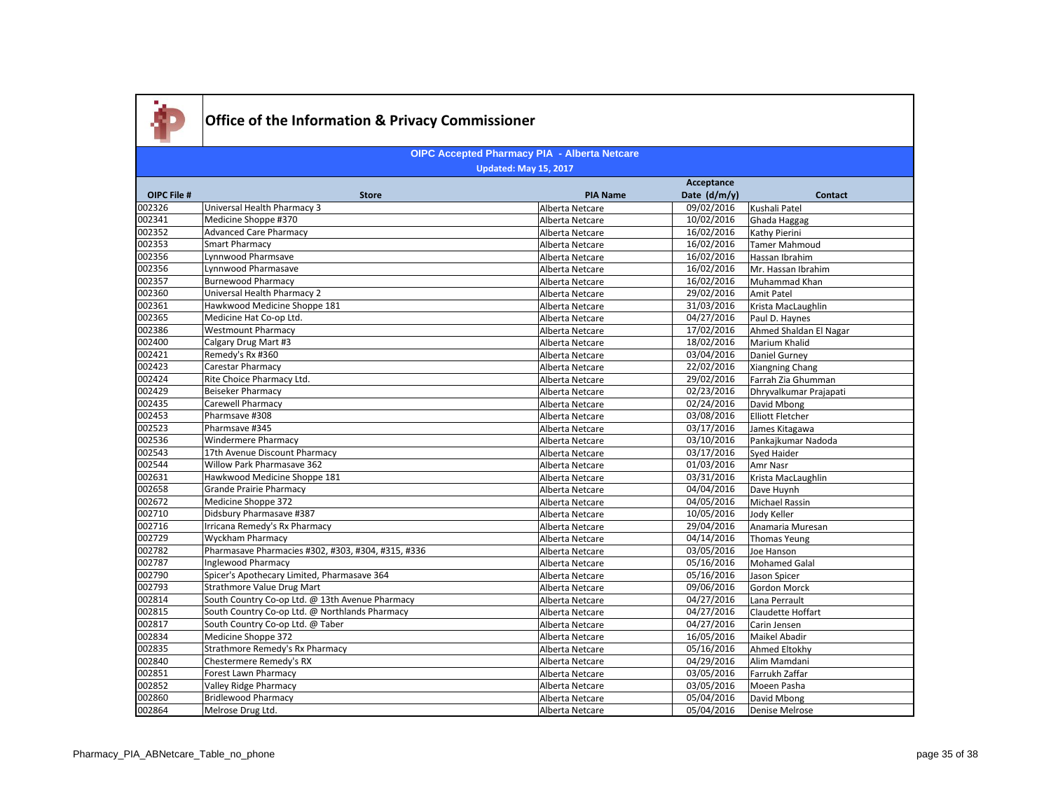# Office of the Information & Privacy Commissioner

## OIPC Accepted Pharmacy PIA - Alberta Netcare

**Updated: May 15, 2017**

| OIPC File # | Store | PIA Name | Acceptance Date (d/m/y) | Contact |
|---|---|---|---|---|
| 002326 | Universal Health Pharmacy 3 | Alberta Netcare | 09/02/2016 | Kushali Patel |
| 002341 | Medicine Shoppe #370 | Alberta Netcare | 10/02/2016 | Ghada Haggag |
| 002352 | Advanced Care Pharmacy | Alberta Netcare | 16/02/2016 | Kathy Pierini |
| 002353 | Smart Pharmacy | Alberta Netcare | 16/02/2016 | Tamer Mahmoud |
| 002356 | Lynnwood Pharmsave | Alberta Netcare | 16/02/2016 | Hassan Ibrahim |
| 002356 | Lynnwood Pharmasave | Alberta Netcare | 16/02/2016 | Mr. Hassan Ibrahim |
| 002357 | Burnewood Pharmacy | Alberta Netcare | 16/02/2016 | Muhammad Khan |
| 002360 | Universal Health Pharmacy 2 | Alberta Netcare | 29/02/2016 | Amit Patel |
| 002361 | Hawkwood Medicine Shoppe 181 | Alberta Netcare | 31/03/2016 | Krista MacLaughlin |
| 002365 | Medicine Hat Co-op Ltd. | Alberta Netcare | 04/27/2016 | Paul D. Haynes |
| 002386 | Westmount Pharmacy | Alberta Netcare | 17/02/2016 | Ahmed Shaldan El Nagar |
| 002400 | Calgary Drug Mart #3 | Alberta Netcare | 18/02/2016 | Marium Khalid |
| 002421 | Remedy's Rx #360 | Alberta Netcare | 03/04/2016 | Daniel Gurney |
| 002423 | Carestar Pharmacy | Alberta Netcare | 22/02/2016 | Xiangning Chang |
| 002424 | Rite Choice Pharmacy Ltd. | Alberta Netcare | 29/02/2016 | Farrah Zia Ghumman |
| 002429 | Beiseker Pharmacy | Alberta Netcare | 02/23/2016 | Dhryvalkumar Prajapati |
| 002435 | Carewell Pharmacy | Alberta Netcare | 02/24/2016 | David Mbong |
| 002453 | Pharmsave #308 | Alberta Netcare | 03/08/2016 | Elliott Fletcher |
| 002523 | Pharmsave #345 | Alberta Netcare | 03/17/2016 | James Kitagawa |
| 002536 | Windermere Pharmacy | Alberta Netcare | 03/10/2016 | Pankajkumar Nadoda |
| 002543 | 17th Avenue Discount Pharmacy | Alberta Netcare | 03/17/2016 | Syed Haider |
| 002544 | Willow Park Pharmasave 362 | Alberta Netcare | 01/03/2016 | Amr Nasr |
| 002631 | Hawkwood Medicine Shoppe 181 | Alberta Netcare | 03/31/2016 | Krista MacLaughlin |
| 002658 | Grande Prairie Pharmacy | Alberta Netcare | 04/04/2016 | Dave Huynh |
| 002672 | Medicine Shoppe 372 | Alberta Netcare | 04/05/2016 | Michael Rassin |
| 002710 | Didsbury Pharmasave #387 | Alberta Netcare | 10/05/2016 | Jody Keller |
| 002716 | Irricana Remedy's Rx Pharmacy | Alberta Netcare | 29/04/2016 | Anamaria Muresan |
| 002729 | Wyckham Pharmacy | Alberta Netcare | 04/14/2016 | Thomas Yeung |
| 002782 | Pharmasave Pharmacies #302, #303, #304, #315, #336 | Alberta Netcare | 03/05/2016 | Joe Hanson |
| 002787 | Inglewood Pharmacy | Alberta Netcare | 05/16/2016 | Mohamed Galal |
| 002790 | Spicer's Apothecary Limited, Pharmasave 364 | Alberta Netcare | 05/16/2016 | Jason Spicer |
| 002793 | Strathmore Value Drug Mart | Alberta Netcare | 09/06/2016 | Gordon Morck |
| 002814 | South Country Co-op Ltd. @ 13th Avenue Pharmacy | Alberta Netcare | 04/27/2016 | Lana Perrault |
| 002815 | South Country Co-op Ltd. @ Northlands Pharmacy | Alberta Netcare | 04/27/2016 | Claudette Hoffart |
| 002817 | South Country Co-op Ltd. @ Taber | Alberta Netcare | 04/27/2016 | Carin Jensen |
| 002834 | Medicine Shoppe 372 | Alberta Netcare | 16/05/2016 | Maikel Abadir |
| 002835 | Strathmore Remedy's Rx Pharmacy | Alberta Netcare | 05/16/2016 | Ahmed Eltokhy |
| 002840 | Chestermere Remedy's RX | Alberta Netcare | 04/29/2016 | Alim Mamdani |
| 002851 | Forest Lawn Pharmacy | Alberta Netcare | 03/05/2016 | Farrukh Zaffar |
| 002852 | Valley Ridge Pharmacy | Alberta Netcare | 03/05/2016 | Moeen Pasha |
| 002860 | Bridlewood Pharmacy | Alberta Netcare | 05/04/2016 | David Mbong |
| 002864 | Melrose Drug Ltd. | Alberta Netcare | 05/04/2016 | Denise Melrose |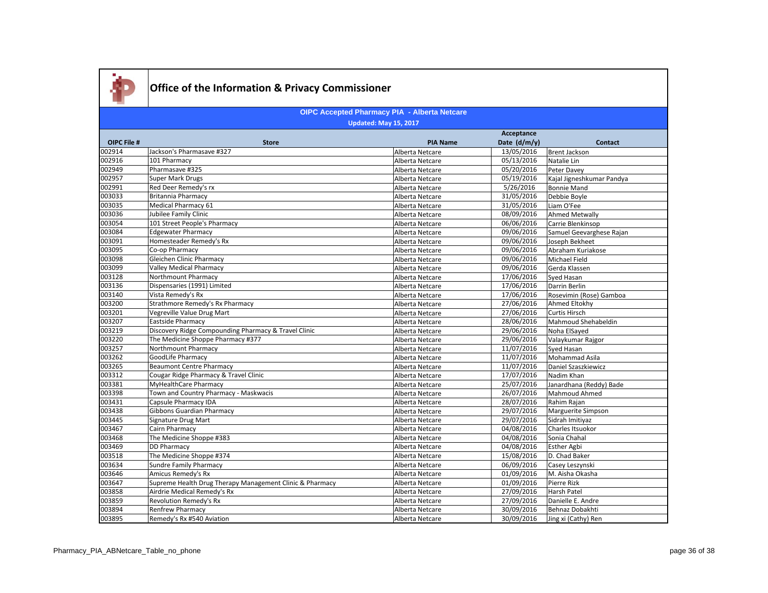# Office of the Information & Privacy Commissioner

## OIPC Accepted Pharmacy PIA - Alberta Netcare

**Updated: May 15, 2017**

| OIPC File # | Store | PIA Name | Acceptance Date (d/m/y) | Contact |
|---|---|---|---|---|
| 002914 | Jackson's Pharmasave #327 | Alberta Netcare | 13/05/2016 | Brent Jackson |
| 002916 | 101 Pharmacy | Alberta Netcare | 05/13/2016 | Natalie Lin |
| 002949 | Pharmasave #325 | Alberta Netcare | 05/20/2016 | Peter Davey |
| 002957 | Super Mark Drugs | Alberta Netcare | 05/19/2016 | Kajal Jigneshkumar Pandya |
| 002991 | Red Deer Remedy's rx | Alberta Netcare | 5/26/2016 | Bonnie Mand |
| 003033 | Britannia Pharmacy | Alberta Netcare | 31/05/2016 | Debbie Boyle |
| 003035 | Medical Pharmacy 61 | Alberta Netcare | 31/05/2016 | Liam O'Fee |
| 003036 | Jubilee Family Clinic | Alberta Netcare | 08/09/2016 | Ahmed Metwally |
| 003054 | 101 Street People's Pharmacy | Alberta Netcare | 06/06/2016 | Carrie Blenkinsop |
| 003084 | Edgewater Pharmacy | Alberta Netcare | 09/06/2016 | Samuel Geevarghese Rajan |
| 003091 | Homesteader Remedy's Rx | Alberta Netcare | 09/06/2016 | Joseph Bekheet |
| 003095 | Co-op Pharmacy | Alberta Netcare | 09/06/2016 | Abraham Kuriakose |
| 003098 | Gleichen Clinic Pharmacy | Alberta Netcare | 09/06/2016 | Michael Field |
| 003099 | Valley Medical Pharmacy | Alberta Netcare | 09/06/2016 | Gerda Klassen |
| 003128 | Northmount Pharmacy | Alberta Netcare | 17/06/2016 | Syed Hasan |
| 003136 | Dispensaries (1991) Limited | Alberta Netcare | 17/06/2016 | Darrin Berlin |
| 003140 | Vista Remedy's Rx | Alberta Netcare | 17/06/2016 | Rosevimin (Rose) Gamboa |
| 003200 | Strathmore Remedy's Rx Pharmacy | Alberta Netcare | 27/06/2016 | Ahmed Eltokhy |
| 003201 | Vegreville Value Drug Mart | Alberta Netcare | 27/06/2016 | Curtis Hirsch |
| 003207 | Eastside Pharmacy | Alberta Netcare | 28/06/2016 | Mahmoud Shehabeldin |
| 003219 | Discovery Ridge Compounding Pharmacy & Travel Clinic | Alberta Netcare | 29/06/2016 | Noha ElSayed |
| 003220 | The Medicine Shoppe Pharmacy #377 | Alberta Netcare | 29/06/2016 | Valaykumar Rajgor |
| 003257 | Northmount Pharmacy | Alberta Netcare | 11/07/2016 | Syed Hasan |
| 003262 | GoodLife Pharmacy | Alberta Netcare | 11/07/2016 | Mohammad Asila |
| 003265 | Beaumont Centre Pharmacy | Alberta Netcare | 11/07/2016 | Daniel Szaszkiewicz |
| 003312 | Cougar Ridge Pharmacy & Travel Clinic | Alberta Netcare | 17/07/2016 | Nadim Khan |
| 003381 | MyHealthCare Pharmacy | Alberta Netcare | 25/07/2016 | Janardhana (Reddy) Bade |
| 003398 | Town and Country Pharmacy - Maskwacis | Alberta Netcare | 26/07/2016 | Mahmoud Ahmed |
| 003431 | Capsule Pharmacy IDA | Alberta Netcare | 28/07/2016 | Rahim Rajan |
| 003438 | Gibbons Guardian Pharmacy | Alberta Netcare | 29/07/2016 | Marguerite Simpson |
| 003445 | Signature Drug Mart | Alberta Netcare | 29/07/2016 | Sidrah Imitiyaz |
| 003467 | Cairn Pharmacy | Alberta Netcare | 04/08/2016 | Charles Itsuokor |
| 003468 | The Medicine Shoppe #383 | Alberta Netcare | 04/08/2016 | Sonia Chahal |
| 003469 | DD Pharmacy | Alberta Netcare | 04/08/2016 | Esther Agbi |
| 003518 | The Medicine Shoppe #374 | Alberta Netcare | 15/08/2016 | D. Chad Baker |
| 003634 | Sundre Family Pharmacy | Alberta Netcare | 06/09/2016 | Casey Leszynski |
| 003646 | Amicus Remedy's Rx | Alberta Netcare | 01/09/2016 | M. Aisha Okasha |
| 003647 | Supreme Health Drug Therapy Management Clinic & Pharmacy | Alberta Netcare | 01/09/2016 | Pierre Rizk |
| 003858 | Airdrie Medical Remedy's Rx | Alberta Netcare | 27/09/2016 | Harsh Patel |
| 003859 | Revolution Remedy's Rx | Alberta Netcare | 27/09/2016 | Danielle E. Andre |
| 003894 | Renfrew Pharmacy | Alberta Netcare | 30/09/2016 | Behnaz Dobakhti |
| 003895 | Remedy's Rx #540 Aviation | Alberta Netcare | 30/09/2016 | Jing xi (Cathy) Ren |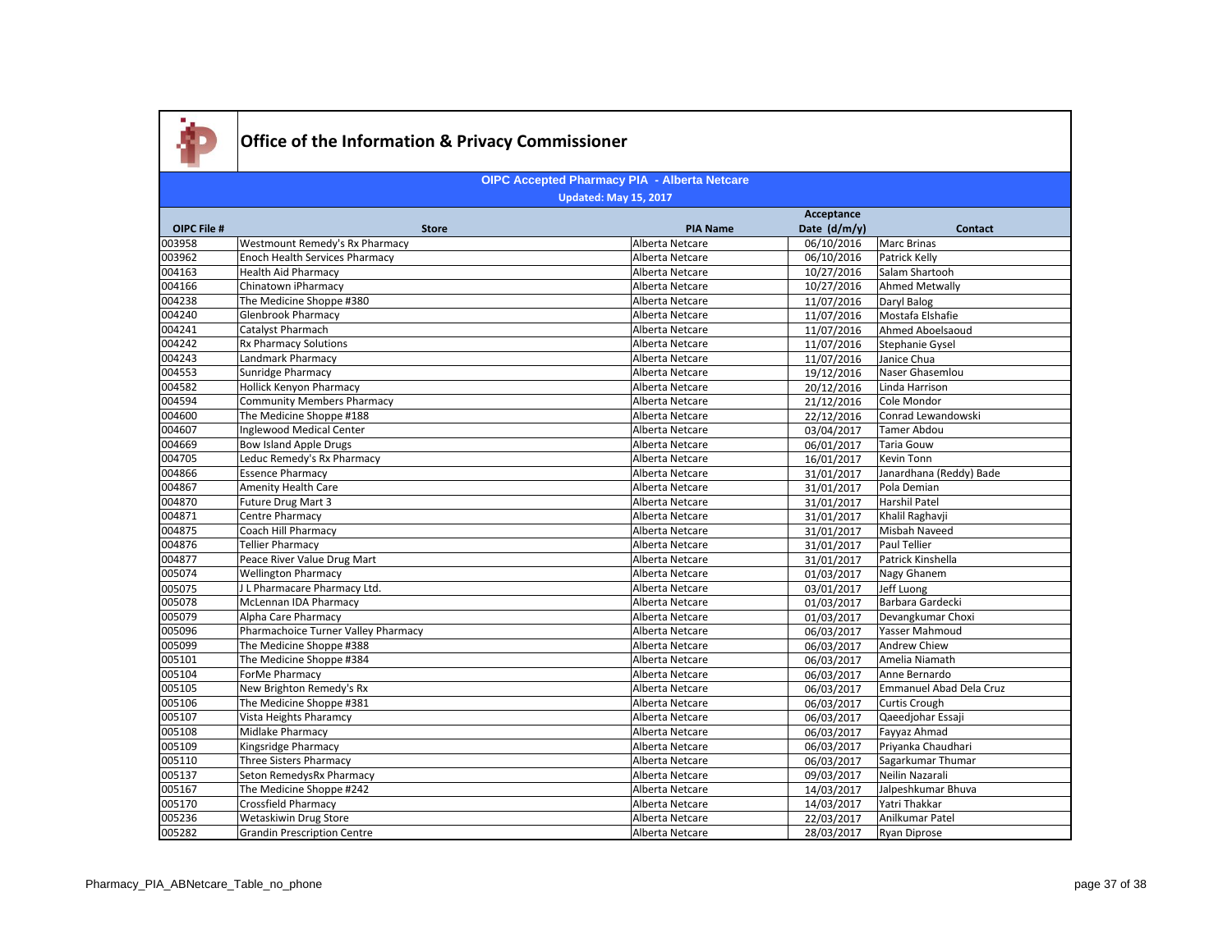# Office of the Information & Privacy Commissioner

## OIPC Accepted Pharmacy PIA - Alberta Netcare

**Updated: May 15, 2017**

| OIPC File # | Store | PIA Name | Acceptance Date (d/m/y) | Contact |
|---|---|---|---|---|
| 003958 | Westmount Remedy's Rx Pharmacy | Alberta Netcare | 06/10/2016 | Marc Brinas |
| 003962 | Enoch Health Services Pharmacy | Alberta Netcare | 06/10/2016 | Patrick Kelly |
| 004163 | Health Aid Pharmacy | Alberta Netcare | 10/27/2016 | Salam Shartooh |
| 004166 | Chinatown iPharmacy | Alberta Netcare | 10/27/2016 | Ahmed Metwally |
| 004238 | The Medicine Shoppe #380 | Alberta Netcare | 11/07/2016 | Daryl Balog |
| 004240 | Glenbrook Pharmacy | Alberta Netcare | 11/07/2016 | Mostafa Elshafie |
| 004241 | Catalyst Pharmach | Alberta Netcare | 11/07/2016 | Ahmed Aboelsaoud |
| 004242 | Rx Pharmacy Solutions | Alberta Netcare | 11/07/2016 | Stephanie Gysel |
| 004243 | Landmark Pharmacy | Alberta Netcare | 11/07/2016 | Janice Chua |
| 004553 | Sunridge Pharmacy | Alberta Netcare | 19/12/2016 | Naser Ghasemlou |
| 004582 | Hollick Kenyon Pharmacy | Alberta Netcare | 20/12/2016 | Linda Harrison |
| 004594 | Community Members Pharmacy | Alberta Netcare | 21/12/2016 | Cole Mondor |
| 004600 | The Medicine Shoppe #188 | Alberta Netcare | 22/12/2016 | Conrad Lewandowski |
| 004607 | Inglewood Medical Center | Alberta Netcare | 03/04/2017 | Tamer Abdou |
| 004669 | Bow Island Apple Drugs | Alberta Netcare | 06/01/2017 | Taria Gouw |
| 004705 | Leduc Remedy's Rx Pharmacy | Alberta Netcare | 16/01/2017 | Kevin Tonn |
| 004866 | Essence Pharmacy | Alberta Netcare | 31/01/2017 | Janardhana (Reddy) Bade |
| 004867 | Amenity Health Care | Alberta Netcare | 31/01/2017 | Pola Demian |
| 004870 | Future Drug Mart 3 | Alberta Netcare | 31/01/2017 | Harshil Patel |
| 004871 | Centre Pharmacy | Alberta Netcare | 31/01/2017 | Khalil Raghavji |
| 004875 | Coach Hill Pharmacy | Alberta Netcare | 31/01/2017 | Misbah Naveed |
| 004876 | Tellier Pharmacy | Alberta Netcare | 31/01/2017 | Paul Tellier |
| 004877 | Peace River Value Drug Mart | Alberta Netcare | 31/01/2017 | Patrick Kinshella |
| 005074 | Wellington Pharmacy | Alberta Netcare | 01/03/2017 | Nagy Ghanem |
| 005075 | J L Pharmacare Pharmacy Ltd. | Alberta Netcare | 03/01/2017 | Jeff Luong |
| 005078 | McLennan IDA Pharmacy | Alberta Netcare | 01/03/2017 | Barbara Gardecki |
| 005079 | Alpha Care Pharmacy | Alberta Netcare | 01/03/2017 | Devangkumar Choxi |
| 005096 | Pharmachoice Turner Valley Pharmacy | Alberta Netcare | 06/03/2017 | Yasser Mahmoud |
| 005099 | The Medicine Shoppe #388 | Alberta Netcare | 06/03/2017 | Andrew Chiew |
| 005101 | The Medicine Shoppe #384 | Alberta Netcare | 06/03/2017 | Amelia Niamath |
| 005104 | ForMe Pharmacy | Alberta Netcare | 06/03/2017 | Anne Bernardo |
| 005105 | New Brighton Remedy's Rx | Alberta Netcare | 06/03/2017 | Emmanuel Abad Dela Cruz |
| 005106 | The Medicine Shoppe #381 | Alberta Netcare | 06/03/2017 | Curtis Crough |
| 005107 | Vista Heights Pharamcy | Alberta Netcare | 06/03/2017 | Qaeedjohar Essaji |
| 005108 | Midlake Pharmacy | Alberta Netcare | 06/03/2017 | Fayyaz Ahmad |
| 005109 | Kingsridge Pharmacy | Alberta Netcare | 06/03/2017 | Priyanka Chaudhari |
| 005110 | Three Sisters Pharmacy | Alberta Netcare | 06/03/2017 | Sagarkumar Thumar |
| 005137 | Seton RemedysRx Pharmacy | Alberta Netcare | 09/03/2017 | Neilin Nazarali |
| 005167 | The Medicine Shoppe #242 | Alberta Netcare | 14/03/2017 | Jalpeshkumar Bhuva |
| 005170 | Crossfield Pharmacy | Alberta Netcare | 14/03/2017 | Yatri Thakkar |
| 005236 | Wetaskiwin Drug Store | Alberta Netcare | 22/03/2017 | Anilkumar Patel |
| 005282 | Grandin Prescription Centre | Alberta Netcare | 28/03/2017 | Ryan Diprose |

Pharmacy_PIA_ABNetcare_Table_no_phone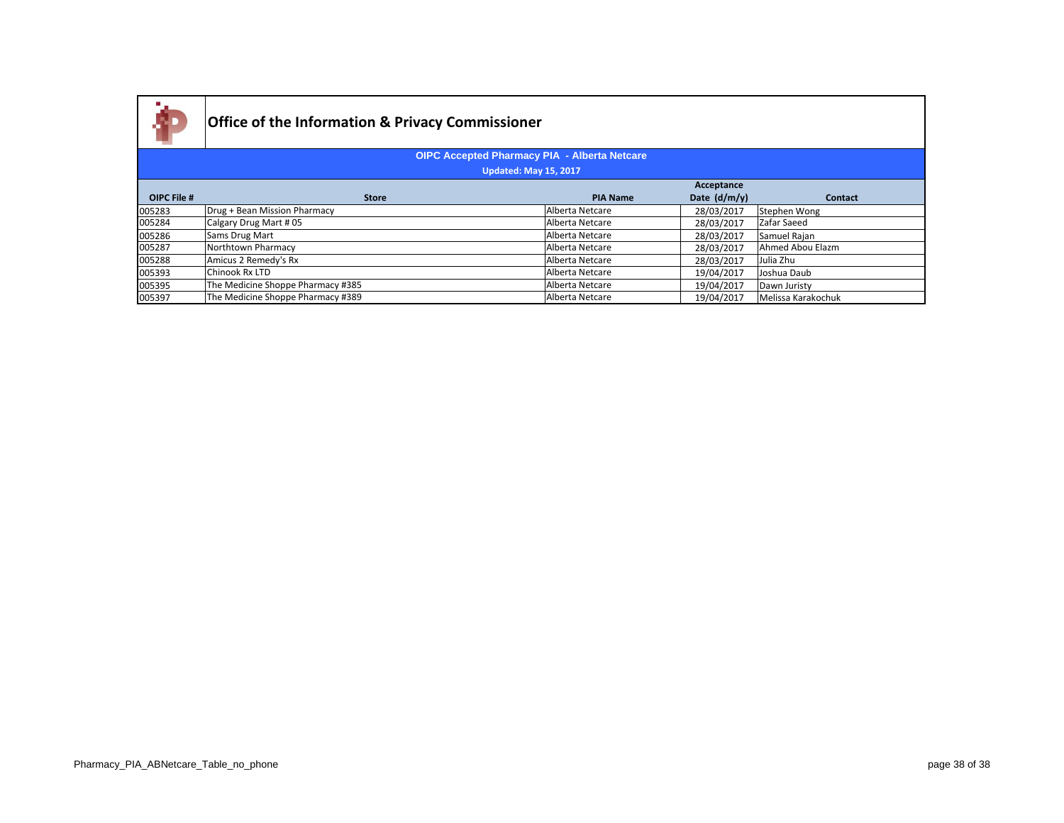# Office of the Information & Privacy Commissioner

**OIPC Accepted Pharmacy PIA - Alberta Netcare**

**Updated: May 15, 2017**

| OIPC File # | Store | PIA Name | Acceptance Date (d/m/y) | Contact |
|---|---|---|---|---|
| 005283 | Drug + Bean Mission Pharmacy | Alberta Netcare | 28/03/2017 | Stephen Wong |
| 005284 | Calgary Drug Mart # 05 | Alberta Netcare | 28/03/2017 | Zafar Saeed |
| 005286 | Sams Drug Mart | Alberta Netcare | 28/03/2017 | Samuel Rajan |
| 005287 | Northtown Pharmacy | Alberta Netcare | 28/03/2017 | Ahmed Abou Elazm |
| 005288 | Amicus 2 Remedy's Rx | Alberta Netcare | 28/03/2017 | Julia Zhu |
| 005393 | Chinook Rx LTD | Alberta Netcare | 19/04/2017 | Joshua Daub |
| 005395 | The Medicine Shoppe Pharmacy #385 | Alberta Netcare | 19/04/2017 | Dawn Juristy |
| 005397 | The Medicine Shoppe Pharmacy #389 | Alberta Netcare | 19/04/2017 | Melissa Karakochuk |

Pharmacy_PIA_ABNetcare_Table_no_phone